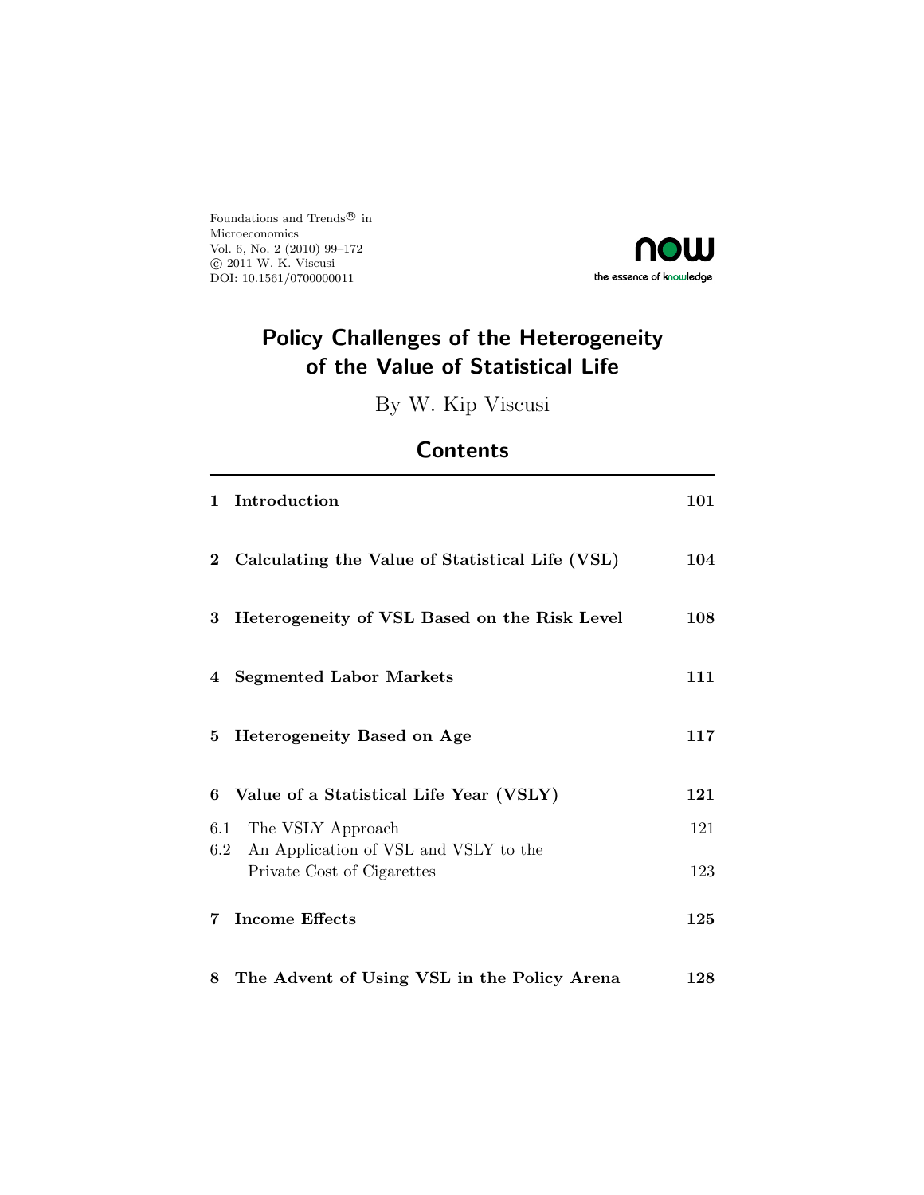Foundations and Trends® in Microeconomics
Vol. 6, No. 2 (2010) 99–172
© 2011 W. K. Viscusi
DOI: 10.1561/0700000011

now
the essence of knowledge

# Policy Challenges of the Heterogeneity of the Value of Statistical Life

By W. Kip Viscusi

## Contents

| | | |
|---|---|---|
| **1** | **Introduction** | **101** |
| **2** | **Calculating the Value of Statistical Life (VSL)** | **104** |
| **3** | **Heterogeneity of VSL Based on the Risk Level** | **108** |
| **4** | **Segmented Labor Markets** | **111** |
| **5** | **Heterogeneity Based on Age** | **117** |
| **6** | **Value of a Statistical Life Year (VSLY)** | **121** |
| 6.1 | The VSLY Approach | 121 |
| 6.2 | An Application of VSL and VSLY to the Private Cost of Cigarettes | 123 |
| **7** | **Income Effects** | **125** |
| **8** | **The Advent of Using VSL in the Policy Arena** | **128** |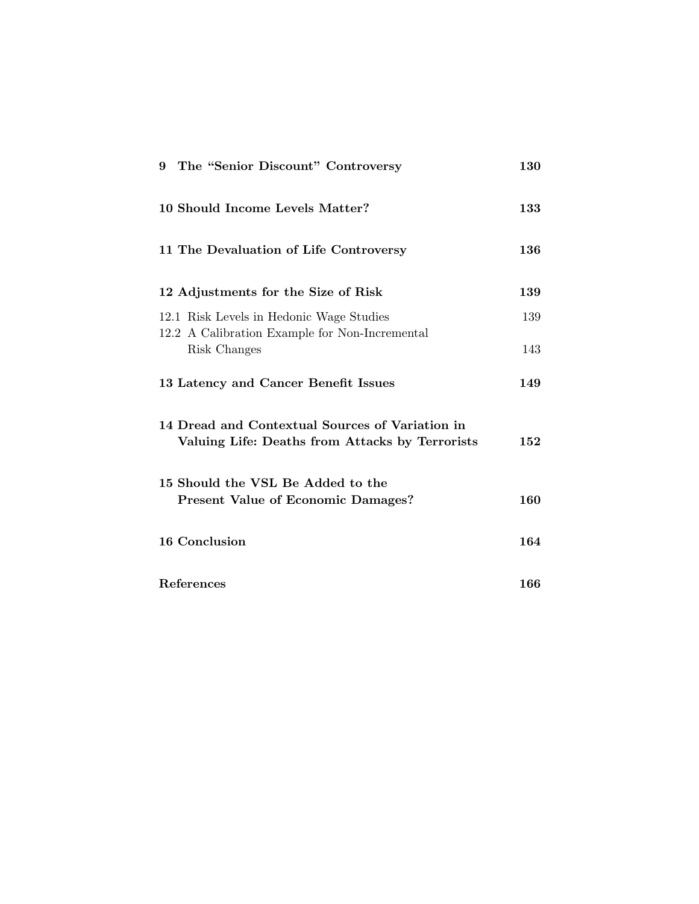| | |
|---|---|
| **9 The "Senior Discount" Controversy** | **130** |
| **10 Should Income Levels Matter?** | **133** |
| **11 The Devaluation of Life Controversy** | **136** |
| **12 Adjustments for the Size of Risk** | **139** |
| 12.1 Risk Levels in Hedonic Wage Studies | 139 |
| 12.2 A Calibration Example for Non-Incremental Risk Changes | 143 |
| **13 Latency and Cancer Benefit Issues** | **149** |
| **14 Dread and Contextual Sources of Variation in Valuing Life: Deaths from Attacks by Terrorists** | **152** |
| **15 Should the VSL Be Added to the Present Value of Economic Damages?** | **160** |
| **16 Conclusion** | **164** |
| **References** | **166** |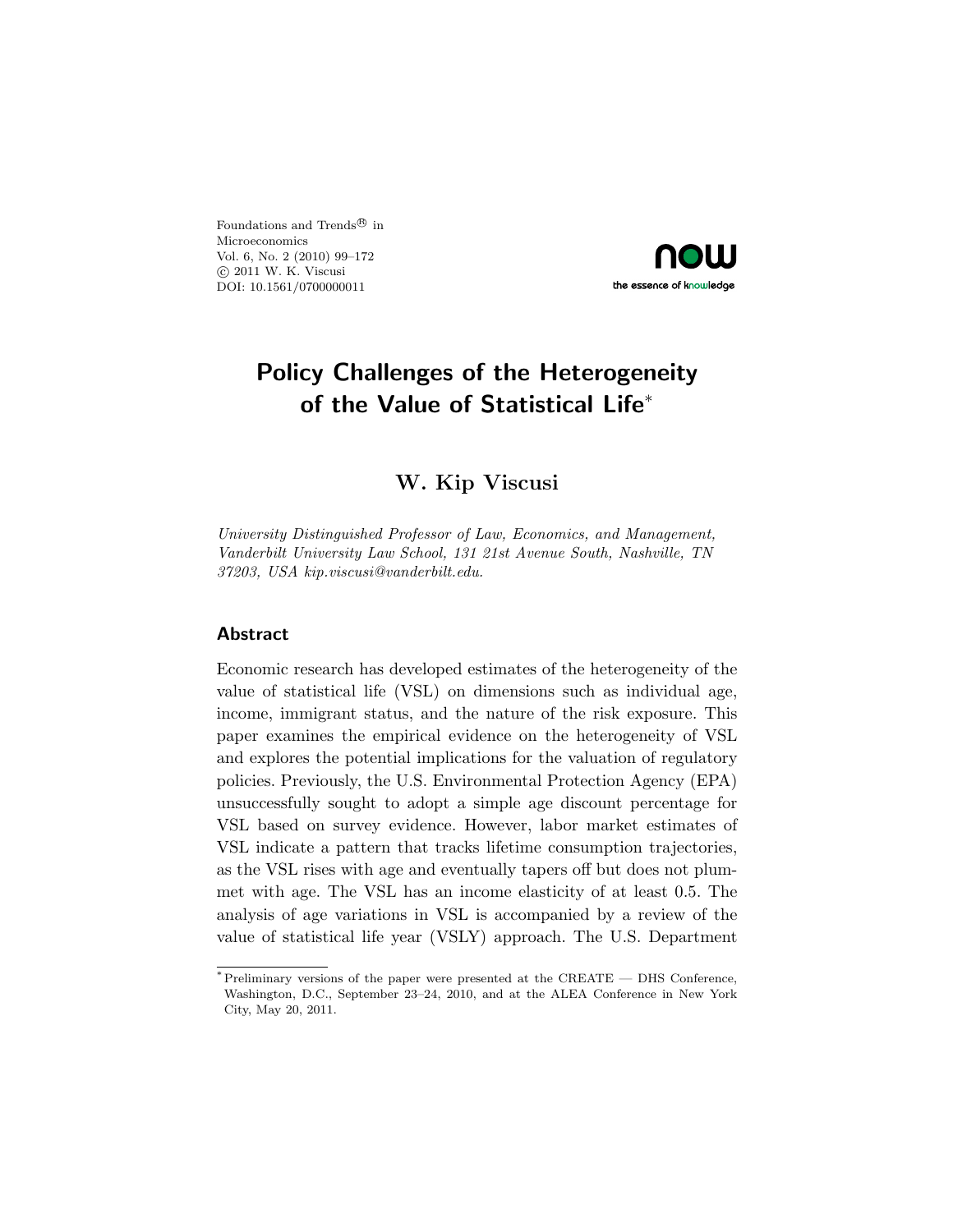Foundations and Trends® in
Microeconomics
Vol. 6, No. 2 (2010) 99–172
© 2011 W. K. Viscusi
DOI: 10.1561/0700000011

# Policy Challenges of the Heterogeneity of the Value of Statistical Life*

## W. Kip Viscusi

*University Distinguished Professor of Law, Economics, and Management, Vanderbilt University Law School, 131 21st Avenue South, Nashville, TN 37203, USA kip.viscusi@vanderbilt.edu.*

### Abstract

Economic research has developed estimates of the heterogeneity of the value of statistical life (VSL) on dimensions such as individual age, income, immigrant status, and the nature of the risk exposure. This paper examines the empirical evidence on the heterogeneity of VSL and explores the potential implications for the valuation of regulatory policies. Previously, the U.S. Environmental Protection Agency (EPA) unsuccessfully sought to adopt a simple age discount percentage for VSL based on survey evidence. However, labor market estimates of VSL indicate a pattern that tracks lifetime consumption trajectories, as the VSL rises with age and eventually tapers off but does not plummet with age. The VSL has an income elasticity of at least 0.5. The analysis of age variations in VSL is accompanied by a review of the value of statistical life year (VSLY) approach. The U.S. Department

*Preliminary versions of the paper were presented at the CREATE — DHS Conference, Washington, D.C., September 23–24, 2010, and at the ALEA Conference in New York City, May 20, 2011.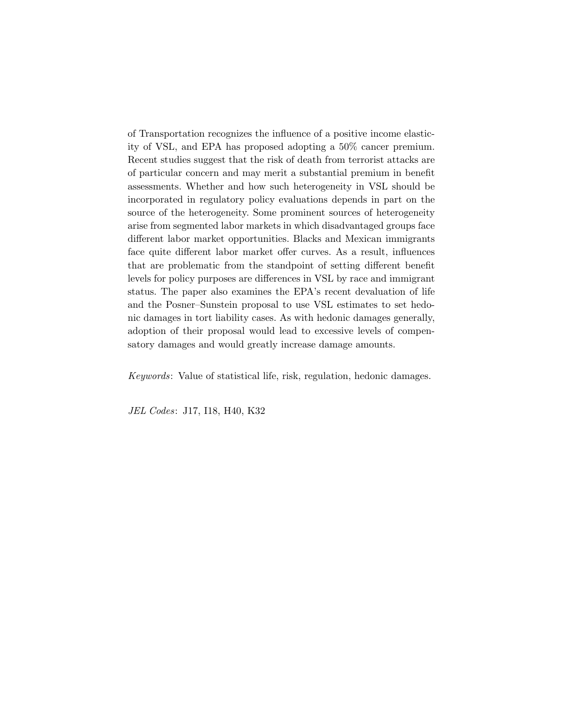of Transportation recognizes the influence of a positive income elasticity of VSL, and EPA has proposed adopting a 50% cancer premium. Recent studies suggest that the risk of death from terrorist attacks are of particular concern and may merit a substantial premium in benefit assessments. Whether and how such heterogeneity in VSL should be incorporated in regulatory policy evaluations depends in part on the source of the heterogeneity. Some prominent sources of heterogeneity arise from segmented labor markets in which disadvantaged groups face different labor market opportunities. Blacks and Mexican immigrants face quite different labor market offer curves. As a result, influences that are problematic from the standpoint of setting different benefit levels for policy purposes are differences in VSL by race and immigrant status. The paper also examines the EPA's recent devaluation of life and the Posner–Sunstein proposal to use VSL estimates to set hedonic damages in tort liability cases. As with hedonic damages generally, adoption of their proposal would lead to excessive levels of compensatory damages and would greatly increase damage amounts.

*Keywords*: Value of statistical life, risk, regulation, hedonic damages.

*JEL Codes*: J17, I18, H40, K32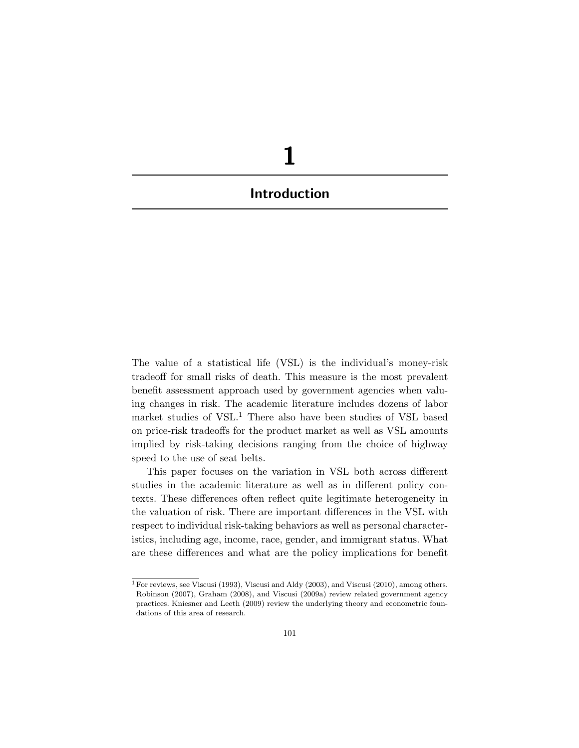# 1

# Introduction

The value of a statistical life (VSL) is the individual's money-risk tradeoff for small risks of death. This measure is the most prevalent benefit assessment approach used by government agencies when valuing changes in risk. The academic literature includes dozens of labor market studies of VSL.[1] There also have been studies of VSL based on price-risk tradeoffs for the product market as well as VSL amounts implied by risk-taking decisions ranging from the choice of highway speed to the use of seat belts.

This paper focuses on the variation in VSL both across different studies in the academic literature as well as in different policy contexts. These differences often reflect quite legitimate heterogeneity in the valuation of risk. There are important differences in the VSL with respect to individual risk-taking behaviors as well as personal characteristics, including age, income, race, gender, and immigrant status. What are these differences and what are the policy implications for benefit

[1] For reviews, see Viscusi (1993), Viscusi and Aldy (2003), and Viscusi (2010), among others. Robinson (2007), Graham (2008), and Viscusi (2009a) review related government agency practices. Kniesner and Leeth (2009) review the underlying theory and econometric foundations of this area of research.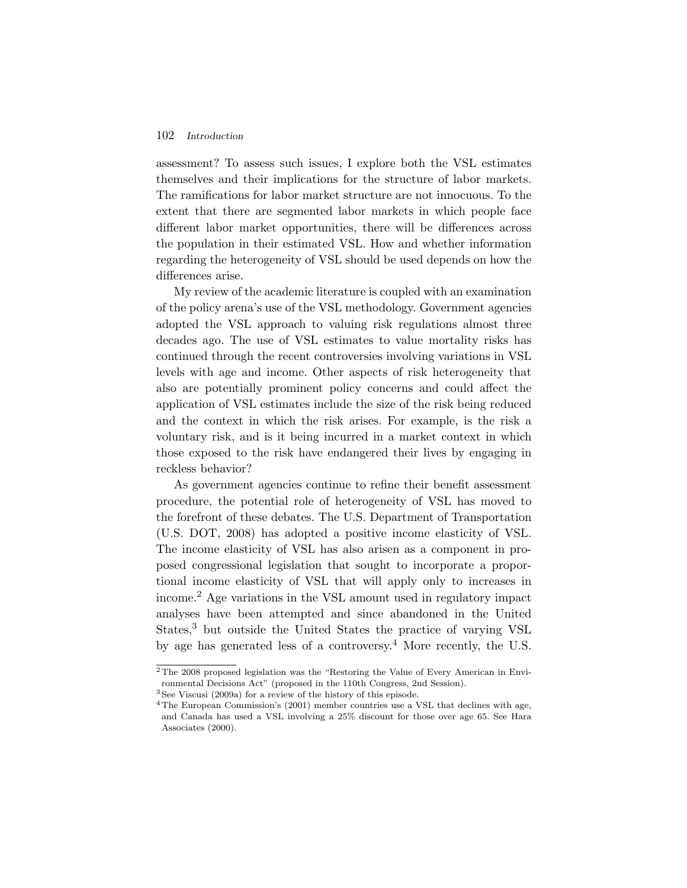assessment? To assess such issues, I explore both the VSL estimates themselves and their implications for the structure of labor markets. The ramifications for labor market structure are not innocuous. To the extent that there are segmented labor markets in which people face different labor market opportunities, there will be differences across the population in their estimated VSL. How and whether information regarding the heterogeneity of VSL should be used depends on how the differences arise.

My review of the academic literature is coupled with an examination of the policy arena's use of the VSL methodology. Government agencies adopted the VSL approach to valuing risk regulations almost three decades ago. The use of VSL estimates to value mortality risks has continued through the recent controversies involving variations in VSL levels with age and income. Other aspects of risk heterogeneity that also are potentially prominent policy concerns and could affect the application of VSL estimates include the size of the risk being reduced and the context in which the risk arises. For example, is the risk a voluntary risk, and is it being incurred in a market context in which those exposed to the risk have endangered their lives by engaging in reckless behavior?

As government agencies continue to refine their benefit assessment procedure, the potential role of heterogeneity of VSL has moved to the forefront of these debates. The U.S. Department of Transportation (U.S. DOT, 2008) has adopted a positive income elasticity of VSL. The income elasticity of VSL has also arisen as a component in proposed congressional legislation that sought to incorporate a proportional income elasticity of VSL that will apply only to increases in income.[2] Age variations in the VSL amount used in regulatory impact analyses have been attempted and since abandoned in the United States,[3] but outside the United States the practice of varying VSL by age has generated less of a controversy.[4] More recently, the U.S.

---

[2] The 2008 proposed legislation was the "Restoring the Value of Every American in Environmental Decisions Act" (proposed in the 110th Congress, 2nd Session).

[3] See Viscusi (2009a) for a review of the history of this episode.

[4] The European Commission's (2001) member countries use a VSL that declines with age, and Canada has used a VSL involving a 25% discount for those over age 65. See Hara Associates (2000).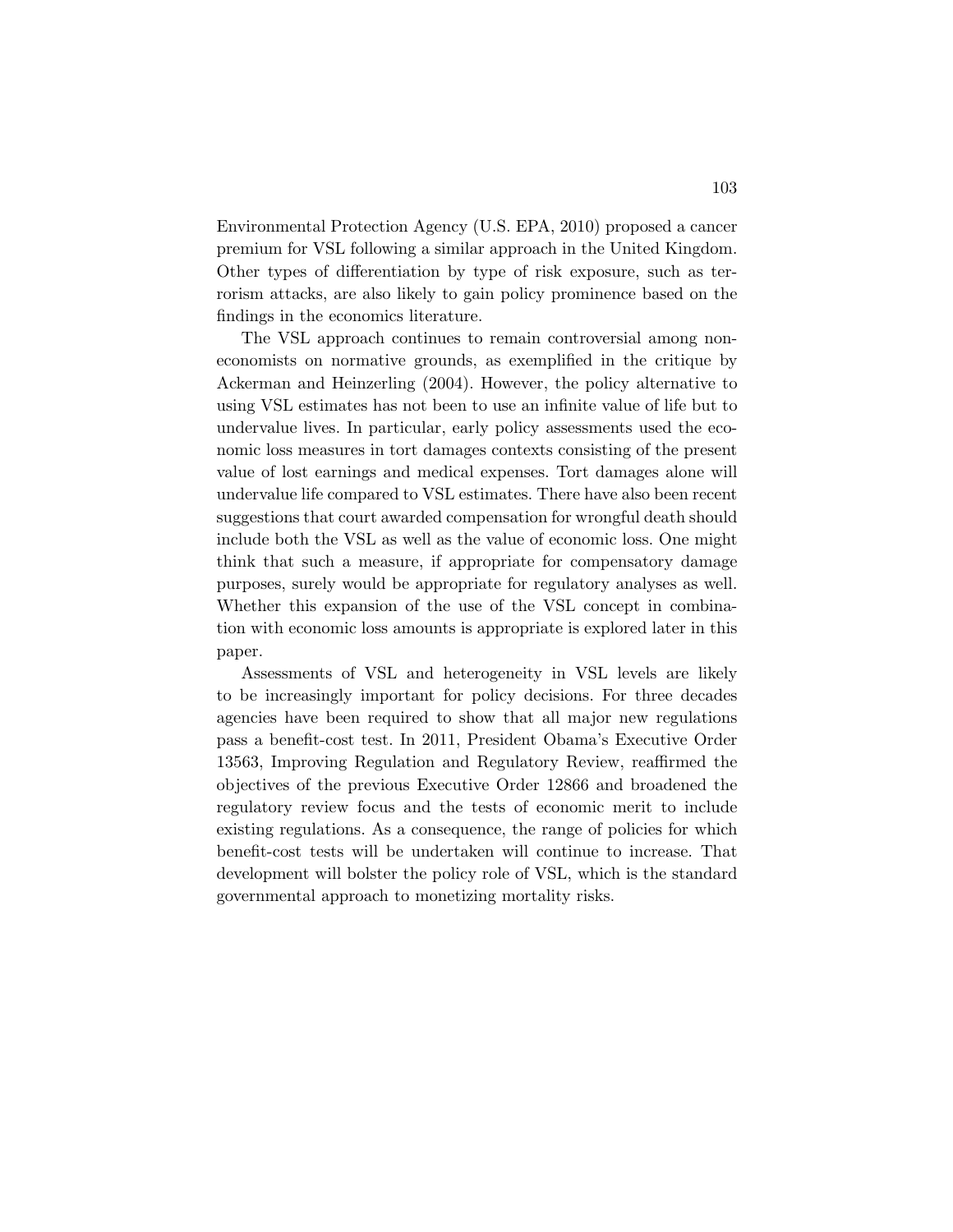Environmental Protection Agency (U.S. EPA, 2010) proposed a cancer premium for VSL following a similar approach in the United Kingdom. Other types of differentiation by type of risk exposure, such as terrorism attacks, are also likely to gain policy prominence based on the findings in the economics literature.

The VSL approach continues to remain controversial among noneconomists on normative grounds, as exemplified in the critique by Ackerman and Heinzerling (2004). However, the policy alternative to using VSL estimates has not been to use an infinite value of life but to undervalue lives. In particular, early policy assessments used the economic loss measures in tort damages contexts consisting of the present value of lost earnings and medical expenses. Tort damages alone will undervalue life compared to VSL estimates. There have also been recent suggestions that court awarded compensation for wrongful death should include both the VSL as well as the value of economic loss. One might think that such a measure, if appropriate for compensatory damage purposes, surely would be appropriate for regulatory analyses as well. Whether this expansion of the use of the VSL concept in combination with economic loss amounts is appropriate is explored later in this paper.

Assessments of VSL and heterogeneity in VSL levels are likely to be increasingly important for policy decisions. For three decades agencies have been required to show that all major new regulations pass a benefit-cost test. In 2011, President Obama's Executive Order 13563, Improving Regulation and Regulatory Review, reaffirmed the objectives of the previous Executive Order 12866 and broadened the regulatory review focus and the tests of economic merit to include existing regulations. As a consequence, the range of policies for which benefit-cost tests will be undertaken will continue to increase. That development will bolster the policy role of VSL, which is the standard governmental approach to monetizing mortality risks.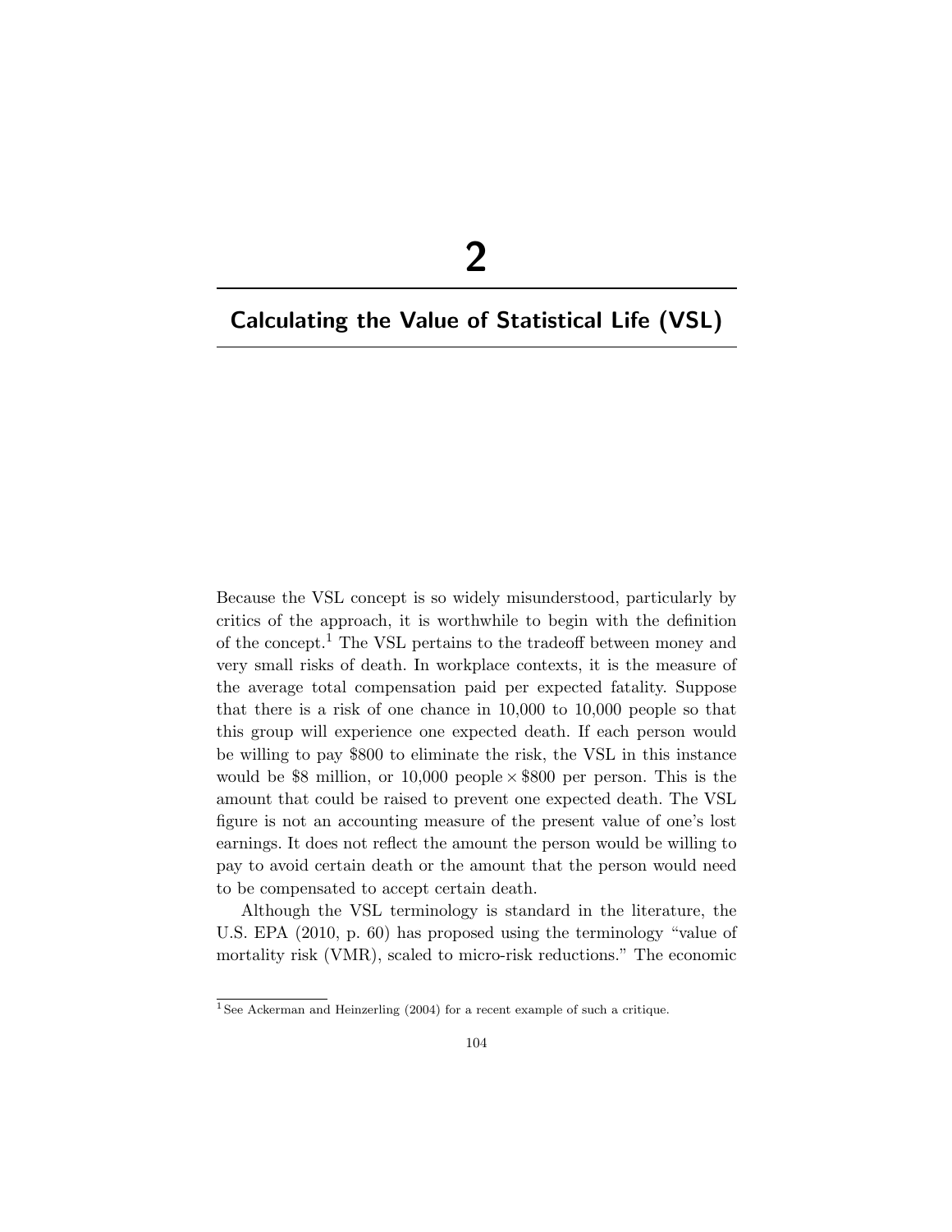# 2

## Calculating the Value of Statistical Life (VSL)

Because the VSL concept is so widely misunderstood, particularly by critics of the approach, it is worthwhile to begin with the definition of the concept.[1] The VSL pertains to the tradeoff between money and very small risks of death. In workplace contexts, it is the measure of the average total compensation paid per expected fatality. Suppose that there is a risk of one chance in 10,000 to 10,000 people so that this group will experience one expected death. If each person would be willing to pay \$800 to eliminate the risk, the VSL in this instance would be \$8 million, or 10,000 people $\times$ \$800 per person. This is the amount that could be raised to prevent one expected death. The VSL figure is not an accounting measure of the present value of one's lost earnings. It does not reflect the amount the person would be willing to pay to avoid certain death or the amount that the person would need to be compensated to accept certain death.

Although the VSL terminology is standard in the literature, the U.S. EPA (2010, p. 60) has proposed using the terminology "value of mortality risk (VMR), scaled to micro-risk reductions." The economic

[1] See Ackerman and Heinzerling (2004) for a recent example of such a critique.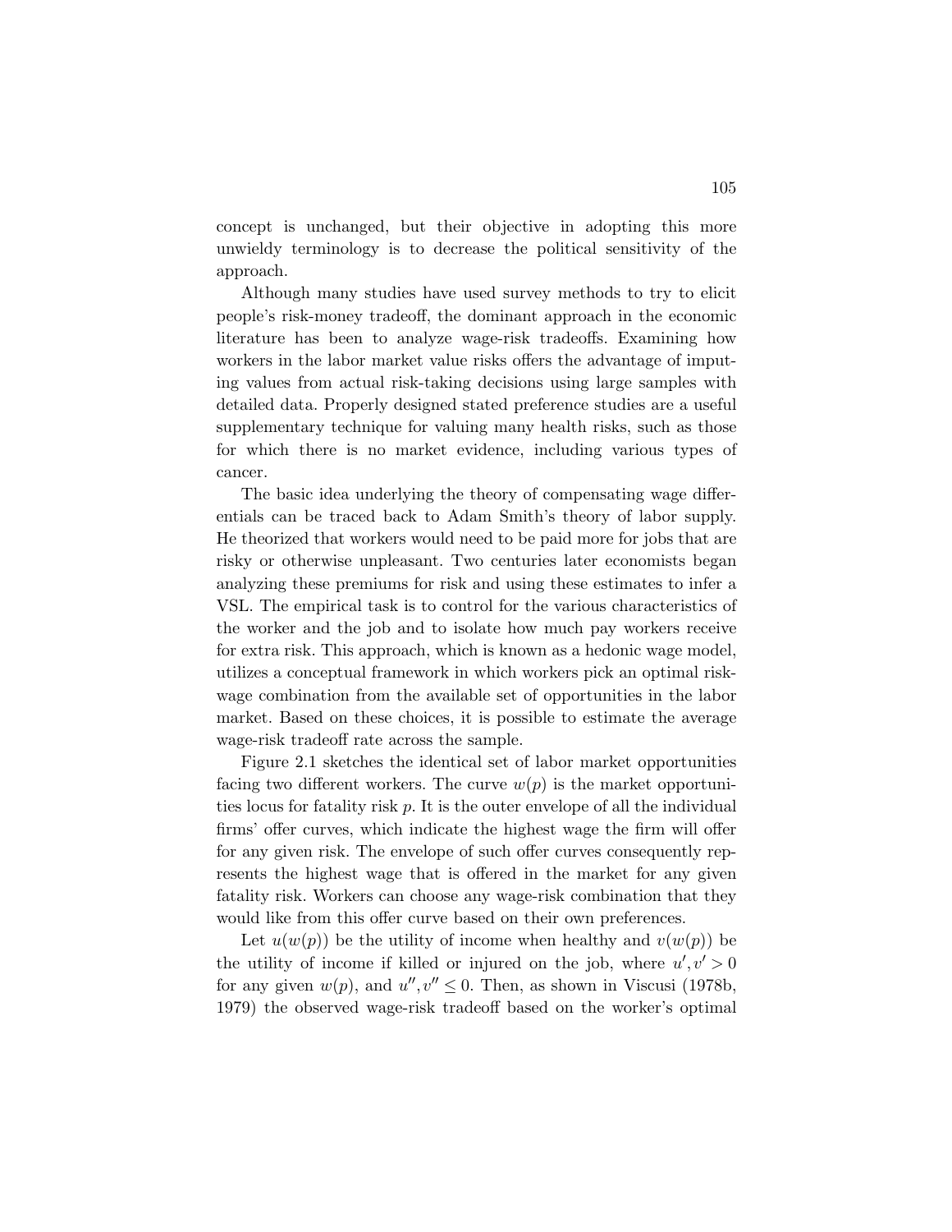concept is unchanged, but their objective in adopting this more unwieldy terminology is to decrease the political sensitivity of the approach.

Although many studies have used survey methods to try to elicit people's risk-money tradeoff, the dominant approach in the economic literature has been to analyze wage-risk tradeoffs. Examining how workers in the labor market value risks offers the advantage of imputing values from actual risk-taking decisions using large samples with detailed data. Properly designed stated preference studies are a useful supplementary technique for valuing many health risks, such as those for which there is no market evidence, including various types of cancer.

The basic idea underlying the theory of compensating wage differentials can be traced back to Adam Smith's theory of labor supply. He theorized that workers would need to be paid more for jobs that are risky or otherwise unpleasant. Two centuries later economists began analyzing these premiums for risk and using these estimates to infer a VSL. The empirical task is to control for the various characteristics of the worker and the job and to isolate how much pay workers receive for extra risk. This approach, which is known as a hedonic wage model, utilizes a conceptual framework in which workers pick an optimal risk-wage combination from the available set of opportunities in the labor market. Based on these choices, it is possible to estimate the average wage-risk tradeoff rate across the sample.

Figure 2.1 sketches the identical set of labor market opportunities facing two different workers. The curve $w(p)$ is the market opportunities locus for fatality risk $p$. It is the outer envelope of all the individual firms' offer curves, which indicate the highest wage the firm will offer for any given risk. The envelope of such offer curves consequently represents the highest wage that is offered in the market for any given fatality risk. Workers can choose any wage-risk combination that they would like from this offer curve based on their own preferences.

Let $u(w(p))$ be the utility of income when healthy and $v(w(p))$ be the utility of income if killed or injured on the job, where $u', v' > 0$ for any given $w(p)$, and $u'', v'' \leq 0$. Then, as shown in Viscusi (1978b, 1979) the observed wage-risk tradeoff based on the worker's optimal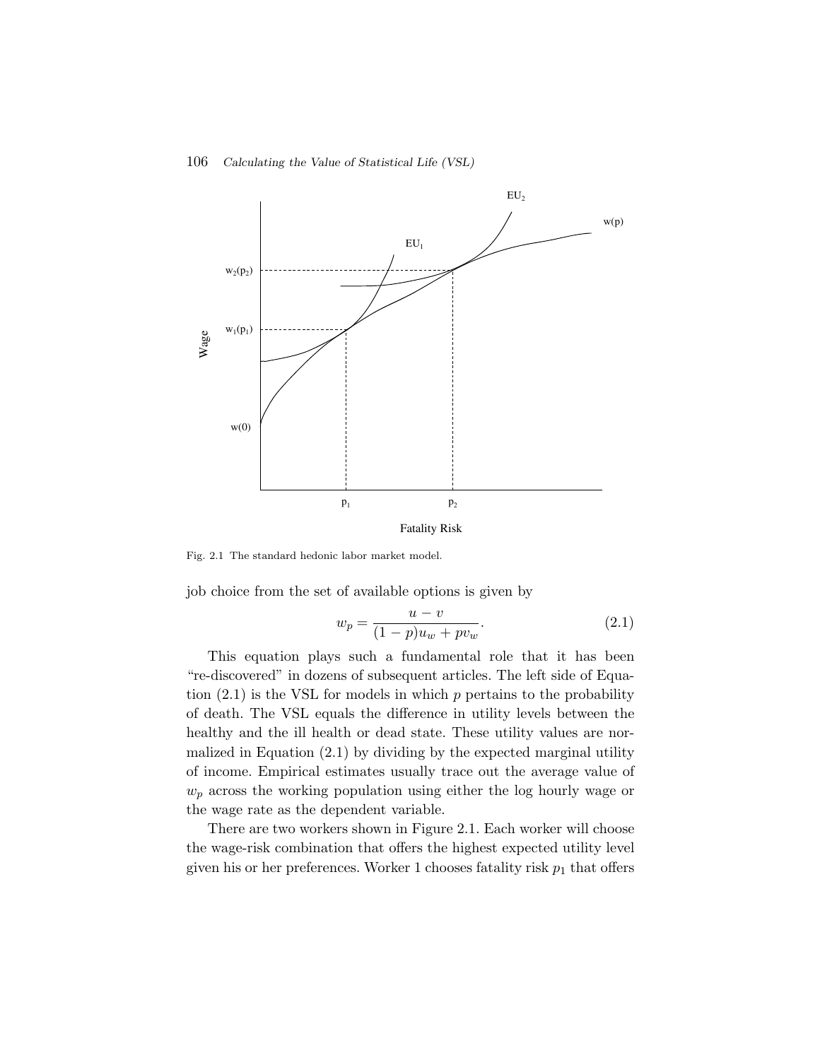Fig. 2.1 The standard hedonic labor market model.

job choice from the set of available options is given by

$$w_p = \frac{u - v}{(1-p)u_w + pv_w}. \tag{2.1}$$

This equation plays such a fundamental role that it has been "re-discovered" in dozens of subsequent articles. The left side of Equation (2.1) is the VSL for models in which $p$ pertains to the probability of death. The VSL equals the difference in utility levels between the healthy and the ill health or dead state. These utility values are normalized in Equation (2.1) by dividing by the expected marginal utility of income. Empirical estimates usually trace out the average value of $w_p$ across the working population using either the log hourly wage or the wage rate as the dependent variable.

There are two workers shown in Figure 2.1. Each worker will choose the wage-risk combination that offers the highest expected utility level given his or her preferences. Worker 1 chooses fatality risk $p_1$ that offers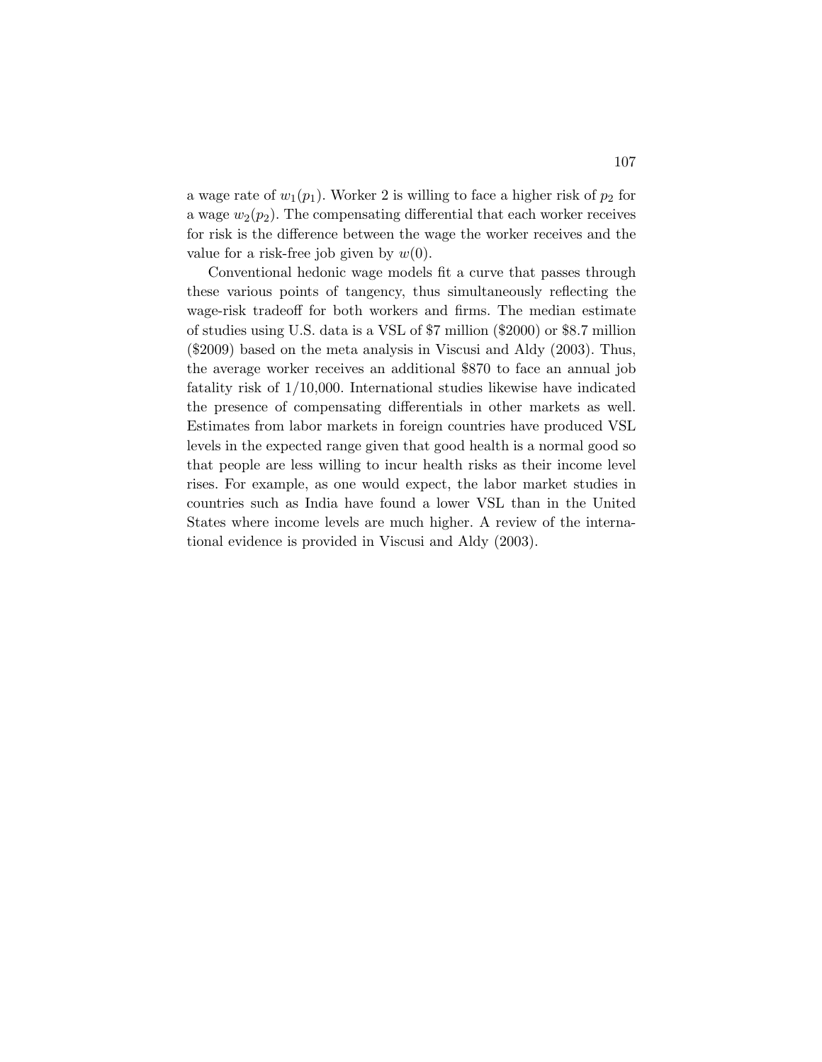a wage rate of $w_1(p_1)$. Worker 2 is willing to face a higher risk of $p_2$ for a wage $w_2(p_2)$. The compensating differential that each worker receives for risk is the difference between the wage the worker receives and the value for a risk-free job given by $w(0)$.

Conventional hedonic wage models fit a curve that passes through these various points of tangency, thus simultaneously reflecting the wage-risk tradeoff for both workers and firms. The median estimate of studies using U.S. data is a VSL of \$7 million (\$2000) or \$8.7 million (\$2009) based on the meta analysis in Viscusi and Aldy (2003). Thus, the average worker receives an additional \$870 to face an annual job fatality risk of 1/10,000. International studies likewise have indicated the presence of compensating differentials in other markets as well. Estimates from labor markets in foreign countries have produced VSL levels in the expected range given that good health is a normal good so that people are less willing to incur health risks as their income level rises. For example, as one would expect, the labor market studies in countries such as India have found a lower VSL than in the United States where income levels are much higher. A review of the international evidence is provided in Viscusi and Aldy (2003).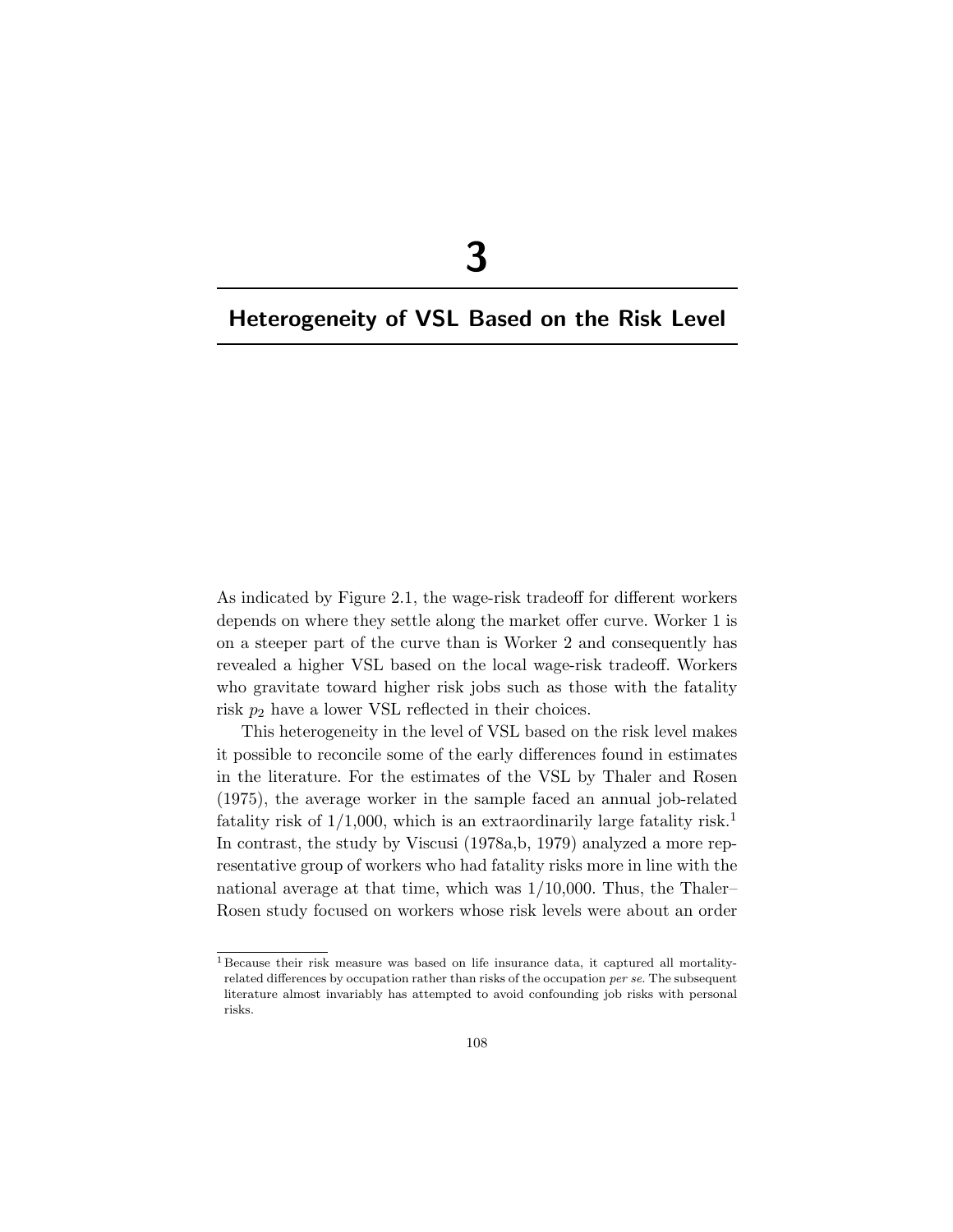# 3

# Heterogeneity of VSL Based on the Risk Level

As indicated by Figure 2.1, the wage-risk tradeoff for different workers depends on where they settle along the market offer curve. Worker 1 is on a steeper part of the curve than is Worker 2 and consequently has revealed a higher VSL based on the local wage-risk tradeoff. Workers who gravitate toward higher risk jobs such as those with the fatality risk $p_2$ have a lower VSL reflected in their choices.

This heterogeneity in the level of VSL based on the risk level makes it possible to reconcile some of the early differences found in estimates in the literature. For the estimates of the VSL by Thaler and Rosen (1975), the average worker in the sample faced an annual job-related fatality risk of 1/1,000, which is an extraordinarily large fatality risk.[1] In contrast, the study by Viscusi (1978a,b, 1979) analyzed a more representative group of workers who had fatality risks more in line with the national average at that time, which was 1/10,000. Thus, the Thaler–Rosen study focused on workers whose risk levels were about an order

[1] Because their risk measure was based on life insurance data, it captured all mortality-related differences by occupation rather than risks of the occupation *per se*. The subsequent literature almost invariably has attempted to avoid confounding job risks with personal risks.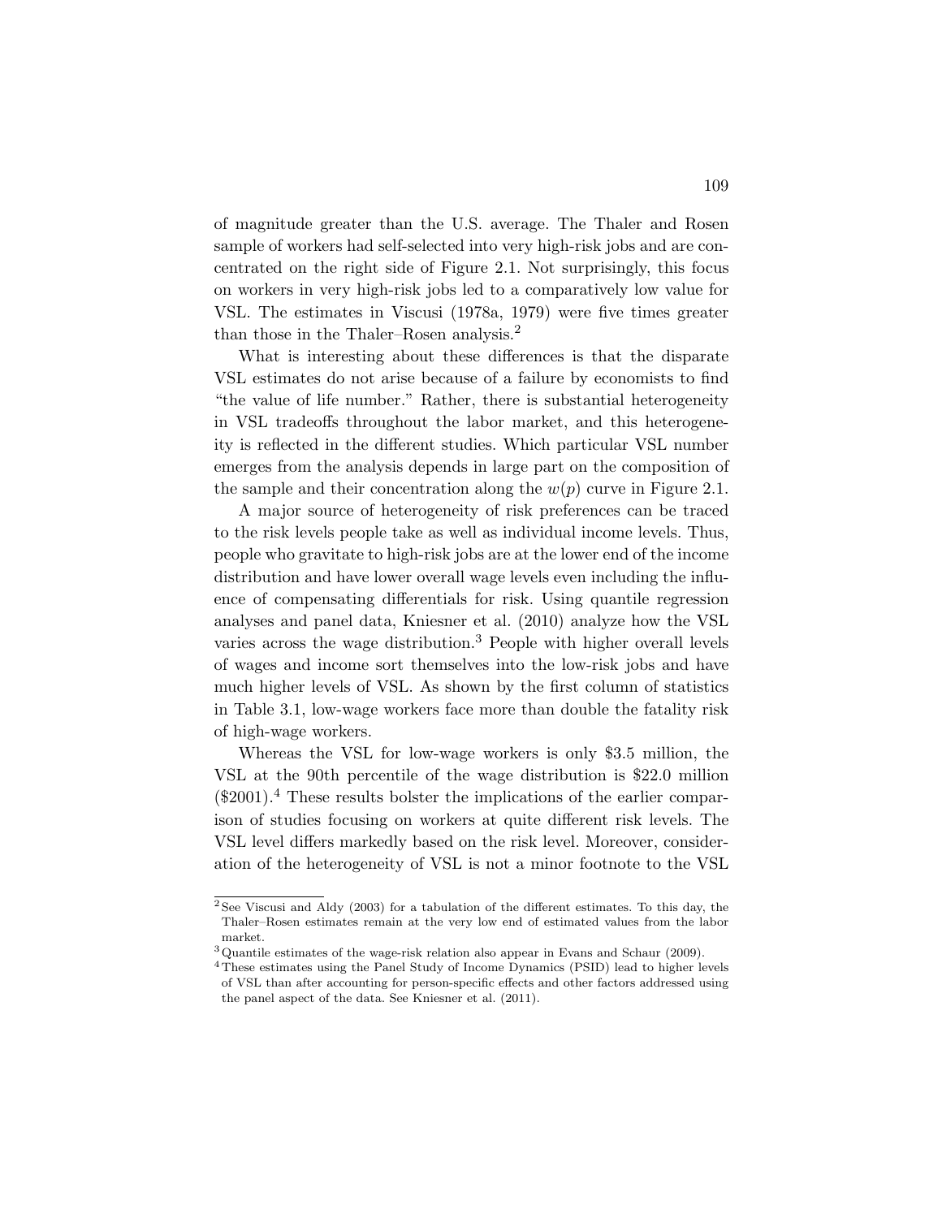of magnitude greater than the U.S. average. The Thaler and Rosen sample of workers had self-selected into very high-risk jobs and are concentrated on the right side of Figure 2.1. Not surprisingly, this focus on workers in very high-risk jobs led to a comparatively low value for VSL. The estimates in Viscusi (1978a, 1979) were five times greater than those in the Thaler–Rosen analysis.[2]

What is interesting about these differences is that the disparate VSL estimates do not arise because of a failure by economists to find "the value of life number." Rather, there is substantial heterogeneity in VSL tradeoffs throughout the labor market, and this heterogeneity is reflected in the different studies. Which particular VSL number emerges from the analysis depends in large part on the composition of the sample and their concentration along the $w(p)$ curve in Figure 2.1.

A major source of heterogeneity of risk preferences can be traced to the risk levels people take as well as individual income levels. Thus, people who gravitate to high-risk jobs are at the lower end of the income distribution and have lower overall wage levels even including the influence of compensating differentials for risk. Using quantile regression analyses and panel data, Kniesner et al. (2010) analyze how the VSL varies across the wage distribution.[3] People with higher overall levels of wages and income sort themselves into the low-risk jobs and have much higher levels of VSL. As shown by the first column of statistics in Table 3.1, low-wage workers face more than double the fatality risk of high-wage workers.

Whereas the VSL for low-wage workers is only \$3.5 million, the VSL at the 90th percentile of the wage distribution is \$22.0 million (\$2001).[4] These results bolster the implications of the earlier comparison of studies focusing on workers at quite different risk levels. The VSL level differs markedly based on the risk level. Moreover, consideration of the heterogeneity of VSL is not a minor footnote to the VSL

---

[2] See Viscusi and Aldy (2003) for a tabulation of the different estimates. To this day, the Thaler–Rosen estimates remain at the very low end of estimated values from the labor market.

[3] Quantile estimates of the wage-risk relation also appear in Evans and Schaur (2009).

[4] These estimates using the Panel Study of Income Dynamics (PSID) lead to higher levels of VSL than after accounting for person-specific effects and other factors addressed using the panel aspect of the data. See Kniesner et al. (2011).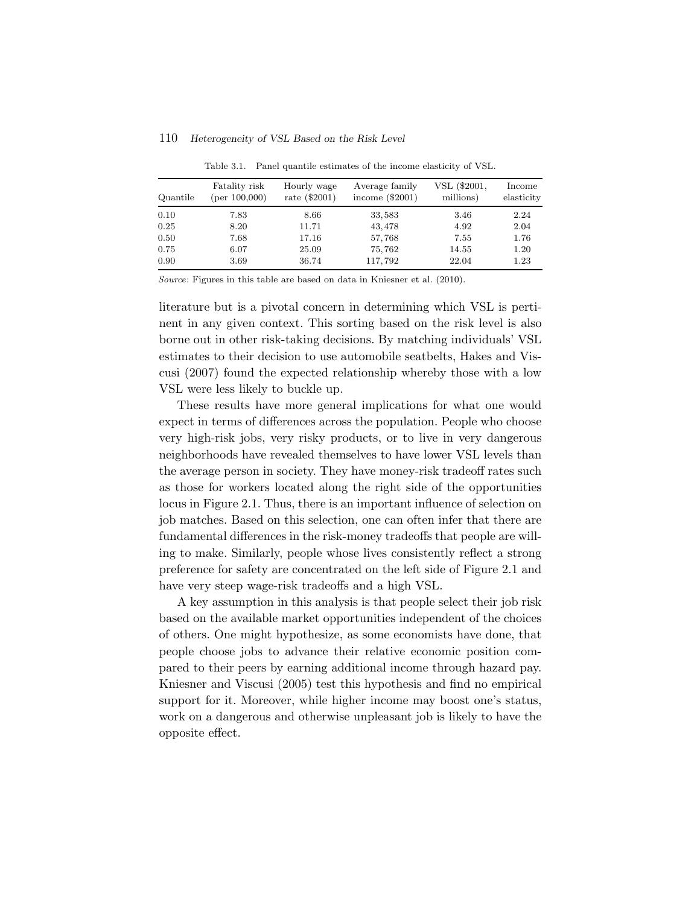Table 3.1. Panel quantile estimates of the income elasticity of VSL.

| Quantile | Fatality risk (per 100,000) | Hourly wage rate ($2001) | Average family income ($2001) | VSL ($2001, millions) | Income elasticity |
|---|---|---|---|---|---|
| 0.10 | 7.83 | 8.66 | 33,583 | 3.46 | 2.24 |
| 0.25 | 8.20 | 11.71 | 43,478 | 4.92 | 2.04 |
| 0.50 | 7.68 | 17.16 | 57,768 | 7.55 | 1.76 |
| 0.75 | 6.07 | 25.09 | 75,762 | 14.55 | 1.20 |
| 0.90 | 3.69 | 36.74 | 117,792 | 22.04 | 1.23 |

*Source*: Figures in this table are based on data in Kniesner et al. (2010).

literature but is a pivotal concern in determining which VSL is pertinent in any given context. This sorting based on the risk level is also borne out in other risk-taking decisions. By matching individuals' VSL estimates to their decision to use automobile seatbelts, Hakes and Viscusi (2007) found the expected relationship whereby those with a low VSL were less likely to buckle up.

These results have more general implications for what one would expect in terms of differences across the population. People who choose very high-risk jobs, very risky products, or to live in very dangerous neighborhoods have revealed themselves to have lower VSL levels than the average person in society. They have money-risk tradeoff rates such as those for workers located along the right side of the opportunities locus in Figure 2.1. Thus, there is an important influence of selection on job matches. Based on this selection, one can often infer that there are fundamental differences in the risk-money tradeoffs that people are willing to make. Similarly, people whose lives consistently reflect a strong preference for safety are concentrated on the left side of Figure 2.1 and have very steep wage-risk tradeoffs and a high VSL.

A key assumption in this analysis is that people select their job risk based on the available market opportunities independent of the choices of others. One might hypothesize, as some economists have done, that people choose jobs to advance their relative economic position compared to their peers by earning additional income through hazard pay. Kniesner and Viscusi (2005) test this hypothesis and find no empirical support for it. Moreover, while higher income may boost one's status, work on a dangerous and otherwise unpleasant job is likely to have the opposite effect.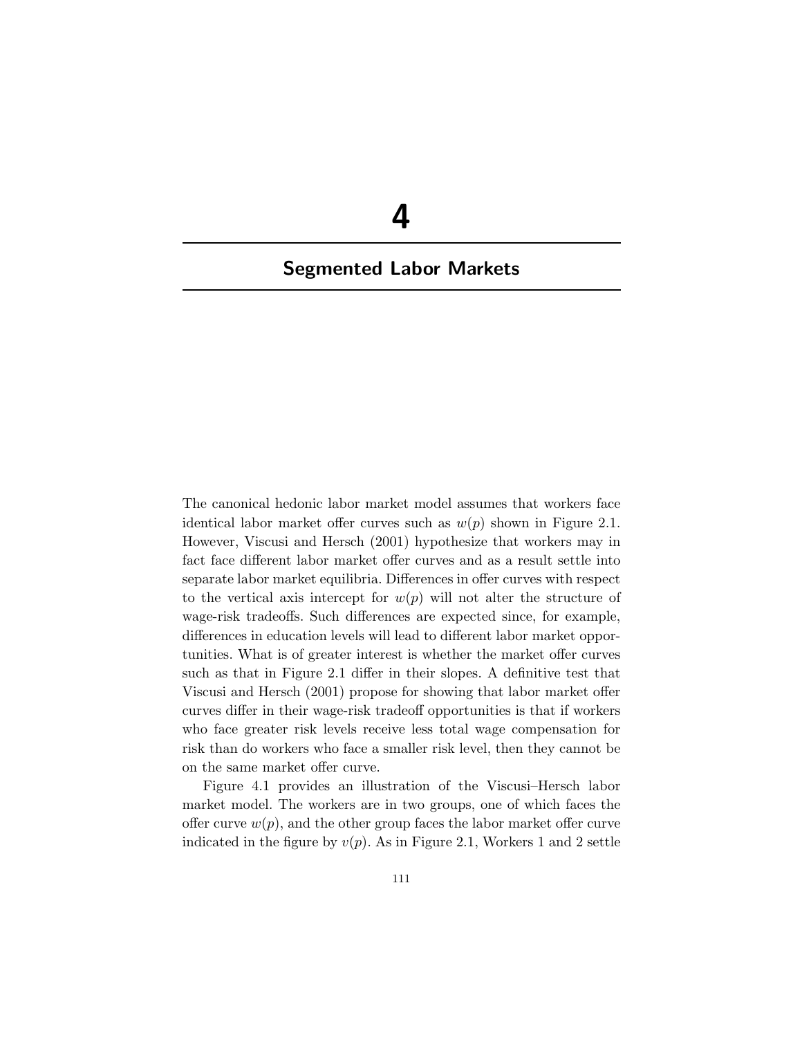# 4

## Segmented Labor Markets

The canonical hedonic labor market model assumes that workers face identical labor market offer curves such as $w(p)$ shown in Figure 2.1. However, Viscusi and Hersch (2001) hypothesize that workers may in fact face different labor market offer curves and as a result settle into separate labor market equilibria. Differences in offer curves with respect to the vertical axis intercept for $w(p)$ will not alter the structure of wage-risk tradeoffs. Such differences are expected since, for example, differences in education levels will lead to different labor market opportunities. What is of greater interest is whether the market offer curves such as that in Figure 2.1 differ in their slopes. A definitive test that Viscusi and Hersch (2001) propose for showing that labor market offer curves differ in their wage-risk tradeoff opportunities is that if workers who face greater risk levels receive less total wage compensation for risk than do workers who face a smaller risk level, then they cannot be on the same market offer curve.

Figure 4.1 provides an illustration of the Viscusi–Hersch labor market model. The workers are in two groups, one of which faces the offer curve $w(p)$, and the other group faces the labor market offer curve indicated in the figure by $v(p)$. As in Figure 2.1, Workers 1 and 2 settle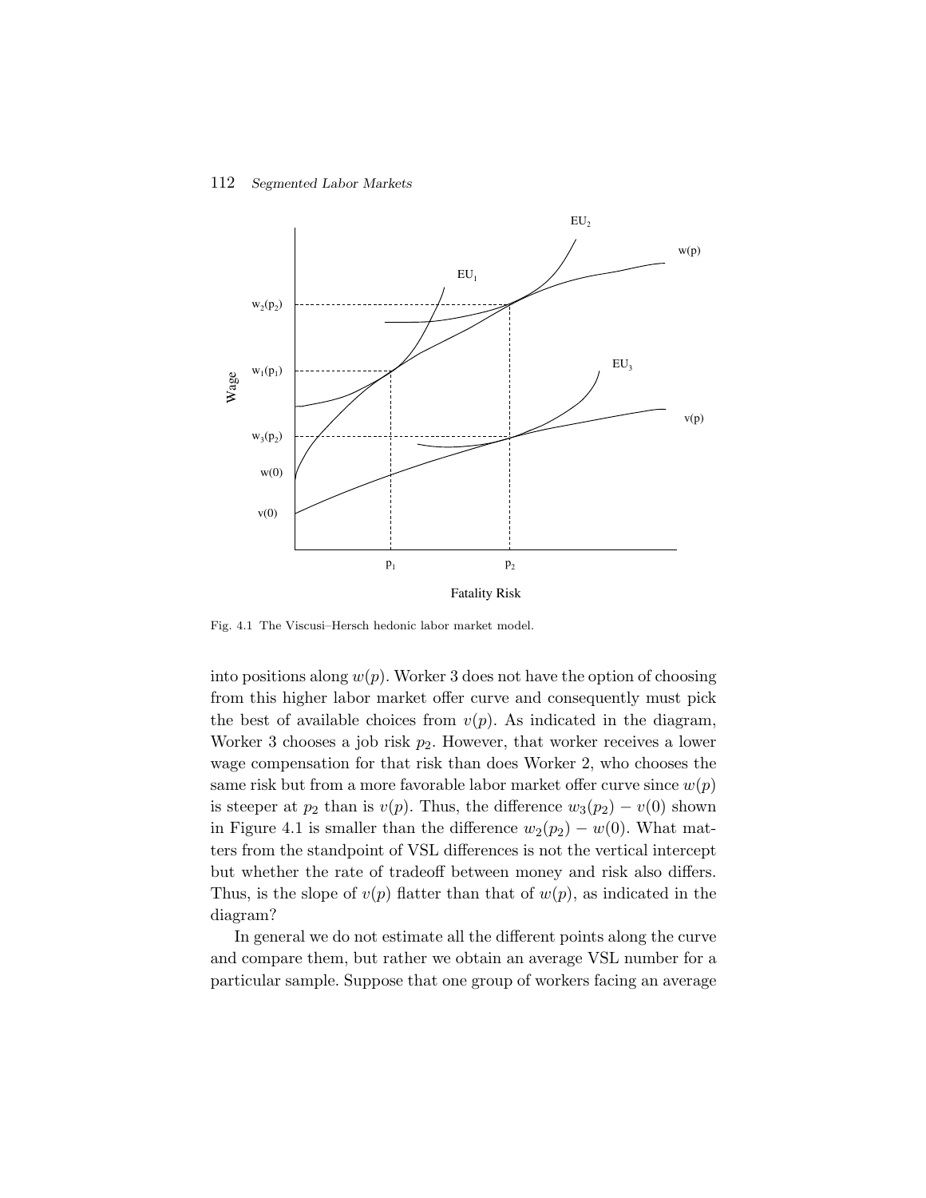Fig. 4.1 The Viscusi–Hersch hedonic labor market model.

into positions along $w(p)$. Worker 3 does not have the option of choosing from this higher labor market offer curve and consequently must pick the best of available choices from $v(p)$. As indicated in the diagram, Worker 3 chooses a job risk $p_2$. However, that worker receives a lower wage compensation for that risk than does Worker 2, who chooses the same risk but from a more favorable labor market offer curve since $w(p)$ is steeper at $p_2$ than is $v(p)$. Thus, the difference $w_3(p_2) - v(0)$ shown in Figure 4.1 is smaller than the difference $w_2(p_2) - w(0)$. What matters from the standpoint of VSL differences is not the vertical intercept but whether the rate of tradeoff between money and risk also differs. Thus, is the slope of $v(p)$ flatter than that of $w(p)$, as indicated in the diagram?

In general we do not estimate all the different points along the curve and compare them, but rather we obtain an average VSL number for a particular sample. Suppose that one group of workers facing an average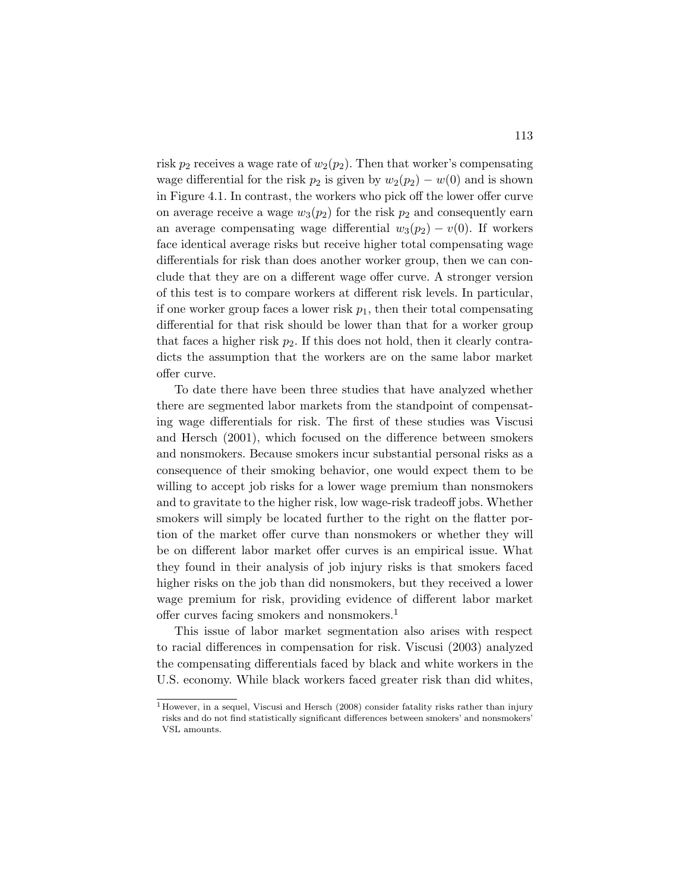risk $p_2$ receives a wage rate of $w_2(p_2)$. Then that worker's compensating wage differential for the risk $p_2$ is given by $w_2(p_2) - w(0)$ and is shown in Figure 4.1. In contrast, the workers who pick off the lower offer curve on average receive a wage $w_3(p_2)$ for the risk $p_2$ and consequently earn an average compensating wage differential $w_3(p_2) - v(0)$. If workers face identical average risks but receive higher total compensating wage differentials for risk than does another worker group, then we can conclude that they are on a different wage offer curve. A stronger version of this test is to compare workers at different risk levels. In particular, if one worker group faces a lower risk $p_1$, then their total compensating differential for that risk should be lower than that for a worker group that faces a higher risk $p_2$. If this does not hold, then it clearly contradicts the assumption that the workers are on the same labor market offer curve.

To date there have been three studies that have analyzed whether there are segmented labor markets from the standpoint of compensating wage differentials for risk. The first of these studies was Viscusi and Hersch (2001), which focused on the difference between smokers and nonsmokers. Because smokers incur substantial personal risks as a consequence of their smoking behavior, one would expect them to be willing to accept job risks for a lower wage premium than nonsmokers and to gravitate to the higher risk, low wage-risk tradeoff jobs. Whether smokers will simply be located further to the right on the flatter portion of the market offer curve than nonsmokers or whether they will be on different labor market offer curves is an empirical issue. What they found in their analysis of job injury risks is that smokers faced higher risks on the job than did nonsmokers, but they received a lower wage premium for risk, providing evidence of different labor market offer curves facing smokers and nonsmokers.[1]

This issue of labor market segmentation also arises with respect to racial differences in compensation for risk. Viscusi (2003) analyzed the compensating differentials faced by black and white workers in the U.S. economy. While black workers faced greater risk than did whites,

[1] However, in a sequel, Viscusi and Hersch (2008) consider fatality risks rather than injury risks and do not find statistically significant differences between smokers' and nonsmokers' VSL amounts.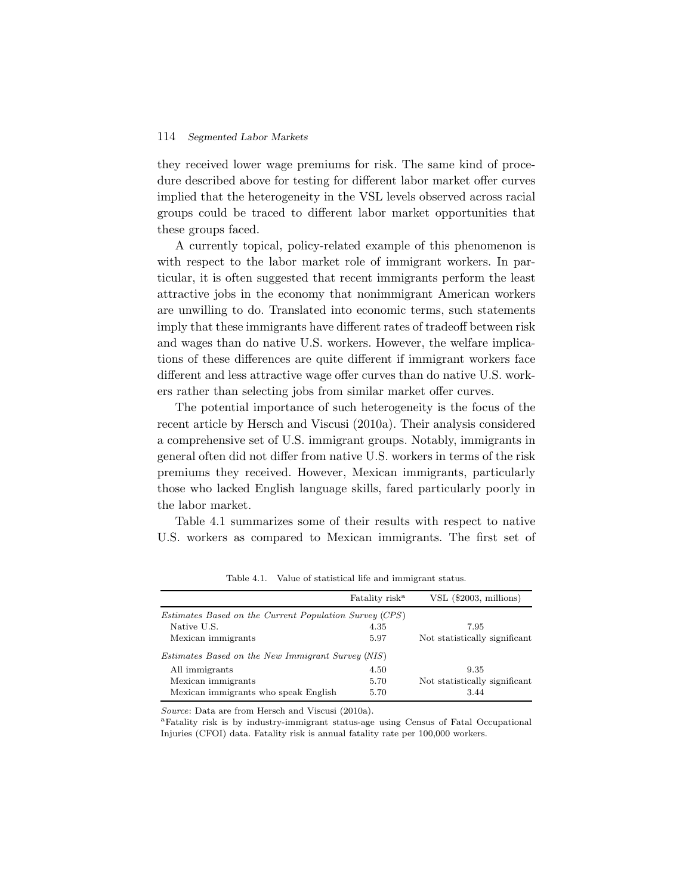they received lower wage premiums for risk. The same kind of procedure described above for testing for different labor market offer curves implied that the heterogeneity in the VSL levels observed across racial groups could be traced to different labor market opportunities that these groups faced.

A currently topical, policy-related example of this phenomenon is with respect to the labor market role of immigrant workers. In particular, it is often suggested that recent immigrants perform the least attractive jobs in the economy that nonimmigrant American workers are unwilling to do. Translated into economic terms, such statements imply that these immigrants have different rates of tradeoff between risk and wages than do native U.S. workers. However, the welfare implications of these differences are quite different if immigrant workers face different and less attractive wage offer curves than do native U.S. workers rather than selecting jobs from similar market offer curves.

The potential importance of such heterogeneity is the focus of the recent article by Hersch and Viscusi (2010a). Their analysis considered a comprehensive set of U.S. immigrant groups. Notably, immigrants in general often did not differ from native U.S. workers in terms of the risk premiums they received. However, Mexican immigrants, particularly those who lacked English language skills, fared particularly poorly in the labor market.

Table 4.1 summarizes some of their results with respect to native U.S. workers as compared to Mexican immigrants. The first set of

Table 4.1. Value of statistical life and immigrant status.

| | Fatality risk[a] | VSL ($2003, millions) |
|---|---|---|
| *Estimates Based on the Current Population Survey (CPS)* | | |
| Native U.S. | 4.35 | 7.95 |
| Mexican immigrants | 5.97 | Not statistically significant |
| *Estimates Based on the New Immigrant Survey (NIS)* | | |
| All immigrants | 4.50 | 9.35 |
| Mexican immigrants | 5.70 | Not statistically significant |
| Mexican immigrants who speak English | 5.70 | 3.44 |

*Source*: Data are from Hersch and Viscusi (2010a).

[a]Fatality risk is by industry-immigrant status-age using Census of Fatal Occupational Injuries (CFOI) data. Fatality risk is annual fatality rate per 100,000 workers.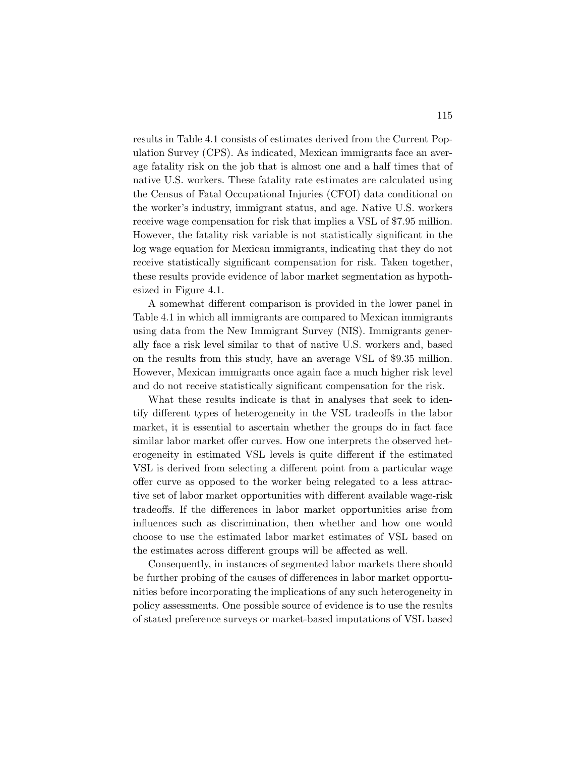results in Table 4.1 consists of estimates derived from the Current Population Survey (CPS). As indicated, Mexican immigrants face an average fatality risk on the job that is almost one and a half times that of native U.S. workers. These fatality rate estimates are calculated using the Census of Fatal Occupational Injuries (CFOI) data conditional on the worker's industry, immigrant status, and age. Native U.S. workers receive wage compensation for risk that implies a VSL of \$7.95 million. However, the fatality risk variable is not statistically significant in the log wage equation for Mexican immigrants, indicating that they do not receive statistically significant compensation for risk. Taken together, these results provide evidence of labor market segmentation as hypothesized in Figure 4.1.

A somewhat different comparison is provided in the lower panel in Table 4.1 in which all immigrants are compared to Mexican immigrants using data from the New Immigrant Survey (NIS). Immigrants generally face a risk level similar to that of native U.S. workers and, based on the results from this study, have an average VSL of \$9.35 million. However, Mexican immigrants once again face a much higher risk level and do not receive statistically significant compensation for the risk.

What these results indicate is that in analyses that seek to identify different types of heterogeneity in the VSL tradeoffs in the labor market, it is essential to ascertain whether the groups do in fact face similar labor market offer curves. How one interprets the observed heterogeneity in estimated VSL levels is quite different if the estimated VSL is derived from selecting a different point from a particular wage offer curve as opposed to the worker being relegated to a less attractive set of labor market opportunities with different available wage-risk tradeoffs. If the differences in labor market opportunities arise from influences such as discrimination, then whether and how one would choose to use the estimated labor market estimates of VSL based on the estimates across different groups will be affected as well.

Consequently, in instances of segmented labor markets there should be further probing of the causes of differences in labor market opportunities before incorporating the implications of any such heterogeneity in policy assessments. One possible source of evidence is to use the results of stated preference surveys or market-based imputations of VSL based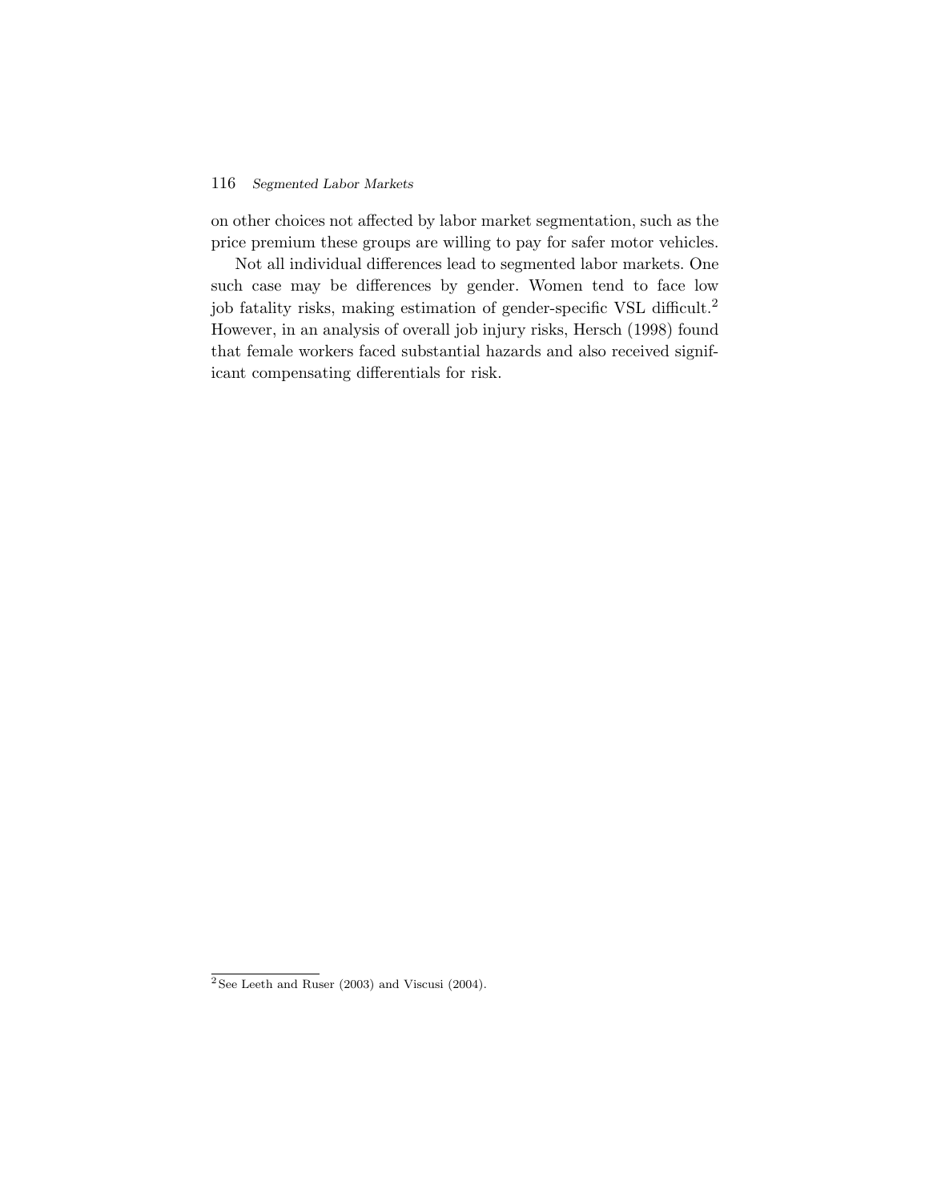on other choices not affected by labor market segmentation, such as the price premium these groups are willing to pay for safer motor vehicles.

Not all individual differences lead to segmented labor markets. One such case may be differences by gender. Women tend to face low job fatality risks, making estimation of gender-specific VSL difficult.[2] However, in an analysis of overall job injury risks, Hersch (1998) found that female workers faced substantial hazards and also received significant compensating differentials for risk.

[2] See Leeth and Ruser (2003) and Viscusi (2004).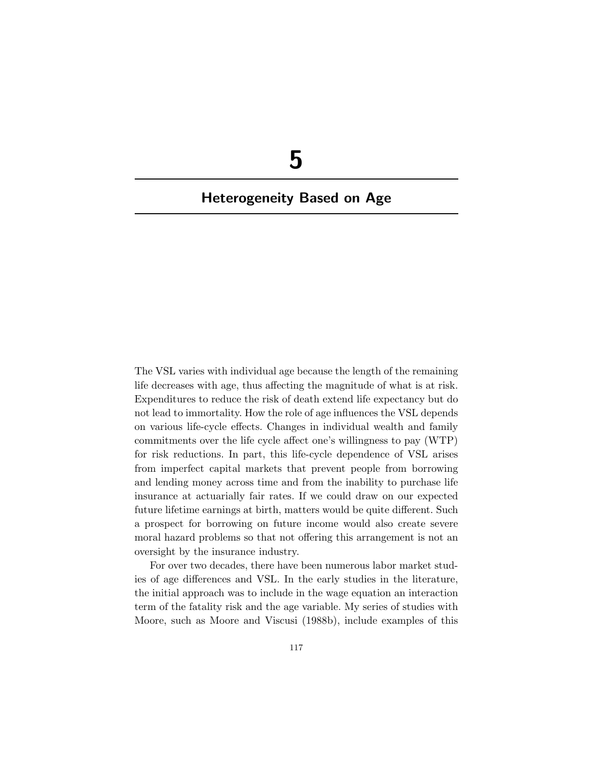# 5

## Heterogeneity Based on Age

The VSL varies with individual age because the length of the remaining life decreases with age, thus affecting the magnitude of what is at risk. Expenditures to reduce the risk of death extend life expectancy but do not lead to immortality. How the role of age influences the VSL depends on various life-cycle effects. Changes in individual wealth and family commitments over the life cycle affect one's willingness to pay (WTP) for risk reductions. In part, this life-cycle dependence of VSL arises from imperfect capital markets that prevent people from borrowing and lending money across time and from the inability to purchase life insurance at actuarially fair rates. If we could draw on our expected future lifetime earnings at birth, matters would be quite different. Such a prospect for borrowing on future income would also create severe moral hazard problems so that not offering this arrangement is not an oversight by the insurance industry.

For over two decades, there have been numerous labor market studies of age differences and VSL. In the early studies in the literature, the initial approach was to include in the wage equation an interaction term of the fatality risk and the age variable. My series of studies with Moore, such as Moore and Viscusi (1988b), include examples of this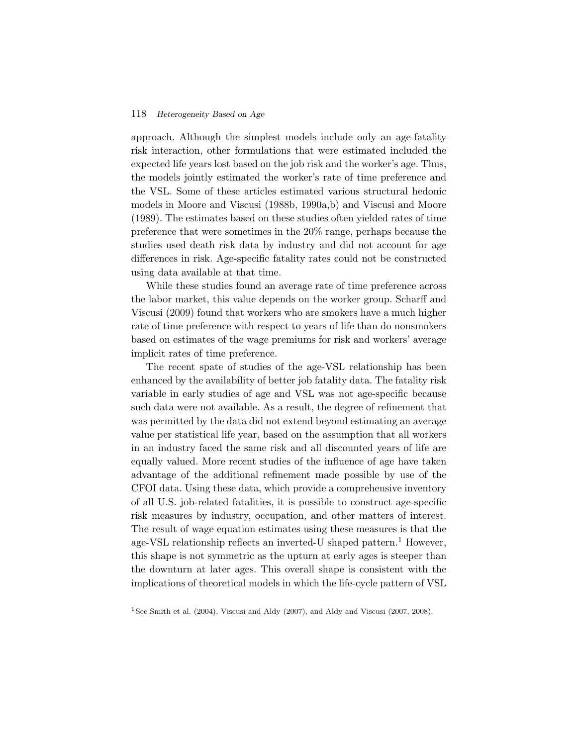approach. Although the simplest models include only an age-fatality risk interaction, other formulations that were estimated included the expected life years lost based on the job risk and the worker's age. Thus, the models jointly estimated the worker's rate of time preference and the VSL. Some of these articles estimated various structural hedonic models in Moore and Viscusi (1988b, 1990a,b) and Viscusi and Moore (1989). The estimates based on these studies often yielded rates of time preference that were sometimes in the 20% range, perhaps because the studies used death risk data by industry and did not account for age differences in risk. Age-specific fatality rates could not be constructed using data available at that time.

While these studies found an average rate of time preference across the labor market, this value depends on the worker group. Scharff and Viscusi (2009) found that workers who are smokers have a much higher rate of time preference with respect to years of life than do nonsmokers based on estimates of the wage premiums for risk and workers' average implicit rates of time preference.

The recent spate of studies of the age-VSL relationship has been enhanced by the availability of better job fatality data. The fatality risk variable in early studies of age and VSL was not age-specific because such data were not available. As a result, the degree of refinement that was permitted by the data did not extend beyond estimating an average value per statistical life year, based on the assumption that all workers in an industry faced the same risk and all discounted years of life are equally valued. More recent studies of the influence of age have taken advantage of the additional refinement made possible by use of the CFOI data. Using these data, which provide a comprehensive inventory of all U.S. job-related fatalities, it is possible to construct age-specific risk measures by industry, occupation, and other matters of interest. The result of wage equation estimates using these measures is that the age-VSL relationship reflects an inverted-U shaped pattern.[1] However, this shape is not symmetric as the upturn at early ages is steeper than the downturn at later ages. This overall shape is consistent with the implications of theoretical models in which the life-cycle pattern of VSL

[1] See Smith et al. (2004), Viscusi and Aldy (2007), and Aldy and Viscusi (2007, 2008).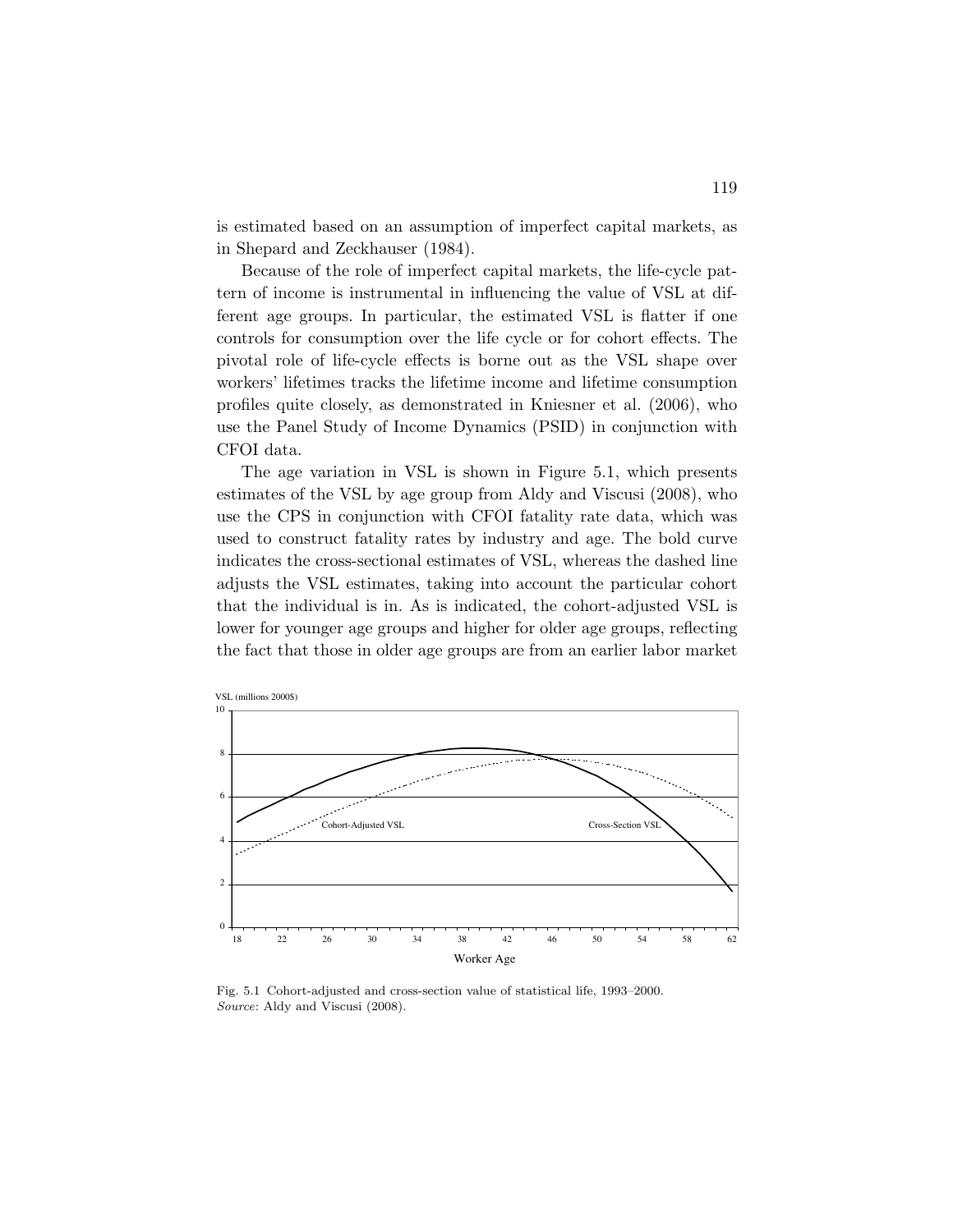is estimated based on an assumption of imperfect capital markets, as in Shepard and Zeckhauser (1984).

Because of the role of imperfect capital markets, the life-cycle pattern of income is instrumental in influencing the value of VSL at different age groups. In particular, the estimated VSL is flatter if one controls for consumption over the life cycle or for cohort effects. The pivotal role of life-cycle effects is borne out as the VSL shape over workers' lifetimes tracks the lifetime income and lifetime consumption profiles quite closely, as demonstrated in Kniesner et al. (2006), who use the Panel Study of Income Dynamics (PSID) in conjunction with CFOI data.

The age variation in VSL is shown in Figure 5.1, which presents estimates of the VSL by age group from Aldy and Viscusi (2008), who use the CPS in conjunction with CFOI fatality rate data, which was used to construct fatality rates by industry and age. The bold curve indicates the cross-sectional estimates of VSL, whereas the dashed line adjusts the VSL estimates, taking into account the particular cohort that the individual is in. As is indicated, the cohort-adjusted VSL is lower for younger age groups and higher for older age groups, reflecting the fact that those in older age groups are from an earlier labor market

Fig. 5.1 Cohort-adjusted and cross-section value of statistical life, 1993–2000.
*Source*: Aldy and Viscusi (2008).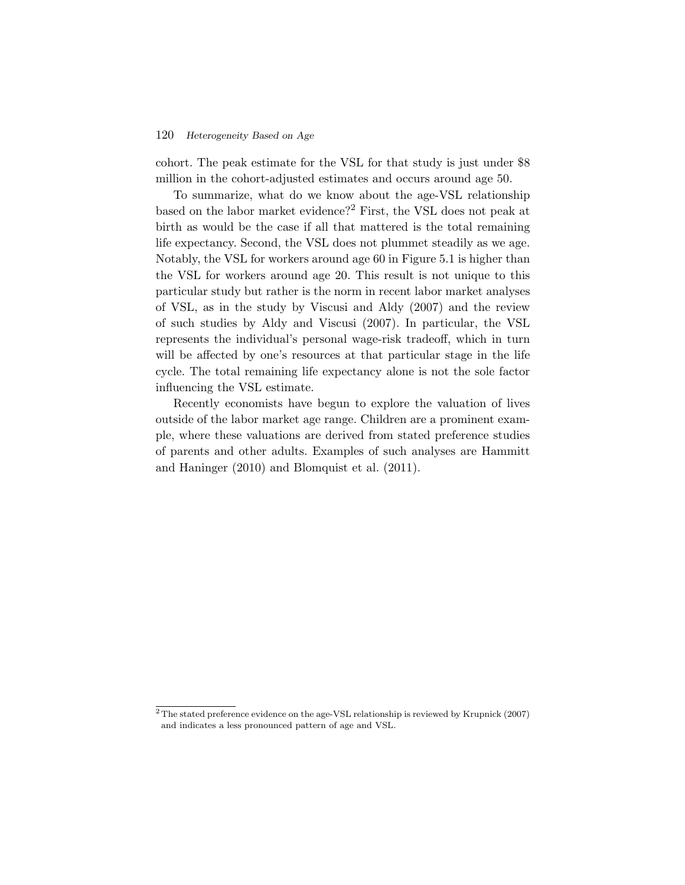cohort. The peak estimate for the VSL for that study is just under $8 million in the cohort-adjusted estimates and occurs around age 50.

To summarize, what do we know about the age-VSL relationship based on the labor market evidence?[2] First, the VSL does not peak at birth as would be the case if all that mattered is the total remaining life expectancy. Second, the VSL does not plummet steadily as we age. Notably, the VSL for workers around age 60 in Figure 5.1 is higher than the VSL for workers around age 20. This result is not unique to this particular study but rather is the norm in recent labor market analyses of VSL, as in the study by Viscusi and Aldy (2007) and the review of such studies by Aldy and Viscusi (2007). In particular, the VSL represents the individual's personal wage-risk tradeoff, which in turn will be affected by one's resources at that particular stage in the life cycle. The total remaining life expectancy alone is not the sole factor influencing the VSL estimate.

Recently economists have begun to explore the valuation of lives outside of the labor market age range. Children are a prominent example, where these valuations are derived from stated preference studies of parents and other adults. Examples of such analyses are Hammitt and Haninger (2010) and Blomquist et al. (2011).

[2] The stated preference evidence on the age-VSL relationship is reviewed by Krupnick (2007) and indicates a less pronounced pattern of age and VSL.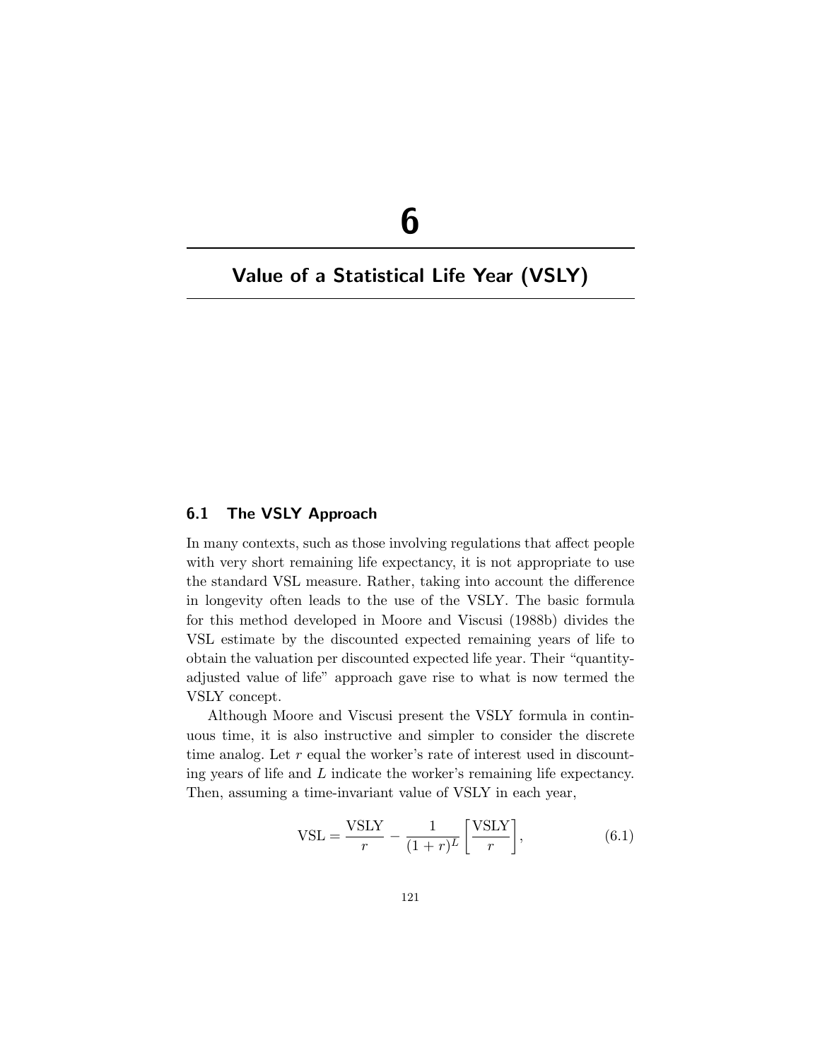# 6

# Value of a Statistical Life Year (VSLY)

## 6.1 The VSLY Approach

In many contexts, such as those involving regulations that affect people with very short remaining life expectancy, it is not appropriate to use the standard VSL measure. Rather, taking into account the difference in longevity often leads to the use of the VSLY. The basic formula for this method developed in Moore and Viscusi (1988b) divides the VSL estimate by the discounted expected remaining years of life to obtain the valuation per discounted expected life year. Their "quantity-adjusted value of life" approach gave rise to what is now termed the VSLY concept.

Although Moore and Viscusi present the VSLY formula in continuous time, it is also instructive and simpler to consider the discrete time analog. Let $r$ equal the worker's rate of interest used in discounting years of life and $L$ indicate the worker's remaining life expectancy. Then, assuming a time-invariant value of VSLY in each year,

$$\text{VSL} = \frac{\text{VSLY}}{r} - \frac{1}{(1+r)^L}\left[\frac{\text{VSLY}}{r}\right], \tag{6.1}$$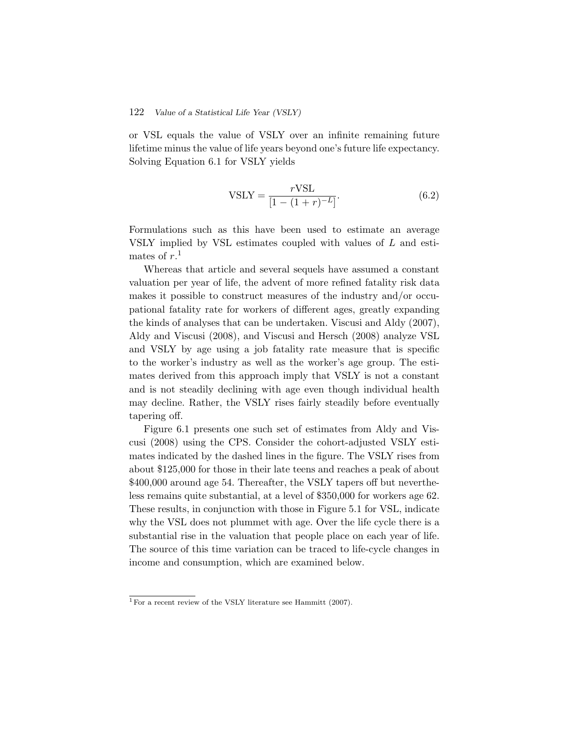or VSL equals the value of VSLY over an infinite remaining future lifetime minus the value of life years beyond one's future life expectancy. Solving Equation 6.1 for VSLY yields

$$\mathrm{VSLY} = \frac{r\mathrm{VSL}}{[1-(1+r)^{-L}]}. \tag{6.2}$$

Formulations such as this have been used to estimate an average VSLY implied by VSL estimates coupled with values of $L$ and estimates of $r$.[1]

Whereas that article and several sequels have assumed a constant valuation per year of life, the advent of more refined fatality risk data makes it possible to construct measures of the industry and/or occupational fatality rate for workers of different ages, greatly expanding the kinds of analyses that can be undertaken. Viscusi and Aldy (2007), Aldy and Viscusi (2008), and Viscusi and Hersch (2008) analyze VSL and VSLY by age using a job fatality rate measure that is specific to the worker's industry as well as the worker's age group. The estimates derived from this approach imply that VSLY is not a constant and is not steadily declining with age even though individual health may decline. Rather, the VSLY rises fairly steadily before eventually tapering off.

Figure 6.1 presents one such set of estimates from Aldy and Viscusi (2008) using the CPS. Consider the cohort-adjusted VSLY estimates indicated by the dashed lines in the figure. The VSLY rises from about $125,000 for those in their late teens and reaches a peak of about $400,000 around age 54. Thereafter, the VSLY tapers off but nevertheless remains quite substantial, at a level of $350,000 for workers age 62. These results, in conjunction with those in Figure 5.1 for VSL, indicate why the VSL does not plummet with age. Over the life cycle there is a substantial rise in the valuation that people place on each year of life. The source of this time variation can be traced to life-cycle changes in income and consumption, which are examined below.

[1] For a recent review of the VSLY literature see Hammitt (2007).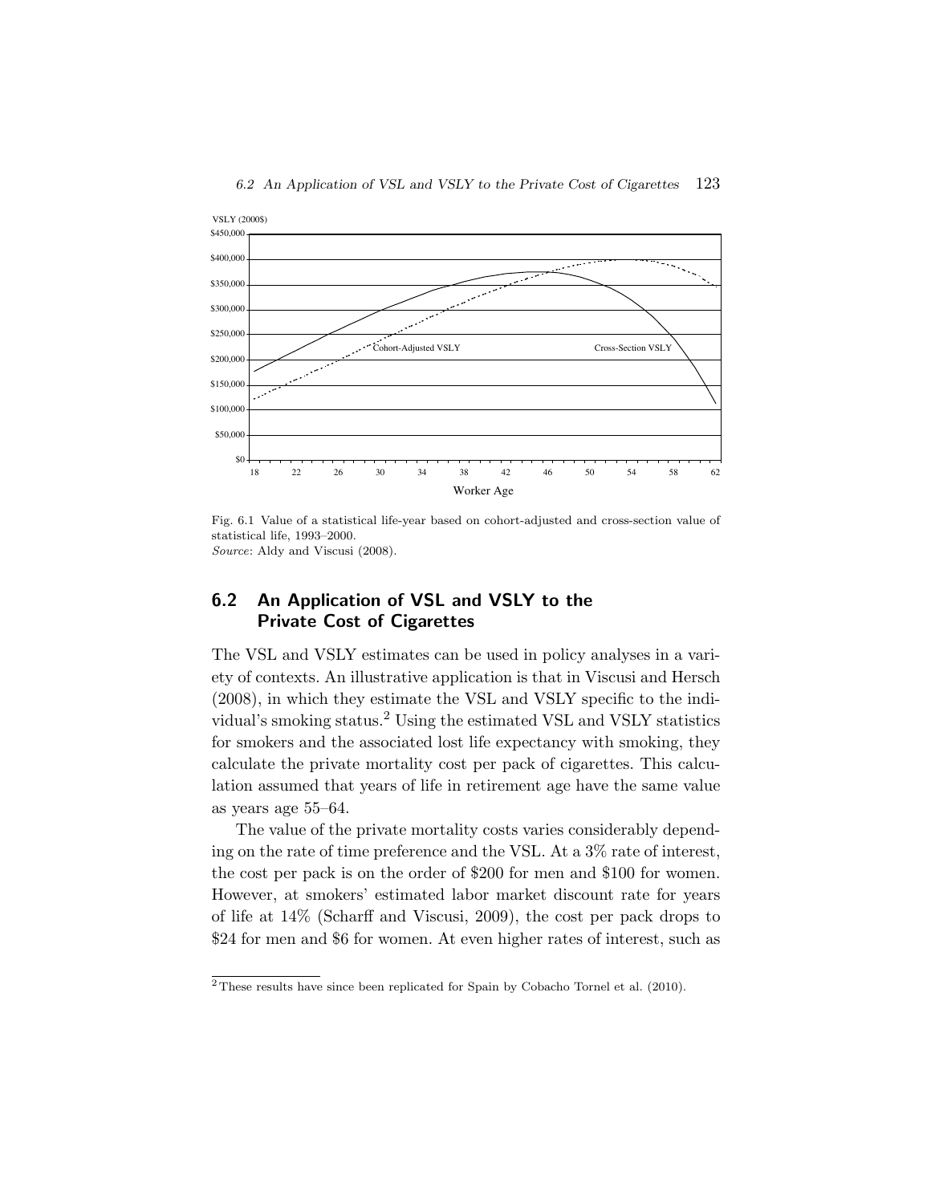Fig. 6.1 Value of a statistical life-year based on cohort-adjusted and cross-section value of statistical life, 1993–2000.
*Source*: Aldy and Viscusi (2008).

## 6.2 An Application of VSL and VSLY to the Private Cost of Cigarettes

The VSL and VSLY estimates can be used in policy analyses in a variety of contexts. An illustrative application is that in Viscusi and Hersch (2008), in which they estimate the VSL and VSLY specific to the individual's smoking status.[2] Using the estimated VSL and VSLY statistics for smokers and the associated lost life expectancy with smoking, they calculate the private mortality cost per pack of cigarettes. This calculation assumed that years of life in retirement age have the same value as years age 55–64.

The value of the private mortality costs varies considerably depending on the rate of time preference and the VSL. At a 3% rate of interest, the cost per pack is on the order of $200 for men and $100 for women. However, at smokers' estimated labor market discount rate for years of life at 14% (Scharff and Viscusi, 2009), the cost per pack drops to $24 for men and $6 for women. At even higher rates of interest, such as

[2] These results have since been replicated for Spain by Cobacho Tornel et al. (2010).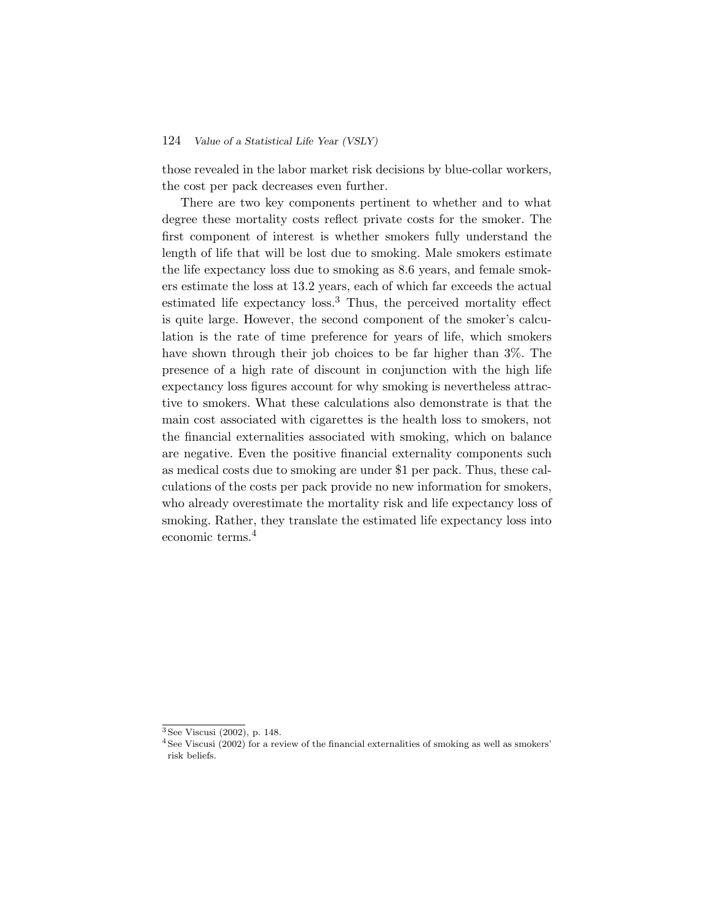those revealed in the labor market risk decisions by blue-collar workers, the cost per pack decreases even further.

There are two key components pertinent to whether and to what degree these mortality costs reflect private costs for the smoker. The first component of interest is whether smokers fully understand the length of life that will be lost due to smoking. Male smokers estimate the life expectancy loss due to smoking as 8.6 years, and female smokers estimate the loss at 13.2 years, each of which far exceeds the actual estimated life expectancy loss.[3] Thus, the perceived mortality effect is quite large. However, the second component of the smoker's calculation is the rate of time preference for years of life, which smokers have shown through their job choices to be far higher than 3%. The presence of a high rate of discount in conjunction with the high life expectancy loss figures account for why smoking is nevertheless attractive to smokers. What these calculations also demonstrate is that the main cost associated with cigarettes is the health loss to smokers, not the financial externalities associated with smoking, which on balance are negative. Even the positive financial externality components such as medical costs due to smoking are under $1 per pack. Thus, these calculations of the costs per pack provide no new information for smokers, who already overestimate the mortality risk and life expectancy loss of smoking. Rather, they translate the estimated life expectancy loss into economic terms.[4]

---

[3] See Viscusi (2002), p. 148.

[4] See Viscusi (2002) for a review of the financial externalities of smoking as well as smokers' risk beliefs.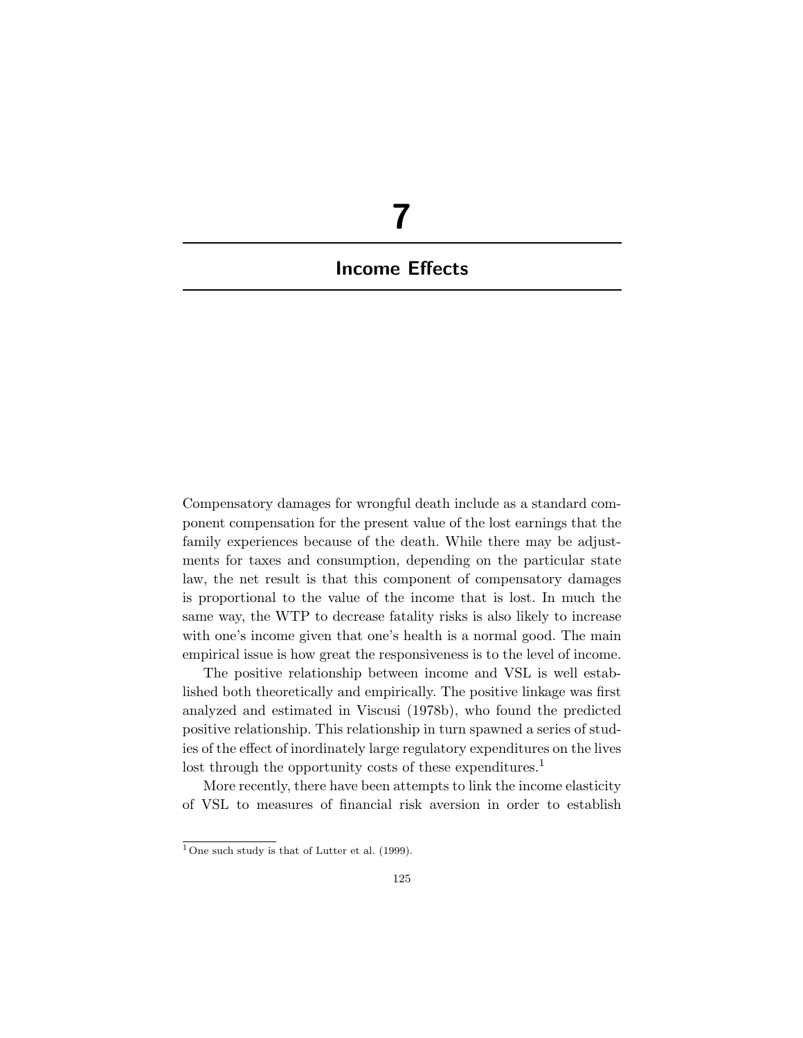# 7

# Income Effects

Compensatory damages for wrongful death include as a standard component compensation for the present value of the lost earnings that the family experiences because of the death. While there may be adjustments for taxes and consumption, depending on the particular state law, the net result is that this component of compensatory damages is proportional to the value of the income that is lost. In much the same way, the WTP to decrease fatality risks is also likely to increase with one's income given that one's health is a normal good. The main empirical issue is how great the responsiveness is to the level of income.

The positive relationship between income and VSL is well established both theoretically and empirically. The positive linkage was first analyzed and estimated in Viscusi (1978b), who found the predicted positive relationship. This relationship in turn spawned a series of studies of the effect of inordinately large regulatory expenditures on the lives lost through the opportunity costs of these expenditures.[1]

More recently, there have been attempts to link the income elasticity of VSL to measures of financial risk aversion in order to establish

[1] One such study is that of Lutter et al. (1999).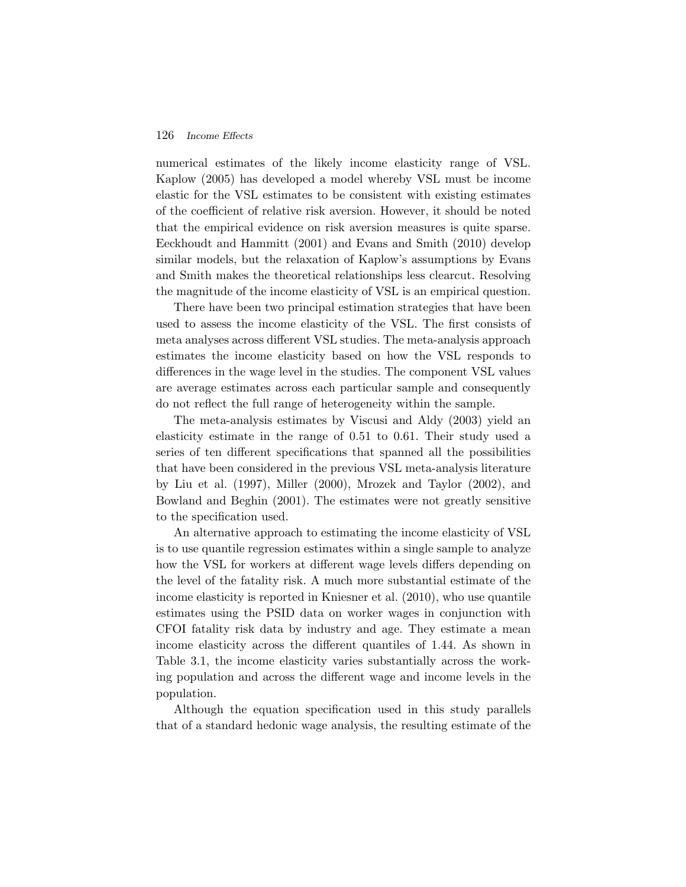numerical estimates of the likely income elasticity range of VSL. Kaplow (2005) has developed a model whereby VSL must be income elastic for the VSL estimates to be consistent with existing estimates of the coefficient of relative risk aversion. However, it should be noted that the empirical evidence on risk aversion measures is quite sparse. Eeckhoudt and Hammitt (2001) and Evans and Smith (2010) develop similar models, but the relaxation of Kaplow's assumptions by Evans and Smith makes the theoretical relationships less clearcut. Resolving the magnitude of the income elasticity of VSL is an empirical question.

There have been two principal estimation strategies that have been used to assess the income elasticity of the VSL. The first consists of meta analyses across different VSL studies. The meta-analysis approach estimates the income elasticity based on how the VSL responds to differences in the wage level in the studies. The component VSL values are average estimates across each particular sample and consequently do not reflect the full range of heterogeneity within the sample.

The meta-analysis estimates by Viscusi and Aldy (2003) yield an elasticity estimate in the range of 0.51 to 0.61. Their study used a series of ten different specifications that spanned all the possibilities that have been considered in the previous VSL meta-analysis literature by Liu et al. (1997), Miller (2000), Mrozek and Taylor (2002), and Bowland and Beghin (2001). The estimates were not greatly sensitive to the specification used.

An alternative approach to estimating the income elasticity of VSL is to use quantile regression estimates within a single sample to analyze how the VSL for workers at different wage levels differs depending on the level of the fatality risk. A much more substantial estimate of the income elasticity is reported in Kniesner et al. (2010), who use quantile estimates using the PSID data on worker wages in conjunction with CFOI fatality risk data by industry and age. They estimate a mean income elasticity across the different quantiles of 1.44. As shown in Table 3.1, the income elasticity varies substantially across the working population and across the different wage and income levels in the population.

Although the equation specification used in this study parallels that of a standard hedonic wage analysis, the resulting estimate of the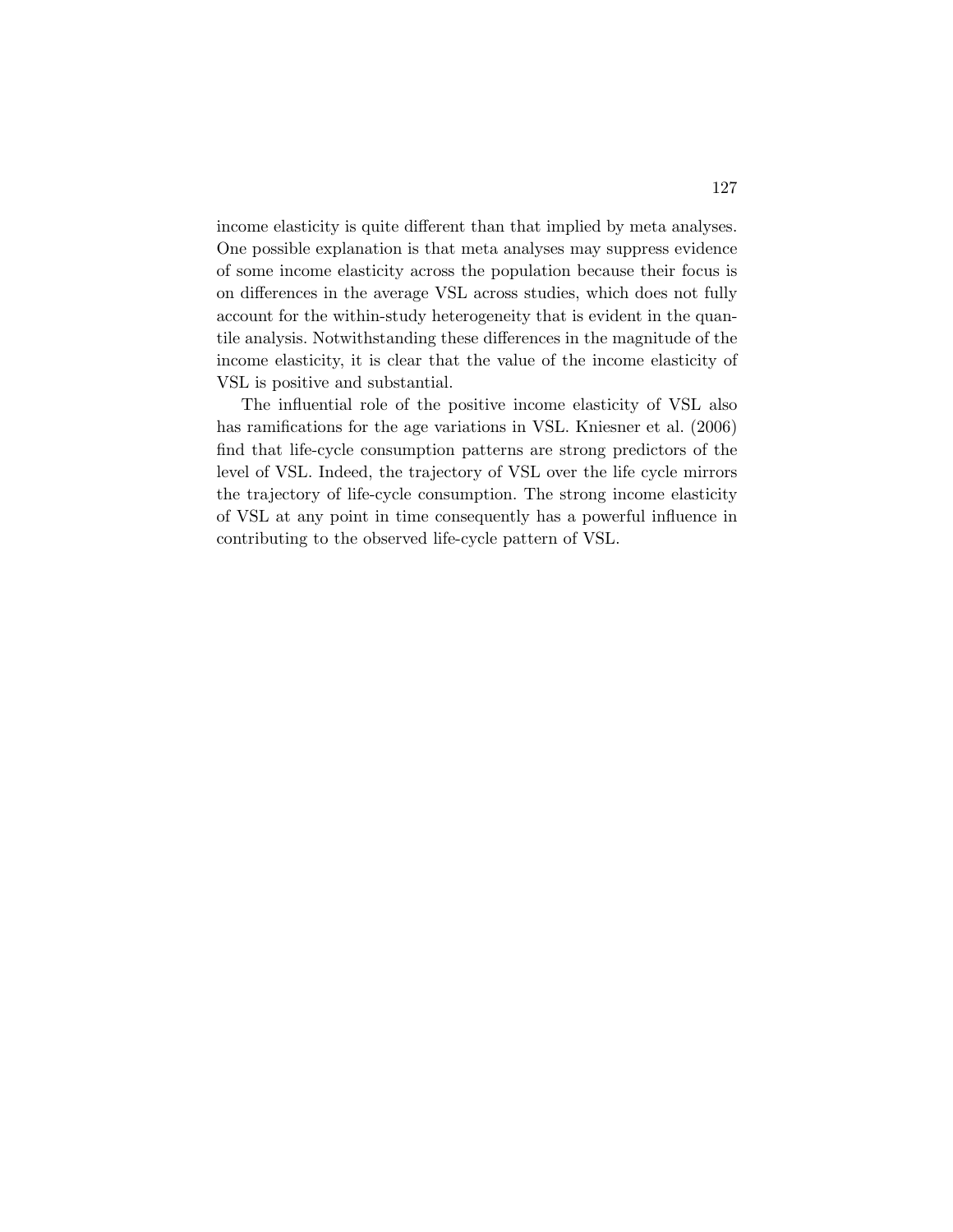income elasticity is quite different than that implied by meta analyses. One possible explanation is that meta analyses may suppress evidence of some income elasticity across the population because their focus is on differences in the average VSL across studies, which does not fully account for the within-study heterogeneity that is evident in the quantile analysis. Notwithstanding these differences in the magnitude of the income elasticity, it is clear that the value of the income elasticity of VSL is positive and substantial.

The influential role of the positive income elasticity of VSL also has ramifications for the age variations in VSL. Kniesner et al. (2006) find that life-cycle consumption patterns are strong predictors of the level of VSL. Indeed, the trajectory of VSL over the life cycle mirrors the trajectory of life-cycle consumption. The strong income elasticity of VSL at any point in time consequently has a powerful influence in contributing to the observed life-cycle pattern of VSL.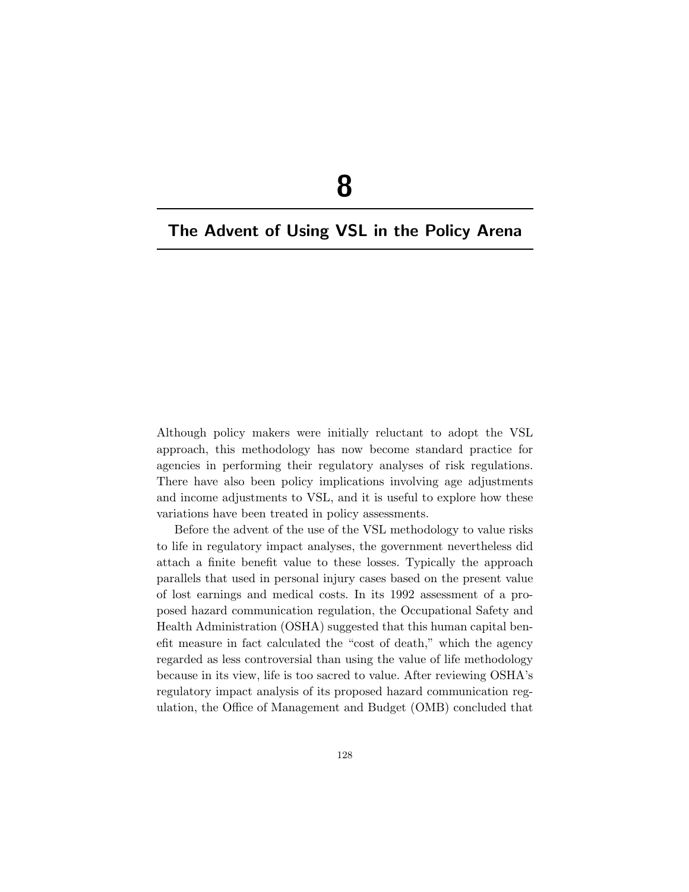# 8

## The Advent of Using VSL in the Policy Arena

Although policy makers were initially reluctant to adopt the VSL approach, this methodology has now become standard practice for agencies in performing their regulatory analyses of risk regulations. There have also been policy implications involving age adjustments and income adjustments to VSL, and it is useful to explore how these variations have been treated in policy assessments.

Before the advent of the use of the VSL methodology to value risks to life in regulatory impact analyses, the government nevertheless did attach a finite benefit value to these losses. Typically the approach parallels that used in personal injury cases based on the present value of lost earnings and medical costs. In its 1992 assessment of a proposed hazard communication regulation, the Occupational Safety and Health Administration (OSHA) suggested that this human capital benefit measure in fact calculated the "cost of death," which the agency regarded as less controversial than using the value of life methodology because in its view, life is too sacred to value. After reviewing OSHA's regulatory impact analysis of its proposed hazard communication regulation, the Office of Management and Budget (OMB) concluded that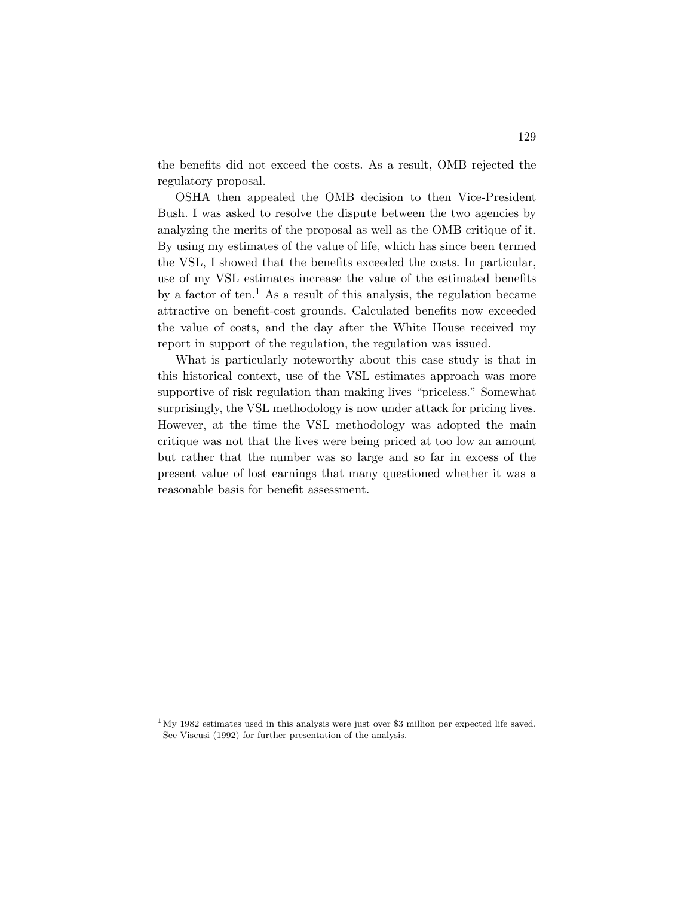the benefits did not exceed the costs. As a result, OMB rejected the regulatory proposal.

OSHA then appealed the OMB decision to then Vice-President Bush. I was asked to resolve the dispute between the two agencies by analyzing the merits of the proposal as well as the OMB critique of it. By using my estimates of the value of life, which has since been termed the VSL, I showed that the benefits exceeded the costs. In particular, use of my VSL estimates increase the value of the estimated benefits by a factor of ten.[1] As a result of this analysis, the regulation became attractive on benefit-cost grounds. Calculated benefits now exceeded the value of costs, and the day after the White House received my report in support of the regulation, the regulation was issued.

What is particularly noteworthy about this case study is that in this historical context, use of the VSL estimates approach was more supportive of risk regulation than making lives "priceless." Somewhat surprisingly, the VSL methodology is now under attack for pricing lives. However, at the time the VSL methodology was adopted the main critique was not that the lives were being priced at too low an amount but rather that the number was so large and so far in excess of the present value of lost earnings that many questioned whether it was a reasonable basis for benefit assessment.

[1] My 1982 estimates used in this analysis were just over $3 million per expected life saved. See Viscusi (1992) for further presentation of the analysis.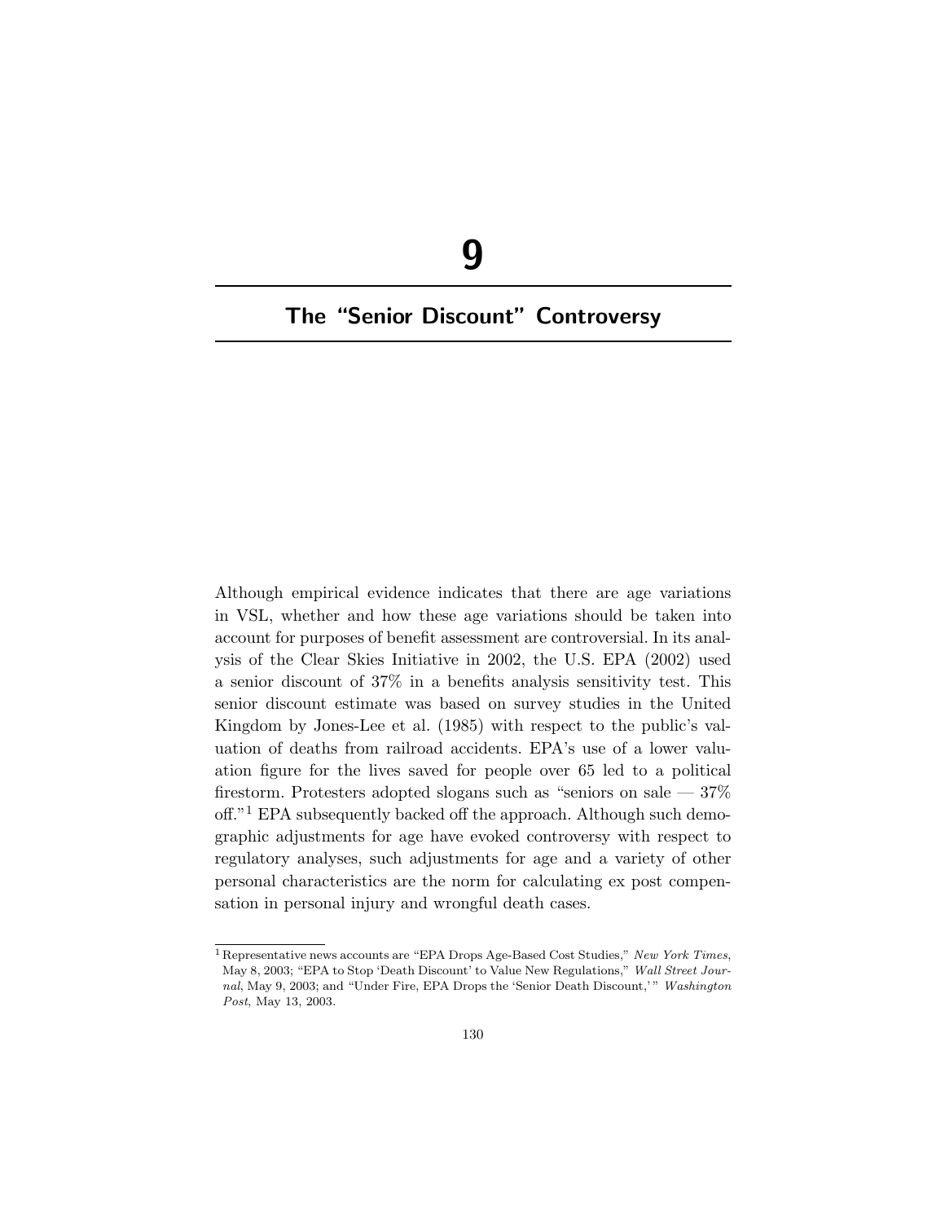# 9

# The "Senior Discount" Controversy

Although empirical evidence indicates that there are age variations in VSL, whether and how these age variations should be taken into account for purposes of benefit assessment are controversial. In its analysis of the Clear Skies Initiative in 2002, the U.S. EPA (2002) used a senior discount of 37% in a benefits analysis sensitivity test. This senior discount estimate was based on survey studies in the United Kingdom by Jones-Lee et al. (1985) with respect to the public's valuation of deaths from railroad accidents. EPA's use of a lower valuation figure for the lives saved for people over 65 led to a political firestorm. Protesters adopted slogans such as "seniors on sale — 37% off."[1] EPA subsequently backed off the approach. Although such demographic adjustments for age have evoked controversy with respect to regulatory analyses, such adjustments for age and a variety of other personal characteristics are the norm for calculating ex post compensation in personal injury and wrongful death cases.

[1] Representative news accounts are "EPA Drops Age-Based Cost Studies," *New York Times*, May 8, 2003; "EPA to Stop 'Death Discount' to Value New Regulations," *Wall Street Journal*, May 9, 2003; and "Under Fire, EPA Drops the 'Senior Death Discount,'" *Washington Post*, May 13, 2003.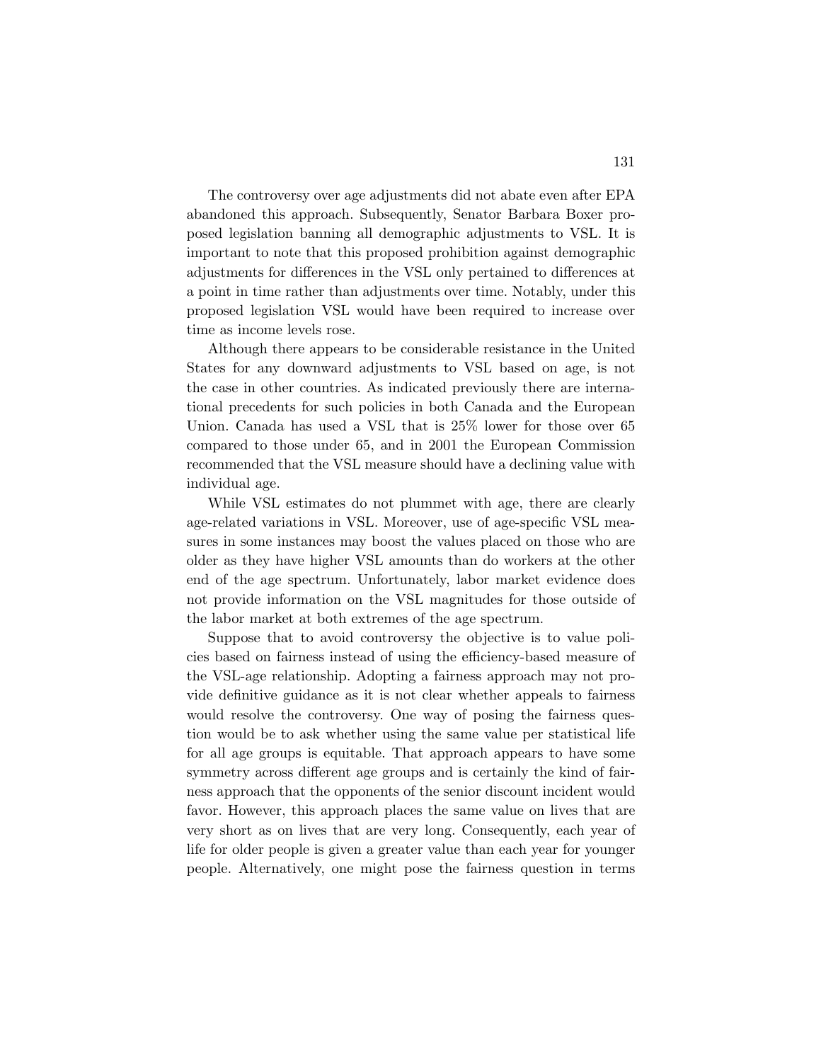The controversy over age adjustments did not abate even after EPA abandoned this approach. Subsequently, Senator Barbara Boxer proposed legislation banning all demographic adjustments to VSL. It is important to note that this proposed prohibition against demographic adjustments for differences in the VSL only pertained to differences at a point in time rather than adjustments over time. Notably, under this proposed legislation VSL would have been required to increase over time as income levels rose.

Although there appears to be considerable resistance in the United States for any downward adjustments to VSL based on age, is not the case in other countries. As indicated previously there are international precedents for such policies in both Canada and the European Union. Canada has used a VSL that is 25% lower for those over 65 compared to those under 65, and in 2001 the European Commission recommended that the VSL measure should have a declining value with individual age.

While VSL estimates do not plummet with age, there are clearly age-related variations in VSL. Moreover, use of age-specific VSL measures in some instances may boost the values placed on those who are older as they have higher VSL amounts than do workers at the other end of the age spectrum. Unfortunately, labor market evidence does not provide information on the VSL magnitudes for those outside of the labor market at both extremes of the age spectrum.

Suppose that to avoid controversy the objective is to value policies based on fairness instead of using the efficiency-based measure of the VSL-age relationship. Adopting a fairness approach may not provide definitive guidance as it is not clear whether appeals to fairness would resolve the controversy. One way of posing the fairness question would be to ask whether using the same value per statistical life for all age groups is equitable. That approach appears to have some symmetry across different age groups and is certainly the kind of fairness approach that the opponents of the senior discount incident would favor. However, this approach places the same value on lives that are very short as on lives that are very long. Consequently, each year of life for older people is given a greater value than each year for younger people. Alternatively, one might pose the fairness question in terms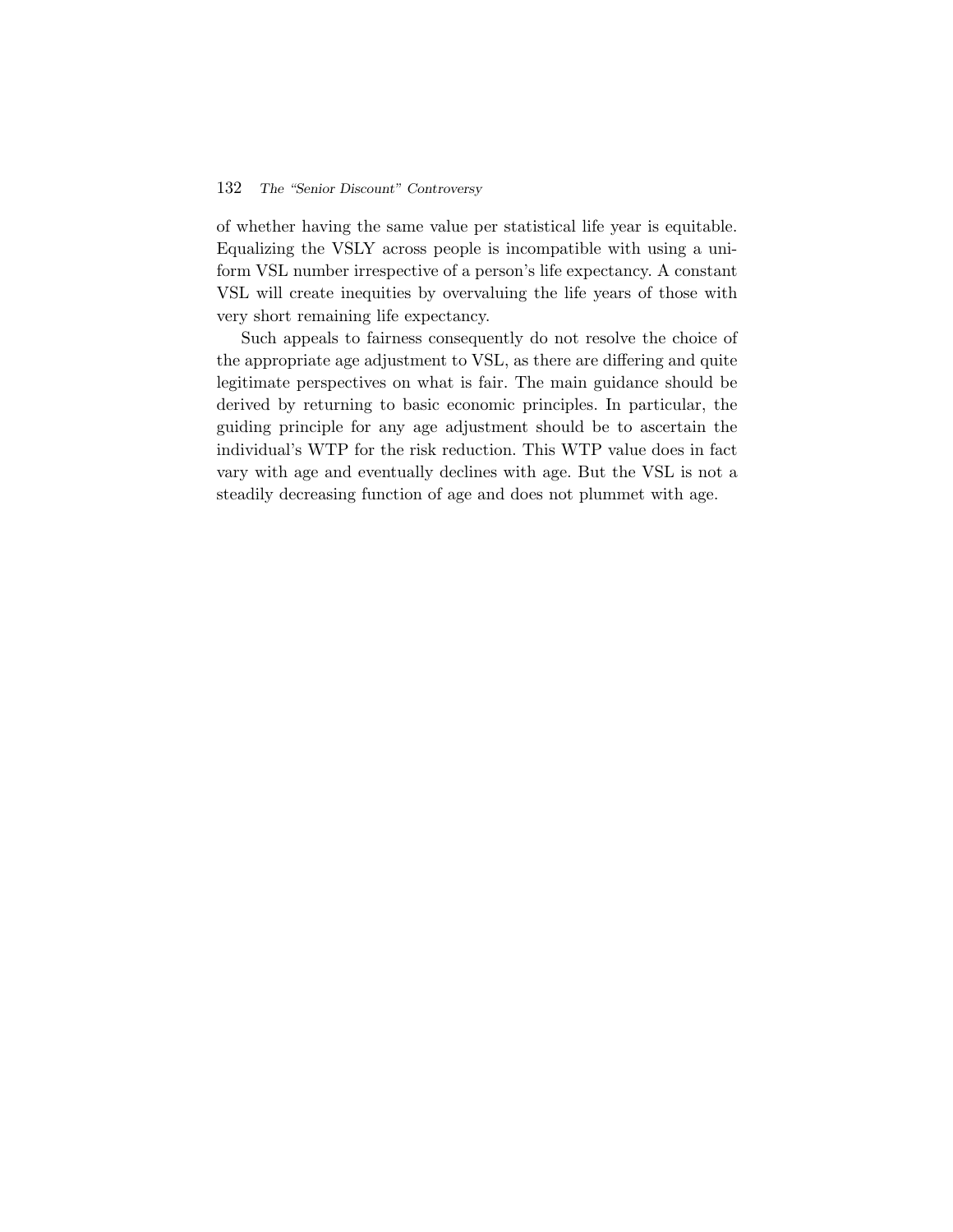of whether having the same value per statistical life year is equitable. Equalizing the VSLY across people is incompatible with using a uniform VSL number irrespective of a person's life expectancy. A constant VSL will create inequities by overvaluing the life years of those with very short remaining life expectancy.

Such appeals to fairness consequently do not resolve the choice of the appropriate age adjustment to VSL, as there are differing and quite legitimate perspectives on what is fair. The main guidance should be derived by returning to basic economic principles. In particular, the guiding principle for any age adjustment should be to ascertain the individual's WTP for the risk reduction. This WTP value does in fact vary with age and eventually declines with age. But the VSL is not a steadily decreasing function of age and does not plummet with age.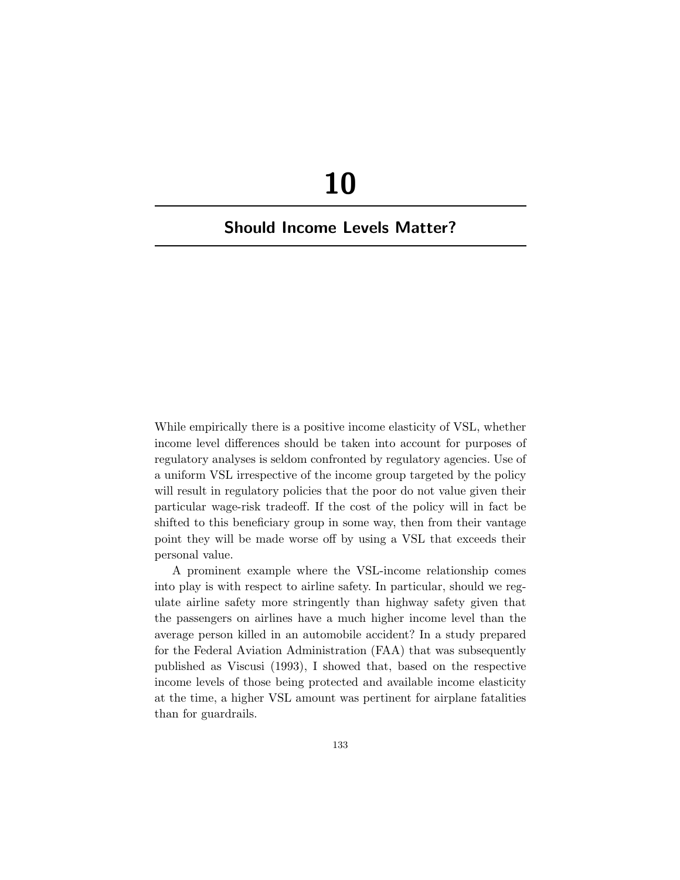# 10

## Should Income Levels Matter?

While empirically there is a positive income elasticity of VSL, whether income level differences should be taken into account for purposes of regulatory analyses is seldom confronted by regulatory agencies. Use of a uniform VSL irrespective of the income group targeted by the policy will result in regulatory policies that the poor do not value given their particular wage-risk tradeoff. If the cost of the policy will in fact be shifted to this beneficiary group in some way, then from their vantage point they will be made worse off by using a VSL that exceeds their personal value.

A prominent example where the VSL-income relationship comes into play is with respect to airline safety. In particular, should we regulate airline safety more stringently than highway safety given that the passengers on airlines have a much higher income level than the average person killed in an automobile accident? In a study prepared for the Federal Aviation Administration (FAA) that was subsequently published as Viscusi (1993), I showed that, based on the respective income levels of those being protected and available income elasticity at the time, a higher VSL amount was pertinent for airplane fatalities than for guardrails.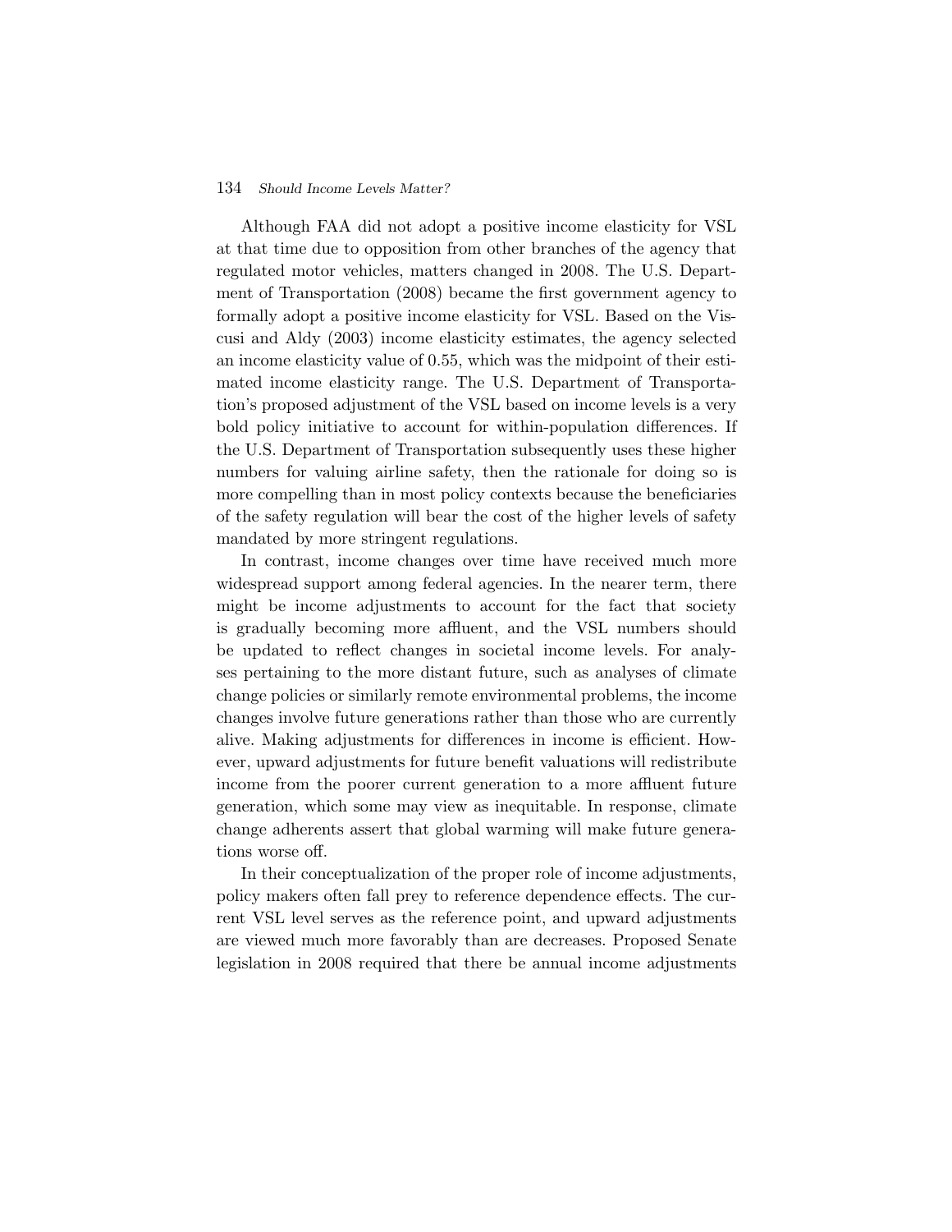Although FAA did not adopt a positive income elasticity for VSL at that time due to opposition from other branches of the agency that regulated motor vehicles, matters changed in 2008. The U.S. Department of Transportation (2008) became the first government agency to formally adopt a positive income elasticity for VSL. Based on the Viscusi and Aldy (2003) income elasticity estimates, the agency selected an income elasticity value of 0.55, which was the midpoint of their estimated income elasticity range. The U.S. Department of Transportation's proposed adjustment of the VSL based on income levels is a very bold policy initiative to account for within-population differences. If the U.S. Department of Transportation subsequently uses these higher numbers for valuing airline safety, then the rationale for doing so is more compelling than in most policy contexts because the beneficiaries of the safety regulation will bear the cost of the higher levels of safety mandated by more stringent regulations.

In contrast, income changes over time have received much more widespread support among federal agencies. In the nearer term, there might be income adjustments to account for the fact that society is gradually becoming more affluent, and the VSL numbers should be updated to reflect changes in societal income levels. For analyses pertaining to the more distant future, such as analyses of climate change policies or similarly remote environmental problems, the income changes involve future generations rather than those who are currently alive. Making adjustments for differences in income is efficient. However, upward adjustments for future benefit valuations will redistribute income from the poorer current generation to a more affluent future generation, which some may view as inequitable. In response, climate change adherents assert that global warming will make future generations worse off.

In their conceptualization of the proper role of income adjustments, policy makers often fall prey to reference dependence effects. The current VSL level serves as the reference point, and upward adjustments are viewed much more favorably than are decreases. Proposed Senate legislation in 2008 required that there be annual income adjustments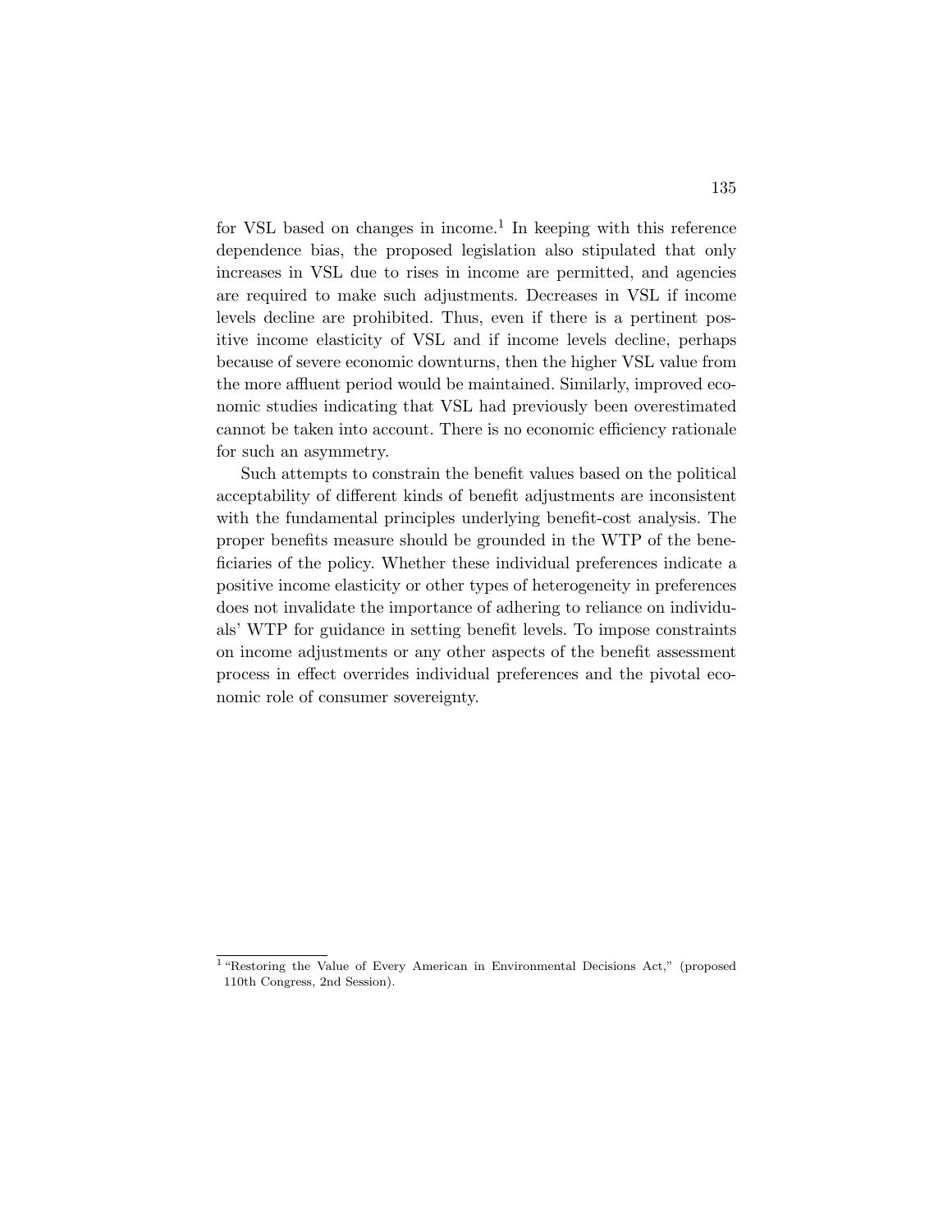for VSL based on changes in income.[1] In keeping with this reference dependence bias, the proposed legislation also stipulated that only increases in VSL due to rises in income are permitted, and agencies are required to make such adjustments. Decreases in VSL if income levels decline are prohibited. Thus, even if there is a pertinent positive income elasticity of VSL and if income levels decline, perhaps because of severe economic downturns, then the higher VSL value from the more affluent period would be maintained. Similarly, improved economic studies indicating that VSL had previously been overestimated cannot be taken into account. There is no economic efficiency rationale for such an asymmetry.

Such attempts to constrain the benefit values based on the political acceptability of different kinds of benefit adjustments are inconsistent with the fundamental principles underlying benefit-cost analysis. The proper benefits measure should be grounded in the WTP of the beneficiaries of the policy. Whether these individual preferences indicate a positive income elasticity or other types of heterogeneity in preferences does not invalidate the importance of adhering to reliance on individuals' WTP for guidance in setting benefit levels. To impose constraints on income adjustments or any other aspects of the benefit assessment process in effect overrides individual preferences and the pivotal economic role of consumer sovereignty.

[1] "Restoring the Value of Every American in Environmental Decisions Act," (proposed 110th Congress, 2nd Session).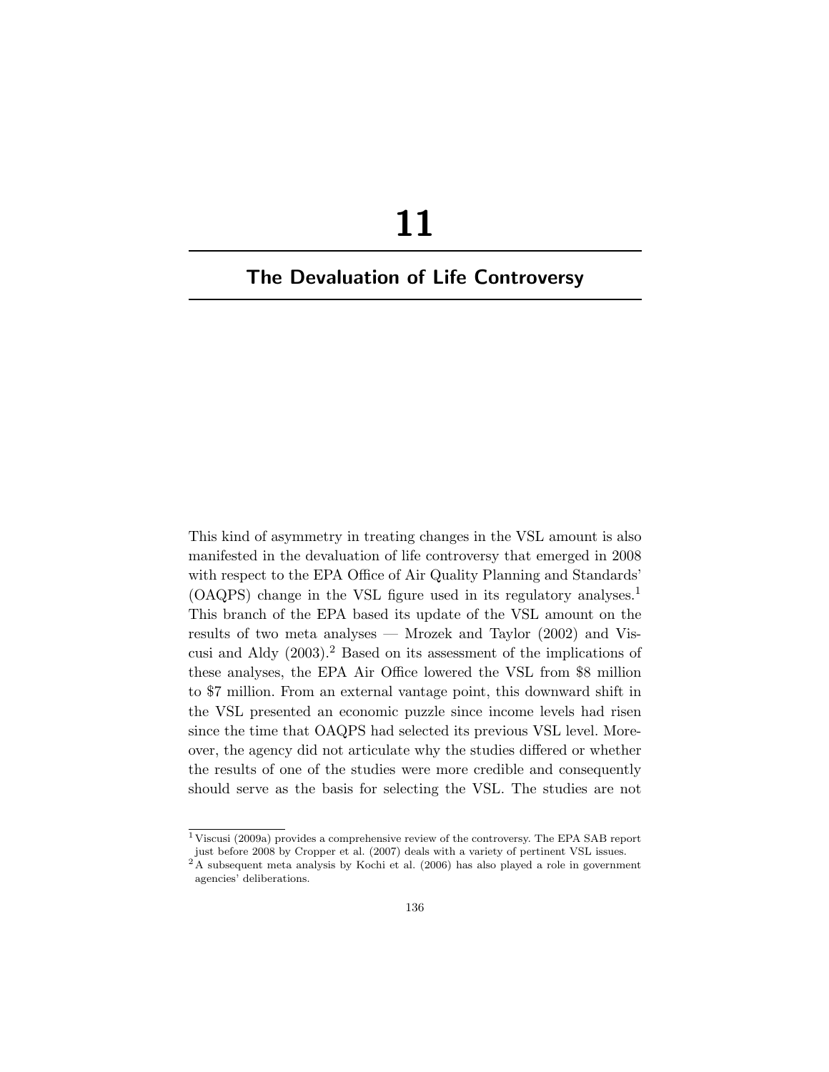# 11

## The Devaluation of Life Controversy

This kind of asymmetry in treating changes in the VSL amount is also manifested in the devaluation of life controversy that emerged in 2008 with respect to the EPA Office of Air Quality Planning and Standards' (OAQPS) change in the VSL figure used in its regulatory analyses.[1] This branch of the EPA based its update of the VSL amount on the results of two meta analyses — Mrozek and Taylor (2002) and Viscusi and Aldy (2003).[2] Based on its assessment of the implications of these analyses, the EPA Air Office lowered the VSL from \$8 million to \$7 million. From an external vantage point, this downward shift in the VSL presented an economic puzzle since income levels had risen since the time that OAQPS had selected its previous VSL level. Moreover, the agency did not articulate why the studies differed or whether the results of one of the studies were more credible and consequently should serve as the basis for selecting the VSL. The studies are not

[1] Viscusi (2009a) provides a comprehensive review of the controversy. The EPA SAB report just before 2008 by Cropper et al. (2007) deals with a variety of pertinent VSL issues.

[2] A subsequent meta analysis by Kochi et al. (2006) has also played a role in government agencies' deliberations.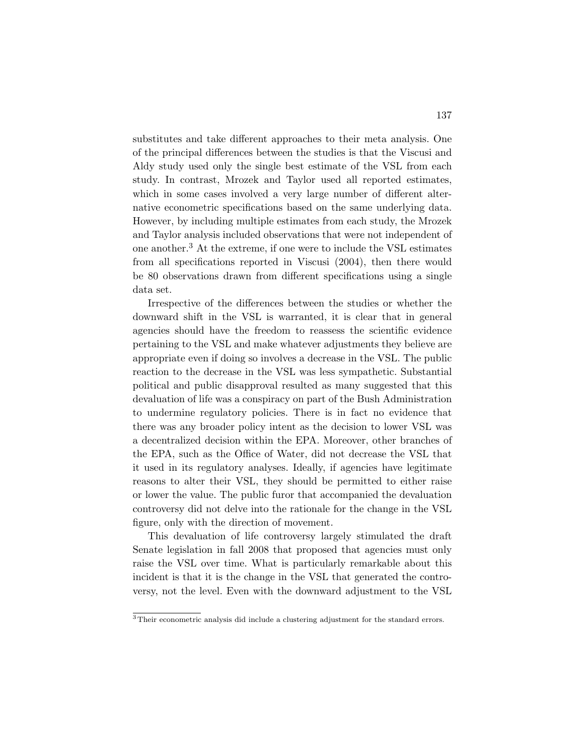substitutes and take different approaches to their meta analysis. One of the principal differences between the studies is that the Viscusi and Aldy study used only the single best estimate of the VSL from each study. In contrast, Mrozek and Taylor used all reported estimates, which in some cases involved a very large number of different alternative econometric specifications based on the same underlying data. However, by including multiple estimates from each study, the Mrozek and Taylor analysis included observations that were not independent of one another.[3] At the extreme, if one were to include the VSL estimates from all specifications reported in Viscusi (2004), then there would be 80 observations drawn from different specifications using a single data set.

Irrespective of the differences between the studies or whether the downward shift in the VSL is warranted, it is clear that in general agencies should have the freedom to reassess the scientific evidence pertaining to the VSL and make whatever adjustments they believe are appropriate even if doing so involves a decrease in the VSL. The public reaction to the decrease in the VSL was less sympathetic. Substantial political and public disapproval resulted as many suggested that this devaluation of life was a conspiracy on part of the Bush Administration to undermine regulatory policies. There is in fact no evidence that there was any broader policy intent as the decision to lower VSL was a decentralized decision within the EPA. Moreover, other branches of the EPA, such as the Office of Water, did not decrease the VSL that it used in its regulatory analyses. Ideally, if agencies have legitimate reasons to alter their VSL, they should be permitted to either raise or lower the value. The public furor that accompanied the devaluation controversy did not delve into the rationale for the change in the VSL figure, only with the direction of movement.

This devaluation of life controversy largely stimulated the draft Senate legislation in fall 2008 that proposed that agencies must only raise the VSL over time. What is particularly remarkable about this incident is that it is the change in the VSL that generated the controversy, not the level. Even with the downward adjustment to the VSL

[3] Their econometric analysis did include a clustering adjustment for the standard errors.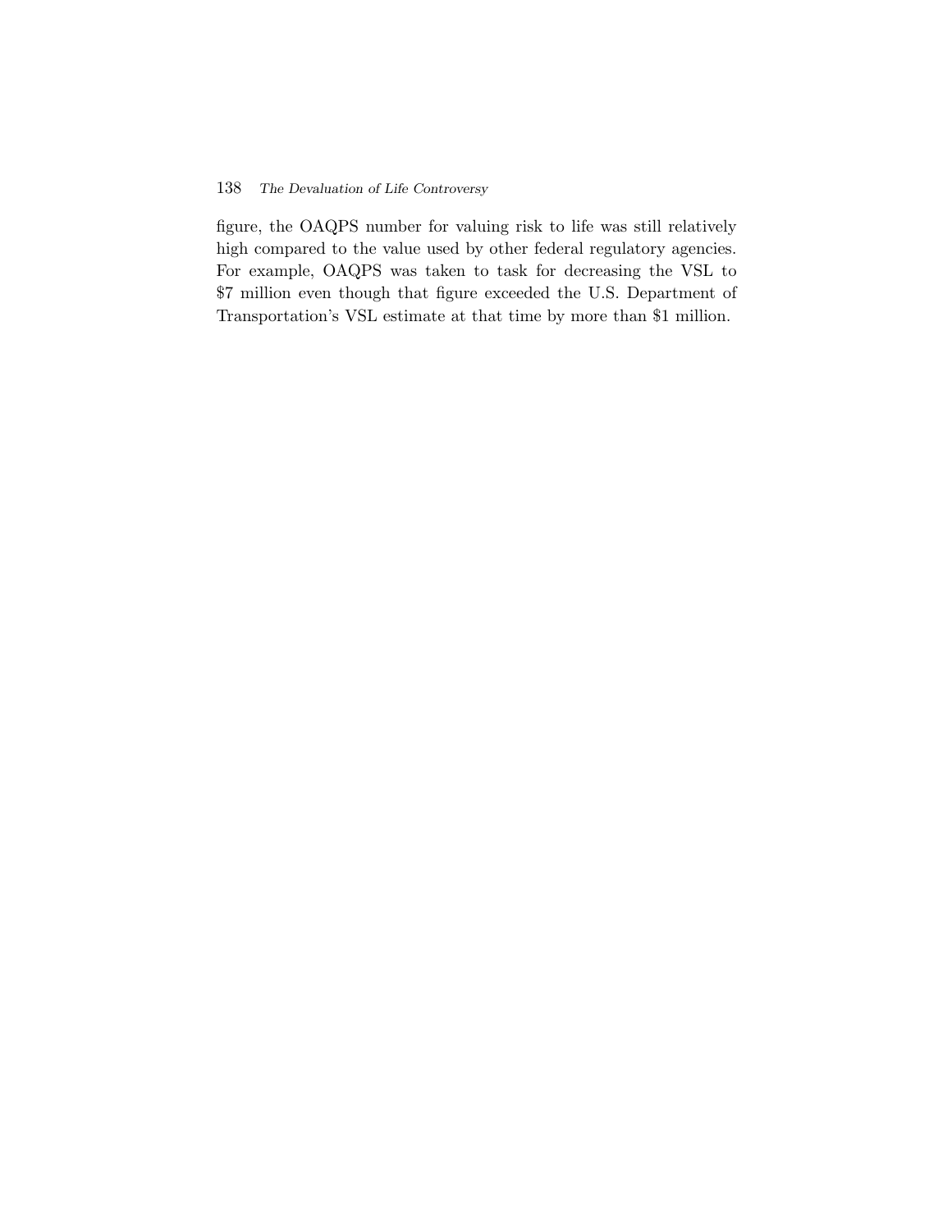figure, the OAQPS number for valuing risk to life was still relatively high compared to the value used by other federal regulatory agencies. For example, OAQPS was taken to task for decreasing the VSL to $7 million even though that figure exceeded the U.S. Department of Transportation's VSL estimate at that time by more than $1 million.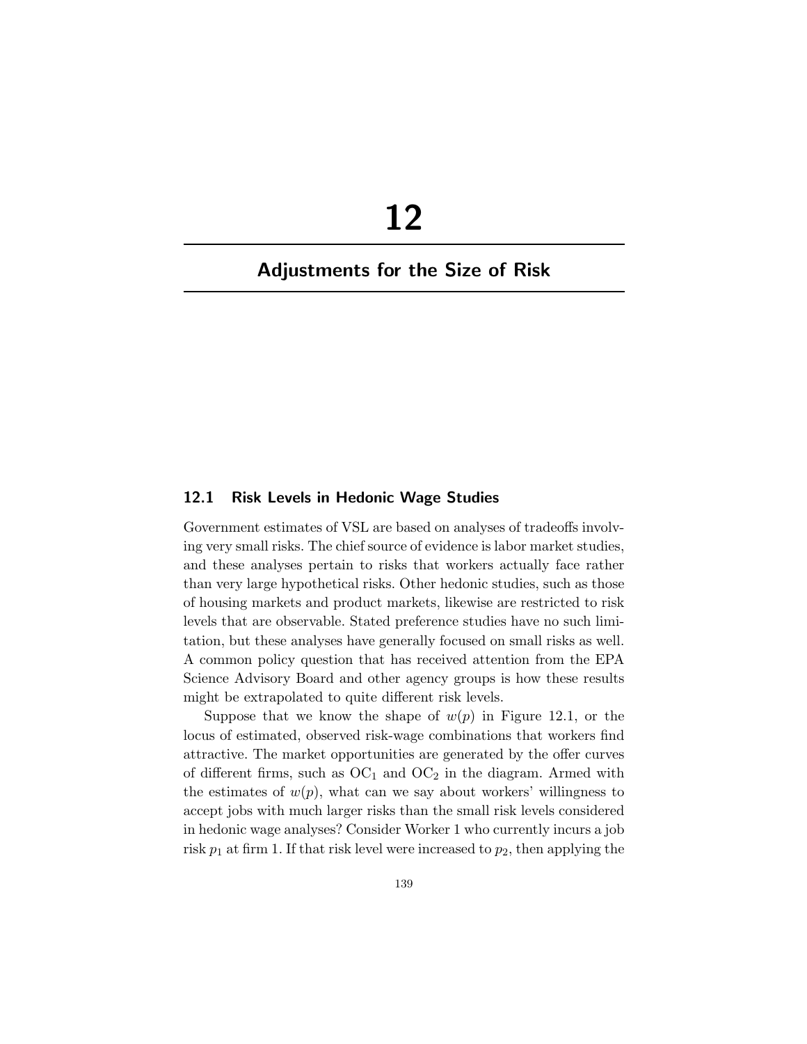# 12

## Adjustments for the Size of Risk

### 12.1 Risk Levels in Hedonic Wage Studies

Government estimates of VSL are based on analyses of tradeoffs involving very small risks. The chief source of evidence is labor market studies, and these analyses pertain to risks that workers actually face rather than very large hypothetical risks. Other hedonic studies, such as those of housing markets and product markets, likewise are restricted to risk levels that are observable. Stated preference studies have no such limitation, but these analyses have generally focused on small risks as well. A common policy question that has received attention from the EPA Science Advisory Board and other agency groups is how these results might be extrapolated to quite different risk levels.

Suppose that we know the shape of $w(p)$ in Figure 12.1, or the locus of estimated, observed risk-wage combinations that workers find attractive. The market opportunities are generated by the offer curves of different firms, such as $OC_1$ and $OC_2$ in the diagram. Armed with the estimates of $w(p)$, what can we say about workers' willingness to accept jobs with much larger risks than the small risk levels considered in hedonic wage analyses? Consider Worker 1 who currently incurs a job risk $p_1$ at firm 1. If that risk level were increased to $p_2$, then applying the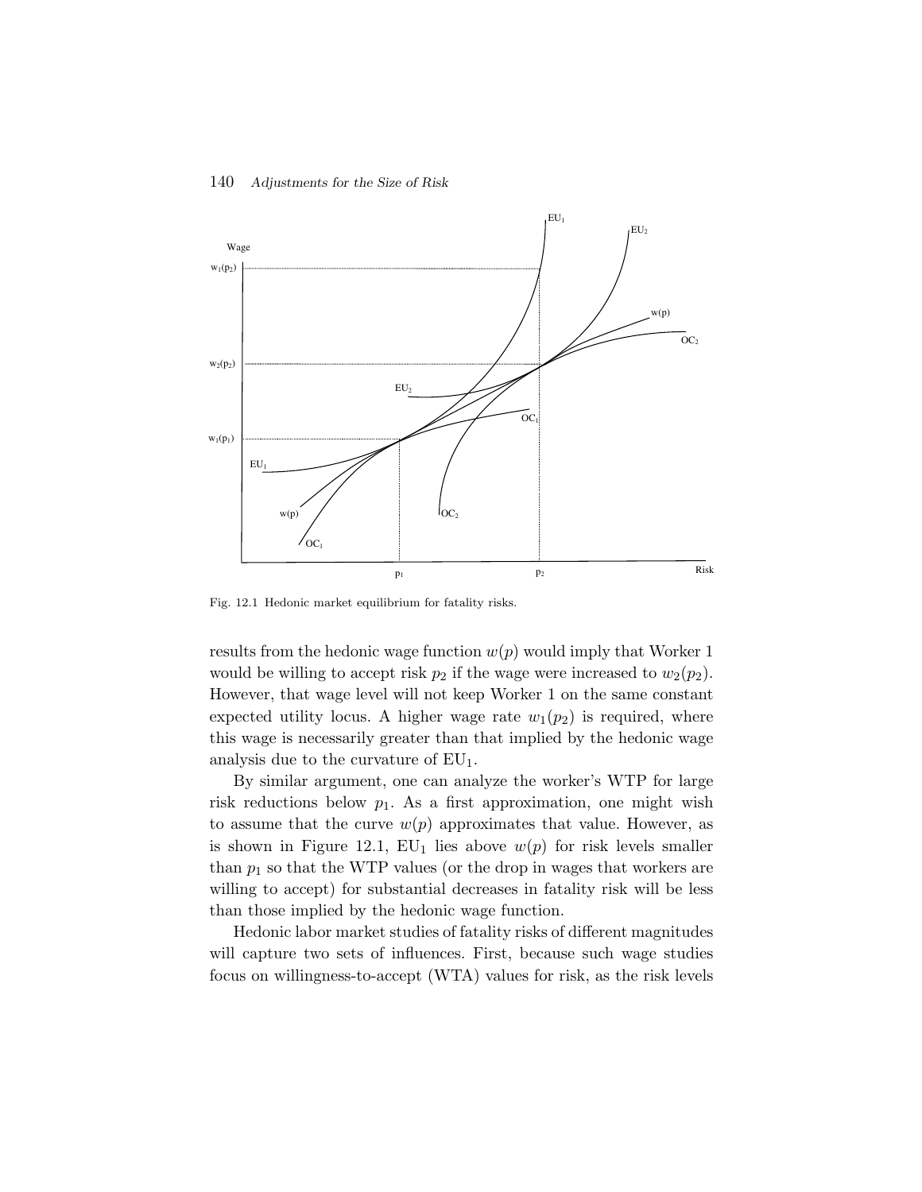Fig. 12.1 Hedonic market equilibrium for fatality risks.

results from the hedonic wage function $w(p)$ would imply that Worker 1 would be willing to accept risk $p_2$ if the wage were increased to $w_2(p_2)$. However, that wage level will not keep Worker 1 on the same constant expected utility locus. A higher wage rate $w_1(p_2)$ is required, where this wage is necessarily greater than that implied by the hedonic wage analysis due to the curvature of $\text{EU}_1$.

By similar argument, one can analyze the worker's WTP for large risk reductions below $p_1$. As a first approximation, one might wish to assume that the curve $w(p)$ approximates that value. However, as is shown in Figure 12.1, $\text{EU}_1$ lies above $w(p)$ for risk levels smaller than $p_1$ so that the WTP values (or the drop in wages that workers are willing to accept) for substantial decreases in fatality risk will be less than those implied by the hedonic wage function.

Hedonic labor market studies of fatality risks of different magnitudes will capture two sets of influences. First, because such wage studies focus on willingness-to-accept (WTA) values for risk, as the risk levels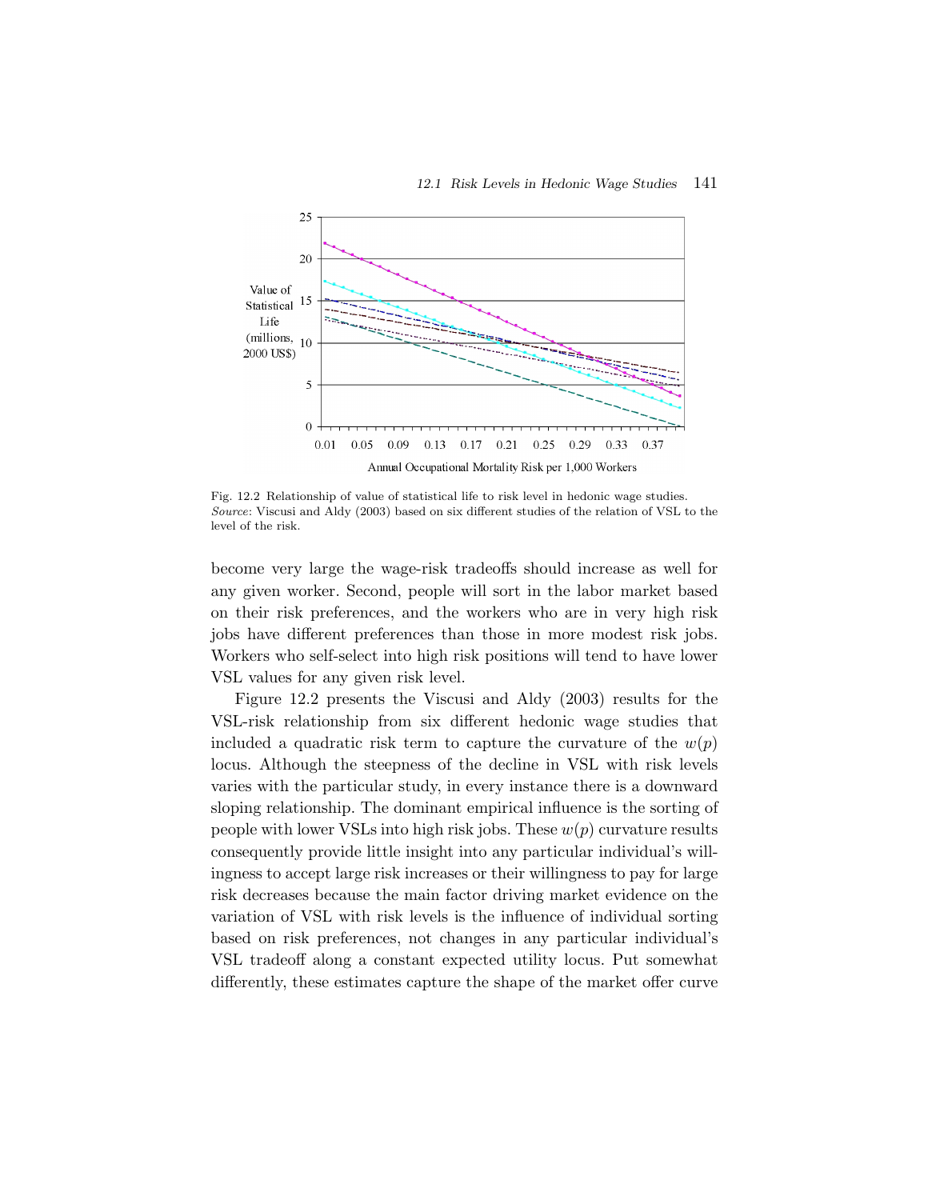Fig. 12.2 Relationship of value of statistical life to risk level in hedonic wage studies. *Source*: Viscusi and Aldy (2003) based on six different studies of the relation of VSL to the level of the risk.

become very large the wage-risk tradeoffs should increase as well for any given worker. Second, people will sort in the labor market based on their risk preferences, and the workers who are in very high risk jobs have different preferences than those in more modest risk jobs. Workers who self-select into high risk positions will tend to have lower VSL values for any given risk level.

Figure 12.2 presents the Viscusi and Aldy (2003) results for the VSL-risk relationship from six different hedonic wage studies that included a quadratic risk term to capture the curvature of the $w(p)$ locus. Although the steepness of the decline in VSL with risk levels varies with the particular study, in every instance there is a downward sloping relationship. The dominant empirical influence is the sorting of people with lower VSLs into high risk jobs. These $w(p)$ curvature results consequently provide little insight into any particular individual's willingness to accept large risk increases or their willingness to pay for large risk decreases because the main factor driving market evidence on the variation of VSL with risk levels is the influence of individual sorting based on risk preferences, not changes in any particular individual's VSL tradeoff along a constant expected utility locus. Put somewhat differently, these estimates capture the shape of the market offer curve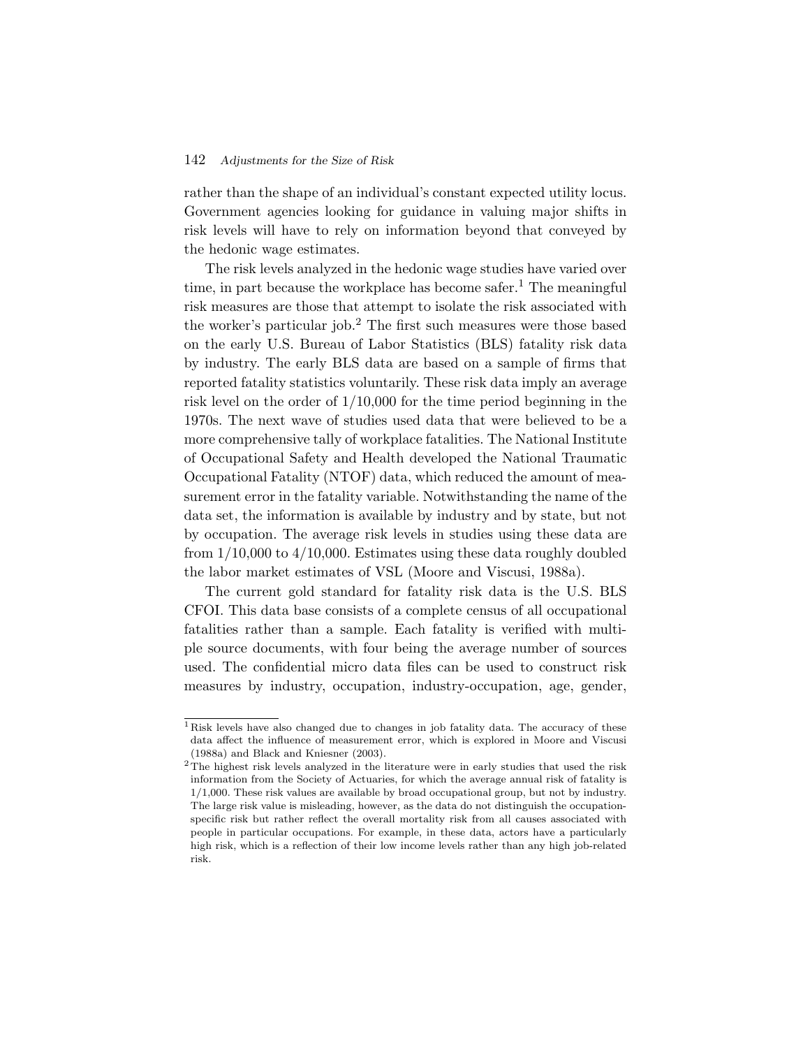rather than the shape of an individual's constant expected utility locus. Government agencies looking for guidance in valuing major shifts in risk levels will have to rely on information beyond that conveyed by the hedonic wage estimates.

The risk levels analyzed in the hedonic wage studies have varied over time, in part because the workplace has become safer.[1] The meaningful risk measures are those that attempt to isolate the risk associated with the worker's particular job.[2] The first such measures were those based on the early U.S. Bureau of Labor Statistics (BLS) fatality risk data by industry. The early BLS data are based on a sample of firms that reported fatality statistics voluntarily. These risk data imply an average risk level on the order of 1/10,000 for the time period beginning in the 1970s. The next wave of studies used data that were believed to be a more comprehensive tally of workplace fatalities. The National Institute of Occupational Safety and Health developed the National Traumatic Occupational Fatality (NTOF) data, which reduced the amount of measurement error in the fatality variable. Notwithstanding the name of the data set, the information is available by industry and by state, but not by occupation. The average risk levels in studies using these data are from 1/10,000 to 4/10,000. Estimates using these data roughly doubled the labor market estimates of VSL (Moore and Viscusi, 1988a).

The current gold standard for fatality risk data is the U.S. BLS CFOI. This data base consists of a complete census of all occupational fatalities rather than a sample. Each fatality is verified with multiple source documents, with four being the average number of sources used. The confidential micro data files can be used to construct risk measures by industry, occupation, industry-occupation, age, gender,

---

[1] Risk levels have also changed due to changes in job fatality data. The accuracy of these data affect the influence of measurement error, which is explored in Moore and Viscusi (1988a) and Black and Kniesner (2003).

[2] The highest risk levels analyzed in the literature were in early studies that used the risk information from the Society of Actuaries, for which the average annual risk of fatality is 1/1,000. These risk values are available by broad occupational group, but not by industry. The large risk value is misleading, however, as the data do not distinguish the occupation-specific risk but rather reflect the overall mortality risk from all causes associated with people in particular occupations. For example, in these data, actors have a particularly high risk, which is a reflection of their low income levels rather than any high job-related risk.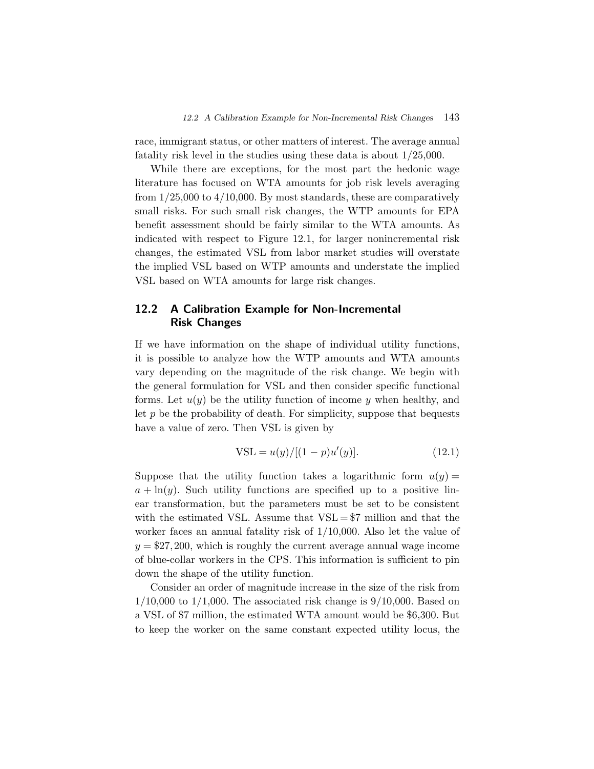race, immigrant status, or other matters of interest. The average annual fatality risk level in the studies using these data is about 1/25,000.

While there are exceptions, for the most part the hedonic wage literature has focused on WTA amounts for job risk levels averaging from 1/25,000 to 4/10,000. By most standards, these are comparatively small risks. For such small risk changes, the WTP amounts for EPA benefit assessment should be fairly similar to the WTA amounts. As indicated with respect to Figure 12.1, for larger nonincremental risk changes, the estimated VSL from labor market studies will overstate the implied VSL based on WTP amounts and understate the implied VSL based on WTA amounts for large risk changes.

## 12.2 A Calibration Example for Non-Incremental Risk Changes

If we have information on the shape of individual utility functions, it is possible to analyze how the WTP amounts and WTA amounts vary depending on the magnitude of the risk change. We begin with the general formulation for VSL and then consider specific functional forms. Let $u(y)$ be the utility function of income $y$ when healthy, and let $p$ be the probability of death. For simplicity, suppose that bequests have a value of zero. Then VSL is given by

$$\text{VSL} = u(y)/[(1-p)u'(y)]. \tag{12.1}$$

Suppose that the utility function takes a logarithmic form $u(y) = a + \ln(y)$. Such utility functions are specified up to a positive linear transformation, but the parameters must be set to be consistent with the estimated VSL. Assume that VSL = \$7 million and that the worker faces an annual fatality risk of 1/10,000. Also let the value of $y = \$27,200$, which is roughly the current average annual wage income of blue-collar workers in the CPS. This information is sufficient to pin down the shape of the utility function.

Consider an order of magnitude increase in the size of the risk from 1/10,000 to 1/1,000. The associated risk change is 9/10,000. Based on a VSL of \$7 million, the estimated WTA amount would be \$6,300. But to keep the worker on the same constant expected utility locus, the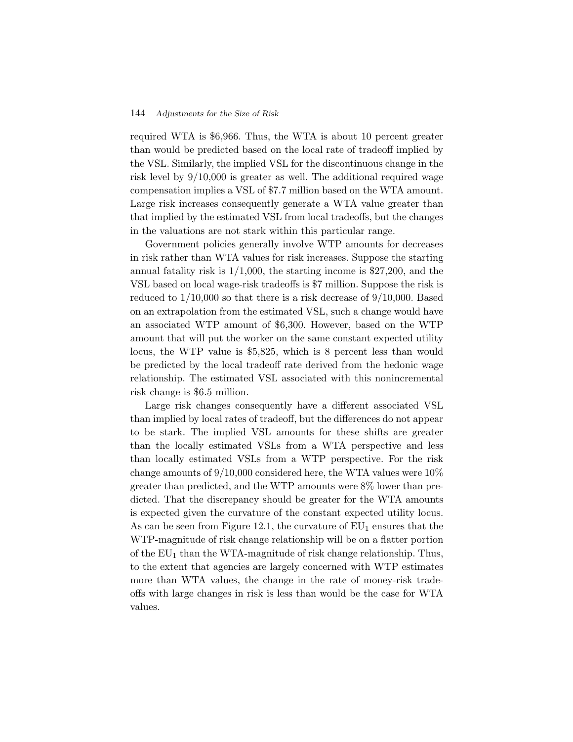required WTA is \$6,966. Thus, the WTA is about 10 percent greater than would be predicted based on the local rate of tradeoff implied by the VSL. Similarly, the implied VSL for the discontinuous change in the risk level by 9/10,000 is greater as well. The additional required wage compensation implies a VSL of \$7.7 million based on the WTA amount. Large risk increases consequently generate a WTA value greater than that implied by the estimated VSL from local tradeoffs, but the changes in the valuations are not stark within this particular range.

Government policies generally involve WTP amounts for decreases in risk rather than WTA values for risk increases. Suppose the starting annual fatality risk is 1/1,000, the starting income is \$27,200, and the VSL based on local wage-risk tradeoffs is \$7 million. Suppose the risk is reduced to 1/10,000 so that there is a risk decrease of 9/10,000. Based on an extrapolation from the estimated VSL, such a change would have an associated WTP amount of \$6,300. However, based on the WTP amount that will put the worker on the same constant expected utility locus, the WTP value is \$5,825, which is 8 percent less than would be predicted by the local tradeoff rate derived from the hedonic wage relationship. The estimated VSL associated with this nonincremental risk change is \$6.5 million.

Large risk changes consequently have a different associated VSL than implied by local rates of tradeoff, but the differences do not appear to be stark. The implied VSL amounts for these shifts are greater than the locally estimated VSLs from a WTA perspective and less than locally estimated VSLs from a WTP perspective. For the risk change amounts of 9/10,000 considered here, the WTA values were 10% greater than predicted, and the WTP amounts were 8% lower than predicted. That the discrepancy should be greater for the WTA amounts is expected given the curvature of the constant expected utility locus. As can be seen from Figure 12.1, the curvature of $EU_1$ ensures that the WTP-magnitude of risk change relationship will be on a flatter portion of the $EU_1$ than the WTA-magnitude of risk change relationship. Thus, to the extent that agencies are largely concerned with WTP estimates more than WTA values, the change in the rate of money-risk tradeoffs with large changes in risk is less than would be the case for WTA values.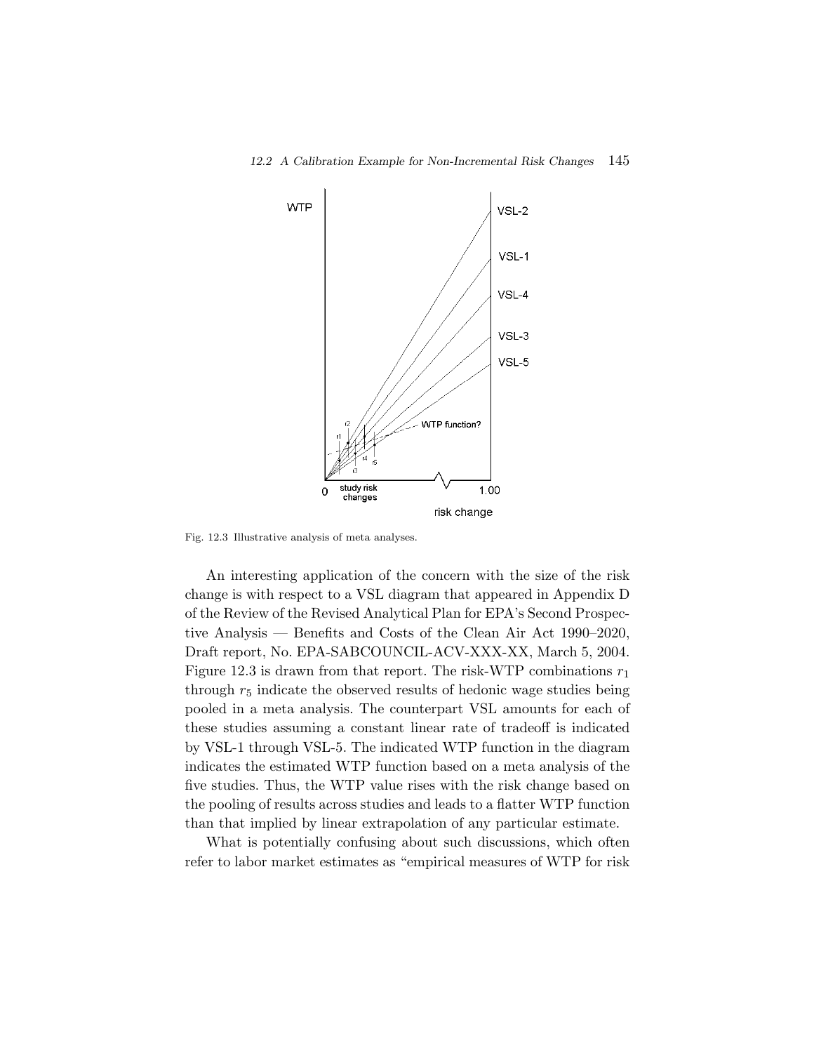Fig. 12.3 Illustrative analysis of meta analyses.

An interesting application of the concern with the size of the risk change is with respect to a VSL diagram that appeared in Appendix D of the Review of the Revised Analytical Plan for EPA's Second Prospective Analysis — Benefits and Costs of the Clean Air Act 1990–2020, Draft report, No. EPA-SABCOUNCIL-ACV-XXX-XX, March 5, 2004. Figure 12.3 is drawn from that report. The risk-WTP combinations $r_1$ through $r_5$ indicate the observed results of hedonic wage studies being pooled in a meta analysis. The counterpart VSL amounts for each of these studies assuming a constant linear rate of tradeoff is indicated by VSL-1 through VSL-5. The indicated WTP function in the diagram indicates the estimated WTP function based on a meta analysis of the five studies. Thus, the WTP value rises with the risk change based on the pooling of results across studies and leads to a flatter WTP function than that implied by linear extrapolation of any particular estimate.

What is potentially confusing about such discussions, which often refer to labor market estimates as "empirical measures of WTP for risk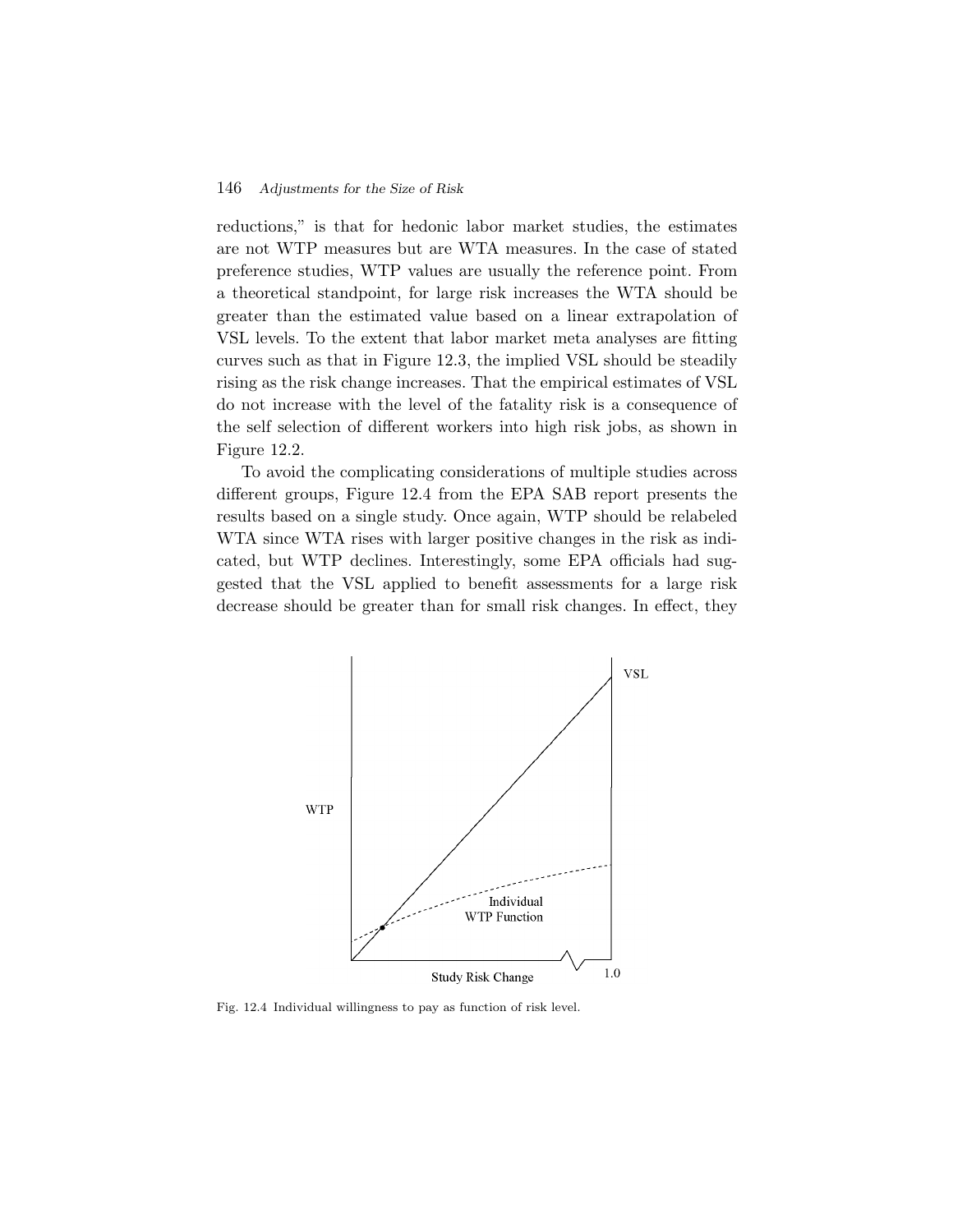reductions," is that for hedonic labor market studies, the estimates are not WTP measures but are WTA measures. In the case of stated preference studies, WTP values are usually the reference point. From a theoretical standpoint, for large risk increases the WTA should be greater than the estimated value based on a linear extrapolation of VSL levels. To the extent that labor market meta analyses are fitting curves such as that in Figure 12.3, the implied VSL should be steadily rising as the risk change increases. That the empirical estimates of VSL do not increase with the level of the fatality risk is a consequence of the self selection of different workers into high risk jobs, as shown in Figure 12.2.

To avoid the complicating considerations of multiple studies across different groups, Figure 12.4 from the EPA SAB report presents the results based on a single study. Once again, WTP should be relabeled WTA since WTA rises with larger positive changes in the risk as indicated, but WTP declines. Interestingly, some EPA officials had suggested that the VSL applied to benefit assessments for a large risk decrease should be greater than for small risk changes. In effect, they

Fig. 12.4 Individual willingness to pay as function of risk level.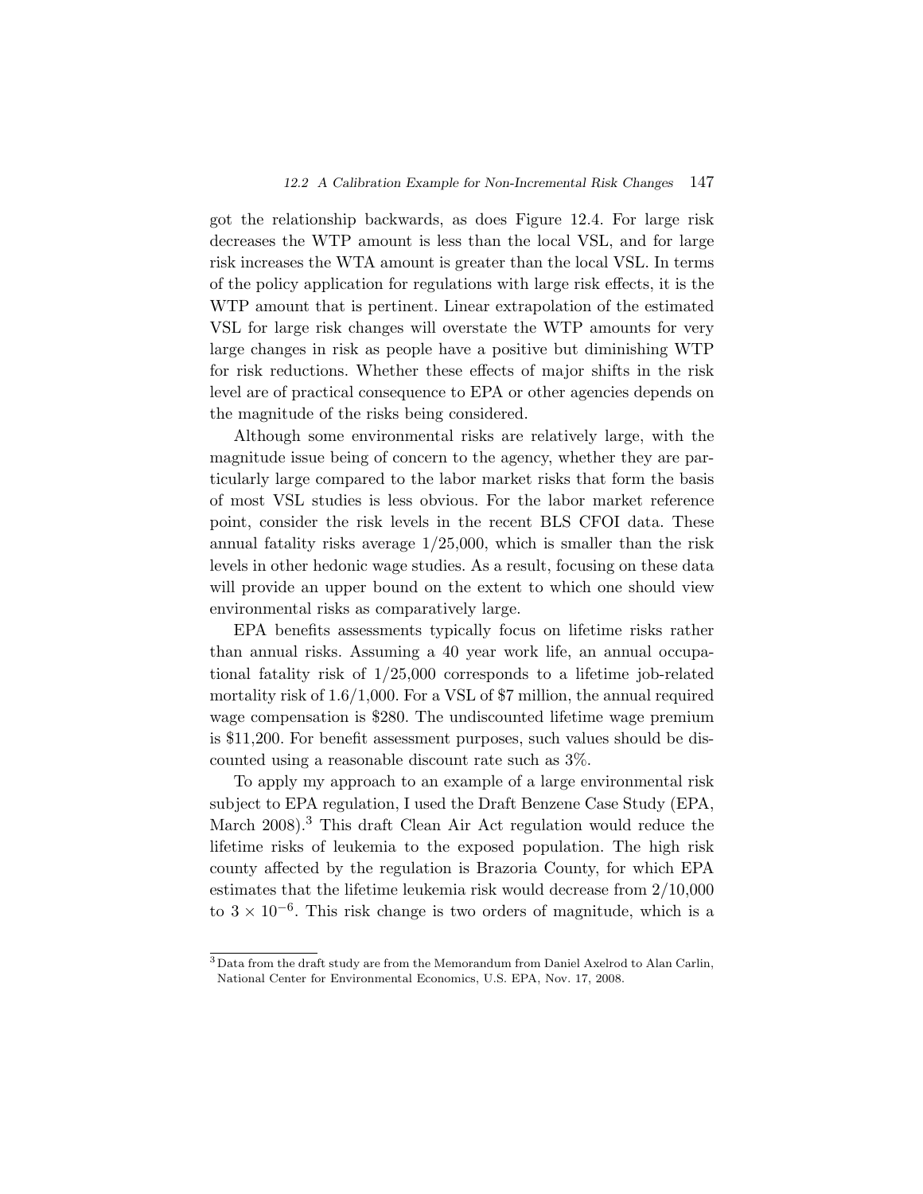got the relationship backwards, as does Figure 12.4. For large risk decreases the WTP amount is less than the local VSL, and for large risk increases the WTA amount is greater than the local VSL. In terms of the policy application for regulations with large risk effects, it is the WTP amount that is pertinent. Linear extrapolation of the estimated VSL for large risk changes will overstate the WTP amounts for very large changes in risk as people have a positive but diminishing WTP for risk reductions. Whether these effects of major shifts in the risk level are of practical consequence to EPA or other agencies depends on the magnitude of the risks being considered.

Although some environmental risks are relatively large, with the magnitude issue being of concern to the agency, whether they are particularly large compared to the labor market risks that form the basis of most VSL studies is less obvious. For the labor market reference point, consider the risk levels in the recent BLS CFOI data. These annual fatality risks average 1/25,000, which is smaller than the risk levels in other hedonic wage studies. As a result, focusing on these data will provide an upper bound on the extent to which one should view environmental risks as comparatively large.

EPA benefits assessments typically focus on lifetime risks rather than annual risks. Assuming a 40 year work life, an annual occupational fatality risk of 1/25,000 corresponds to a lifetime job-related mortality risk of 1.6/1,000. For a VSL of $7 million, the annual required wage compensation is $280. The undiscounted lifetime wage premium is $11,200. For benefit assessment purposes, such values should be discounted using a reasonable discount rate such as 3%.

To apply my approach to an example of a large environmental risk subject to EPA regulation, I used the Draft Benzene Case Study (EPA, March 2008).[3] This draft Clean Air Act regulation would reduce the lifetime risks of leukemia to the exposed population. The high risk county affected by the regulation is Brazoria County, for which EPA estimates that the lifetime leukemia risk would decrease from 2/10,000 to $3 \times 10^{-6}$. This risk change is two orders of magnitude, which is a

[3] Data from the draft study are from the Memorandum from Daniel Axelrod to Alan Carlin, National Center for Environmental Economics, U.S. EPA, Nov. 17, 2008.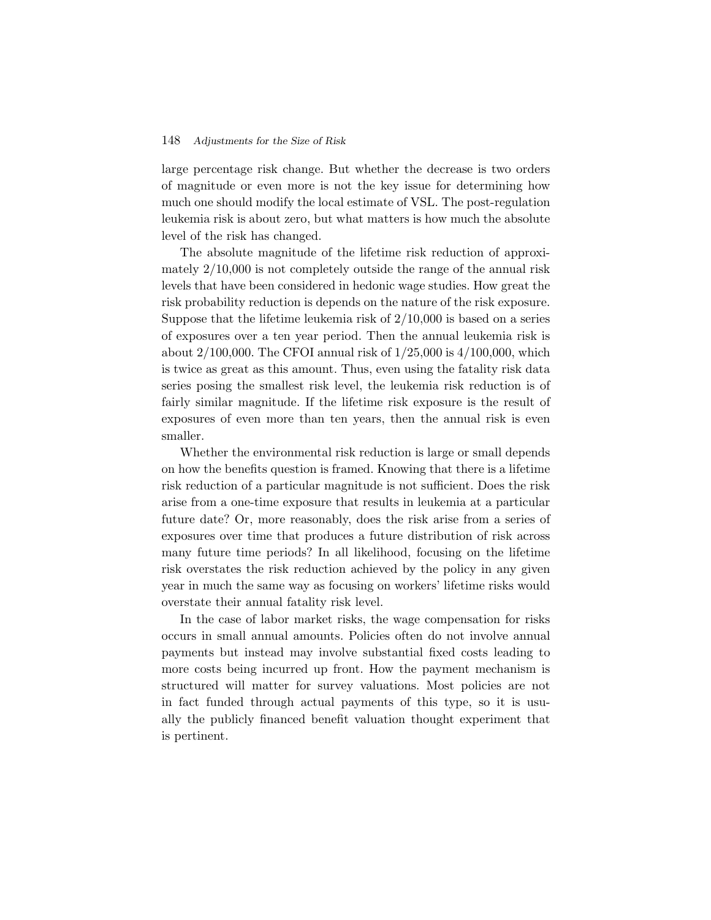large percentage risk change. But whether the decrease is two orders of magnitude or even more is not the key issue for determining how much one should modify the local estimate of VSL. The post-regulation leukemia risk is about zero, but what matters is how much the absolute level of the risk has changed.

The absolute magnitude of the lifetime risk reduction of approximately 2/10,000 is not completely outside the range of the annual risk levels that have been considered in hedonic wage studies. How great the risk probability reduction is depends on the nature of the risk exposure. Suppose that the lifetime leukemia risk of 2/10,000 is based on a series of exposures over a ten year period. Then the annual leukemia risk is about 2/100,000. The CFOI annual risk of 1/25,000 is 4/100,000, which is twice as great as this amount. Thus, even using the fatality risk data series posing the smallest risk level, the leukemia risk reduction is of fairly similar magnitude. If the lifetime risk exposure is the result of exposures of even more than ten years, then the annual risk is even smaller.

Whether the environmental risk reduction is large or small depends on how the benefits question is framed. Knowing that there is a lifetime risk reduction of a particular magnitude is not sufficient. Does the risk arise from a one-time exposure that results in leukemia at a particular future date? Or, more reasonably, does the risk arise from a series of exposures over time that produces a future distribution of risk across many future time periods? In all likelihood, focusing on the lifetime risk overstates the risk reduction achieved by the policy in any given year in much the same way as focusing on workers' lifetime risks would overstate their annual fatality risk level.

In the case of labor market risks, the wage compensation for risks occurs in small annual amounts. Policies often do not involve annual payments but instead may involve substantial fixed costs leading to more costs being incurred up front. How the payment mechanism is structured will matter for survey valuations. Most policies are not in fact funded through actual payments of this type, so it is usually the publicly financed benefit valuation thought experiment that is pertinent.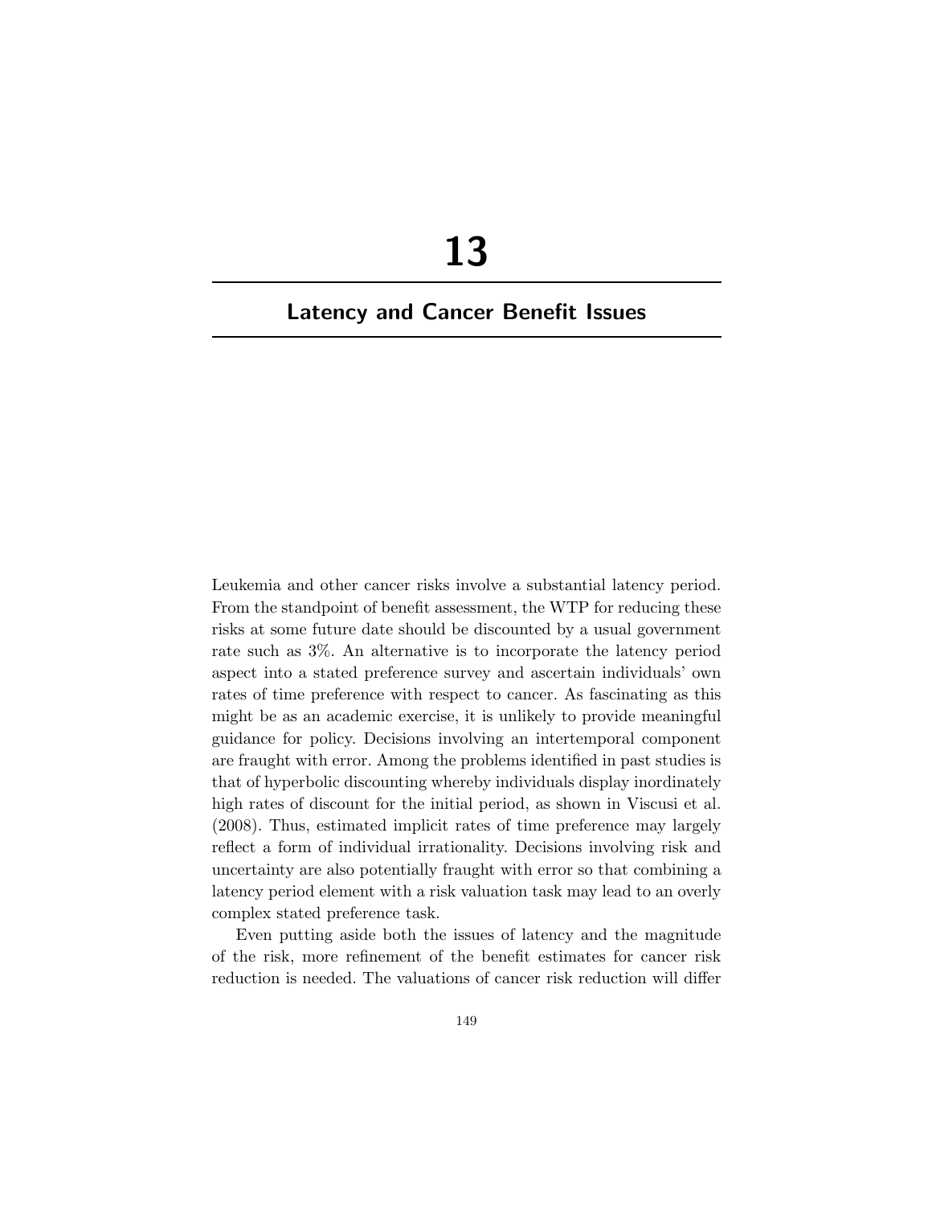# 13

## Latency and Cancer Benefit Issues

Leukemia and other cancer risks involve a substantial latency period. From the standpoint of benefit assessment, the WTP for reducing these risks at some future date should be discounted by a usual government rate such as 3%. An alternative is to incorporate the latency period aspect into a stated preference survey and ascertain individuals' own rates of time preference with respect to cancer. As fascinating as this might be as an academic exercise, it is unlikely to provide meaningful guidance for policy. Decisions involving an intertemporal component are fraught with error. Among the problems identified in past studies is that of hyperbolic discounting whereby individuals display inordinately high rates of discount for the initial period, as shown in Viscusi et al. (2008). Thus, estimated implicit rates of time preference may largely reflect a form of individual irrationality. Decisions involving risk and uncertainty are also potentially fraught with error so that combining a latency period element with a risk valuation task may lead to an overly complex stated preference task.

Even putting aside both the issues of latency and the magnitude of the risk, more refinement of the benefit estimates for cancer risk reduction is needed. The valuations of cancer risk reduction will differ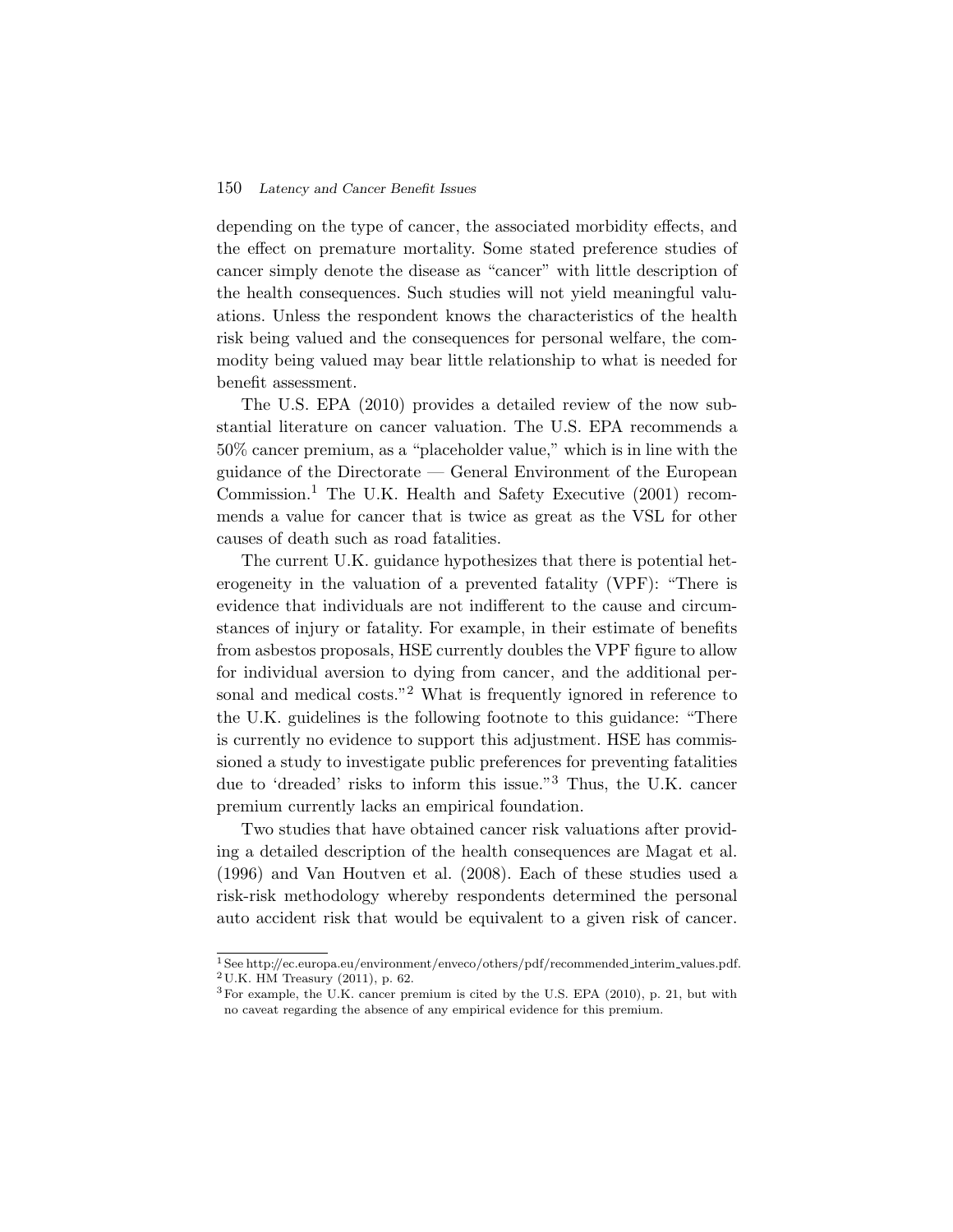depending on the type of cancer, the associated morbidity effects, and the effect on premature mortality. Some stated preference studies of cancer simply denote the disease as "cancer" with little description of the health consequences. Such studies will not yield meaningful valuations. Unless the respondent knows the characteristics of the health risk being valued and the consequences for personal welfare, the commodity being valued may bear little relationship to what is needed for benefit assessment.

The U.S. EPA (2010) provides a detailed review of the now substantial literature on cancer valuation. The U.S. EPA recommends a 50% cancer premium, as a "placeholder value," which is in line with the guidance of the Directorate — General Environment of the European Commission.[1] The U.K. Health and Safety Executive (2001) recommends a value for cancer that is twice as great as the VSL for other causes of death such as road fatalities.

The current U.K. guidance hypothesizes that there is potential heterogeneity in the valuation of a prevented fatality (VPF): "There is evidence that individuals are not indifferent to the cause and circumstances of injury or fatality. For example, in their estimate of benefits from asbestos proposals, HSE currently doubles the VPF figure to allow for individual aversion to dying from cancer, and the additional personal and medical costs."[2] What is frequently ignored in reference to the U.K. guidelines is the following footnote to this guidance: "There is currently no evidence to support this adjustment. HSE has commissioned a study to investigate public preferences for preventing fatalities due to 'dreaded' risks to inform this issue."[3] Thus, the U.K. cancer premium currently lacks an empirical foundation.

Two studies that have obtained cancer risk valuations after providing a detailed description of the health consequences are Magat et al. (1996) and Van Houtven et al. (2008). Each of these studies used a risk-risk methodology whereby respondents determined the personal auto accident risk that would be equivalent to a given risk of cancer.

[1] See http://ec.europa.eu/environment/enveco/others/pdf/recommended_interim_values.pdf.

[2] U.K. HM Treasury (2011), p. 62.

[3] For example, the U.K. cancer premium is cited by the U.S. EPA (2010), p. 21, but with no caveat regarding the absence of any empirical evidence for this premium.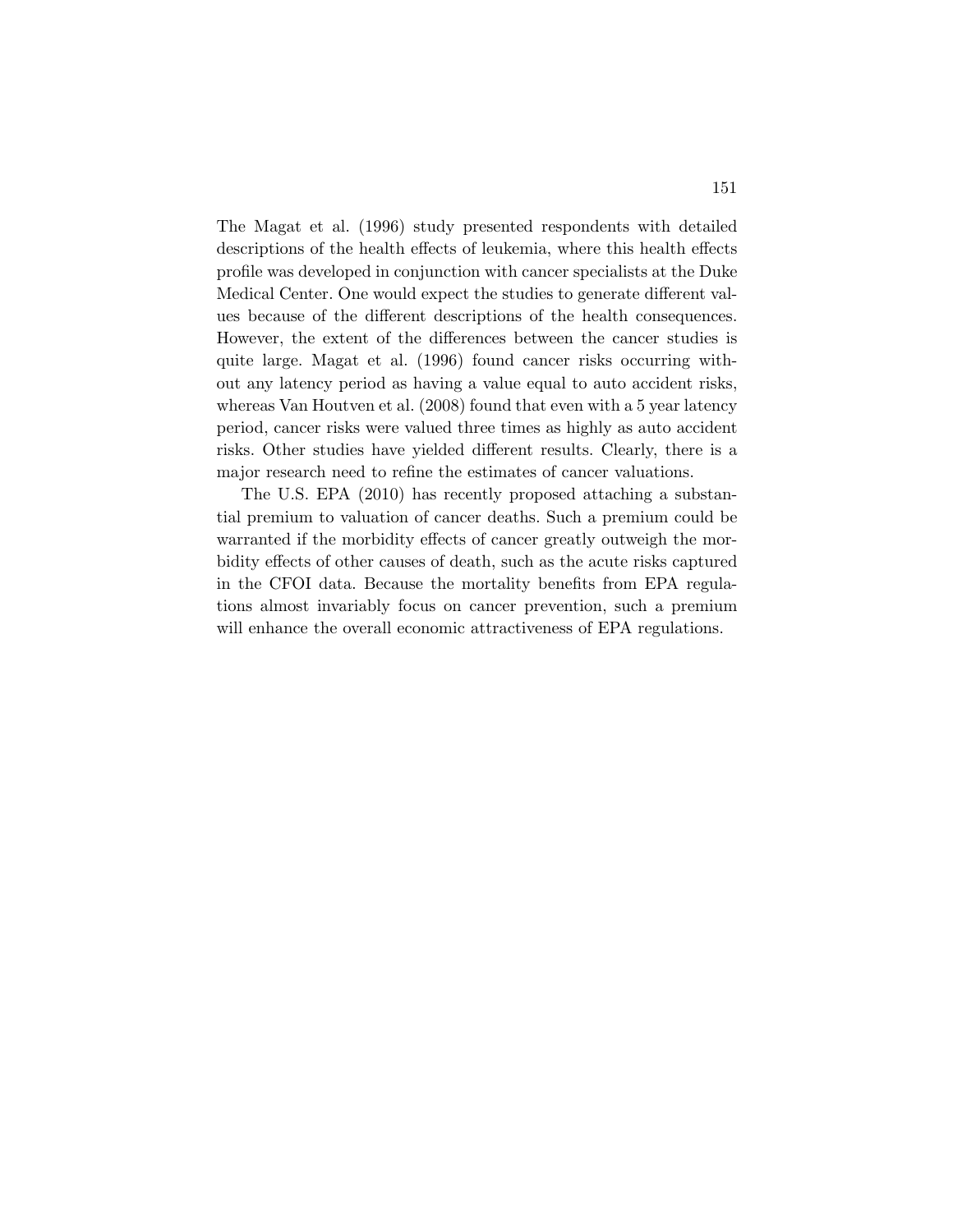The Magat et al. (1996) study presented respondents with detailed descriptions of the health effects of leukemia, where this health effects profile was developed in conjunction with cancer specialists at the Duke Medical Center. One would expect the studies to generate different values because of the different descriptions of the health consequences. However, the extent of the differences between the cancer studies is quite large. Magat et al. (1996) found cancer risks occurring without any latency period as having a value equal to auto accident risks, whereas Van Houtven et al. (2008) found that even with a 5 year latency period, cancer risks were valued three times as highly as auto accident risks. Other studies have yielded different results. Clearly, there is a major research need to refine the estimates of cancer valuations.

The U.S. EPA (2010) has recently proposed attaching a substantial premium to valuation of cancer deaths. Such a premium could be warranted if the morbidity effects of cancer greatly outweigh the morbidity effects of other causes of death, such as the acute risks captured in the CFOI data. Because the mortality benefits from EPA regulations almost invariably focus on cancer prevention, such a premium will enhance the overall economic attractiveness of EPA regulations.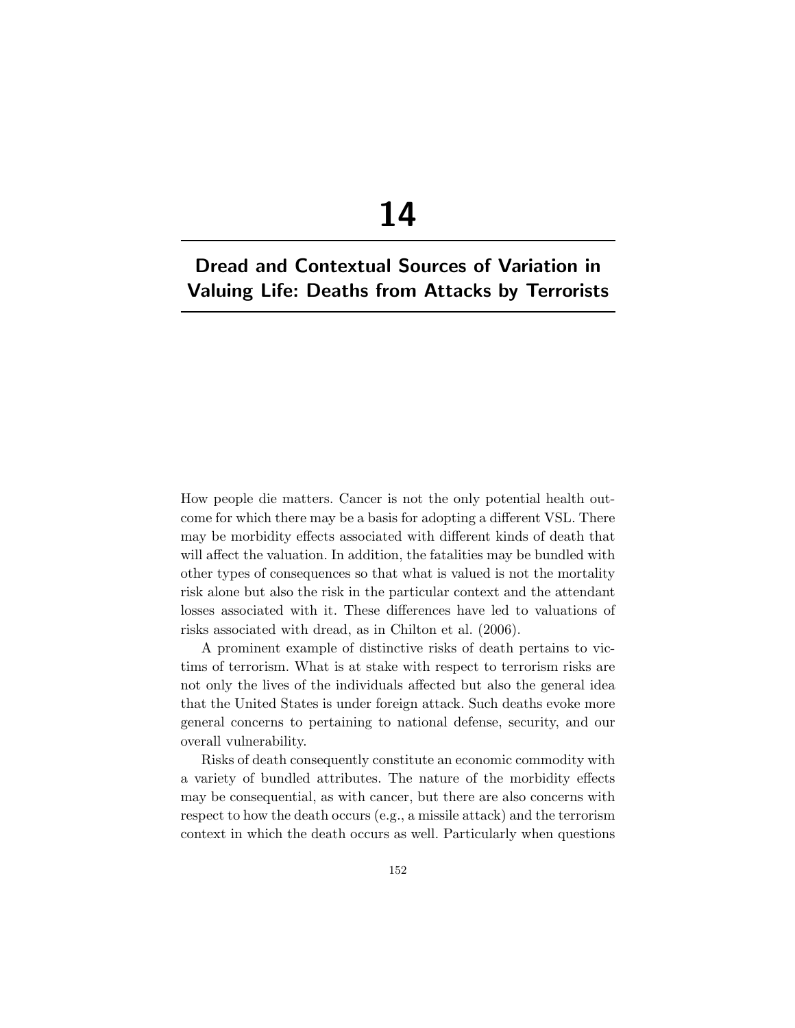# 14

## Dread and Contextual Sources of Variation in Valuing Life: Deaths from Attacks by Terrorists

How people die matters. Cancer is not the only potential health outcome for which there may be a basis for adopting a different VSL. There may be morbidity effects associated with different kinds of death that will affect the valuation. In addition, the fatalities may be bundled with other types of consequences so that what is valued is not the mortality risk alone but also the risk in the particular context and the attendant losses associated with it. These differences have led to valuations of risks associated with dread, as in Chilton et al. (2006).

A prominent example of distinctive risks of death pertains to victims of terrorism. What is at stake with respect to terrorism risks are not only the lives of the individuals affected but also the general idea that the United States is under foreign attack. Such deaths evoke more general concerns to pertaining to national defense, security, and our overall vulnerability.

Risks of death consequently constitute an economic commodity with a variety of bundled attributes. The nature of the morbidity effects may be consequential, as with cancer, but there are also concerns with respect to how the death occurs (e.g., a missile attack) and the terrorism context in which the death occurs as well. Particularly when questions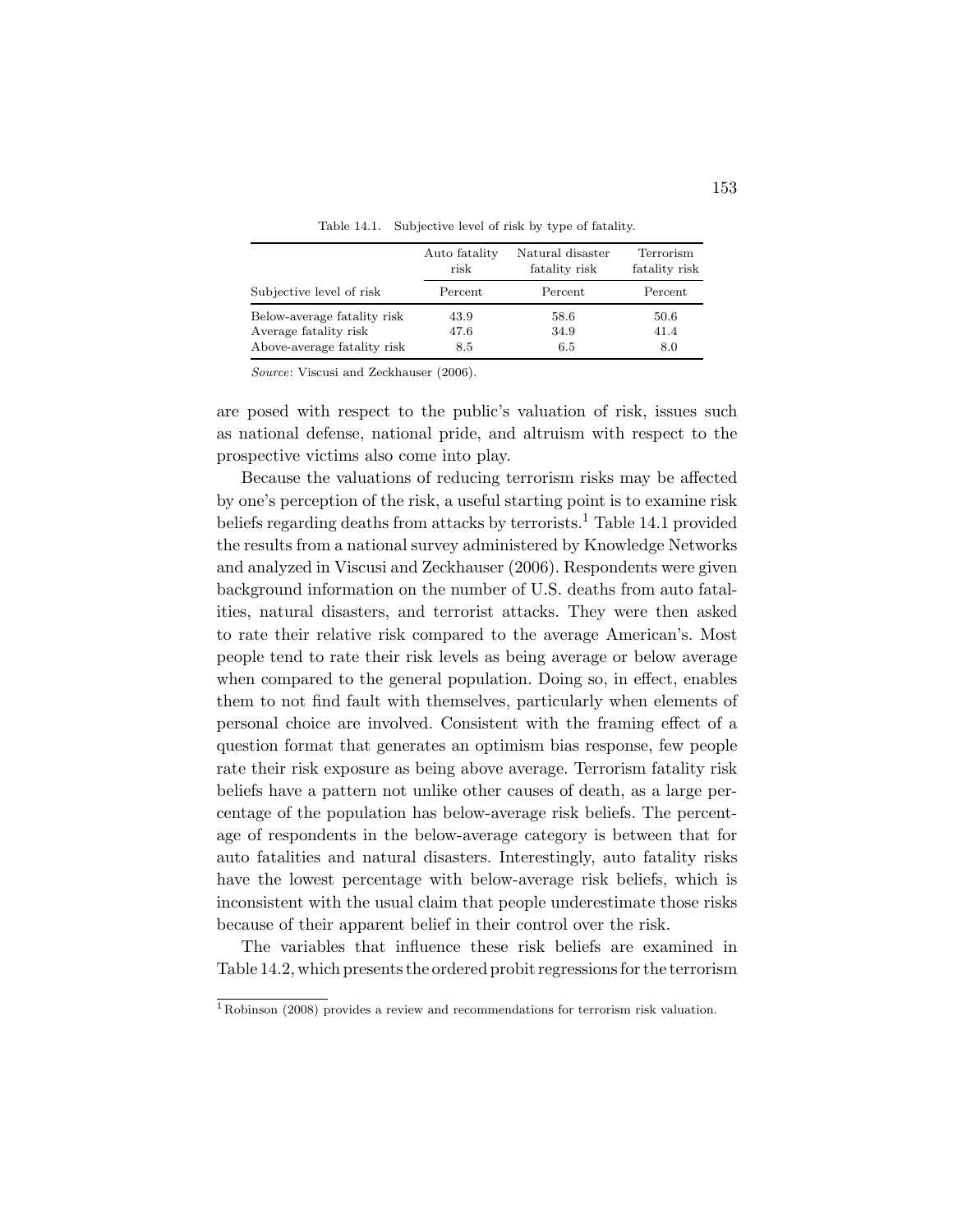Table 14.1. Subjective level of risk by type of fatality.

| | Auto fatality risk | Natural disaster fatality risk | Terrorism fatality risk |
|---|---|---|---|
| Subjective level of risk | Percent | Percent | Percent |
| Below-average fatality risk | 43.9 | 58.6 | 50.6 |
| Average fatality risk | 47.6 | 34.9 | 41.4 |
| Above-average fatality risk | 8.5 | 6.5 | 8.0 |

*Source*: Viscusi and Zeckhauser (2006).

are posed with respect to the public's valuation of risk, issues such as national defense, national pride, and altruism with respect to the prospective victims also come into play.

Because the valuations of reducing terrorism risks may be affected by one's perception of the risk, a useful starting point is to examine risk beliefs regarding deaths from attacks by terrorists.[1] Table 14.1 provided the results from a national survey administered by Knowledge Networks and analyzed in Viscusi and Zeckhauser (2006). Respondents were given background information on the number of U.S. deaths from auto fatalities, natural disasters, and terrorist attacks. They were then asked to rate their relative risk compared to the average American's. Most people tend to rate their risk levels as being average or below average when compared to the general population. Doing so, in effect, enables them to not find fault with themselves, particularly when elements of personal choice are involved. Consistent with the framing effect of a question format that generates an optimism bias response, few people rate their risk exposure as being above average. Terrorism fatality risk beliefs have a pattern not unlike other causes of death, as a large percentage of the population has below-average risk beliefs. The percentage of respondents in the below-average category is between that for auto fatalities and natural disasters. Interestingly, auto fatality risks have the lowest percentage with below-average risk beliefs, which is inconsistent with the usual claim that people underestimate those risks because of their apparent belief in their control over the risk.

The variables that influence these risk beliefs are examined in Table 14.2, which presents the ordered probit regressions for the terrorism

[1] Robinson (2008) provides a review and recommendations for terrorism risk valuation.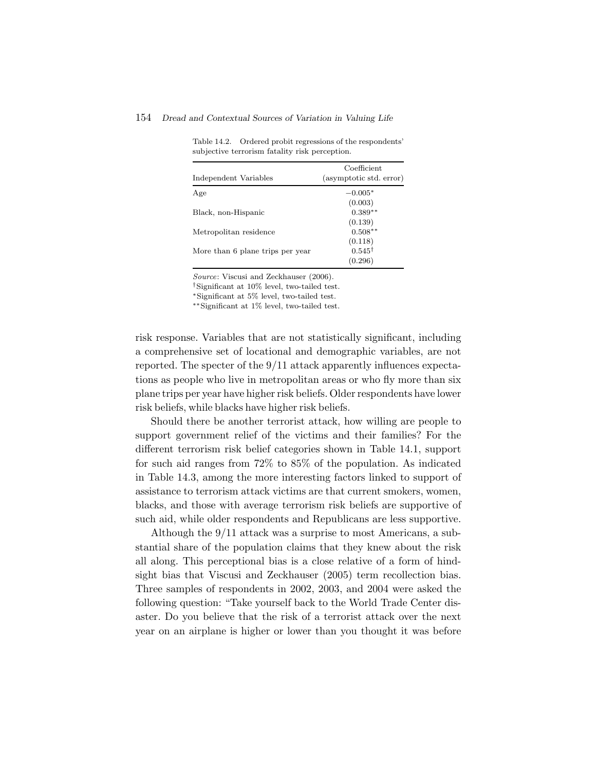Table 14.2. Ordered probit regressions of the respondents' subjective terrorism fatality risk perception.

| Independent Variables | Coefficient (asymptotic std. error) |
| --- | --- |
| Age | −0.005* |
| | (0.003) |
| Black, non-Hispanic | 0.389** |
| | (0.139) |
| Metropolitan residence | 0.508** |
| | (0.118) |
| More than 6 plane trips per year | 0.545† |
| | (0.296) |

*Source*: Viscusi and Zeckhauser (2006).

†Significant at 10% level, two-tailed test.

*Significant at 5% level, two-tailed test.

**Significant at 1% level, two-tailed test.

risk response. Variables that are not statistically significant, including a comprehensive set of locational and demographic variables, are not reported. The specter of the 9/11 attack apparently influences expectations as people who live in metropolitan areas or who fly more than six plane trips per year have higher risk beliefs. Older respondents have lower risk beliefs, while blacks have higher risk beliefs.

Should there be another terrorist attack, how willing are people to support government relief of the victims and their families? For the different terrorism risk belief categories shown in Table 14.1, support for such aid ranges from 72% to 85% of the population. As indicated in Table 14.3, among the more interesting factors linked to support of assistance to terrorism attack victims are that current smokers, women, blacks, and those with average terrorism risk beliefs are supportive of such aid, while older respondents and Republicans are less supportive.

Although the 9/11 attack was a surprise to most Americans, a substantial share of the population claims that they knew about the risk all along. This perceptional bias is a close relative of a form of hindsight bias that Viscusi and Zeckhauser (2005) term recollection bias. Three samples of respondents in 2002, 2003, and 2004 were asked the following question: "Take yourself back to the World Trade Center disaster. Do you believe that the risk of a terrorist attack over the next year on an airplane is higher or lower than you thought it was before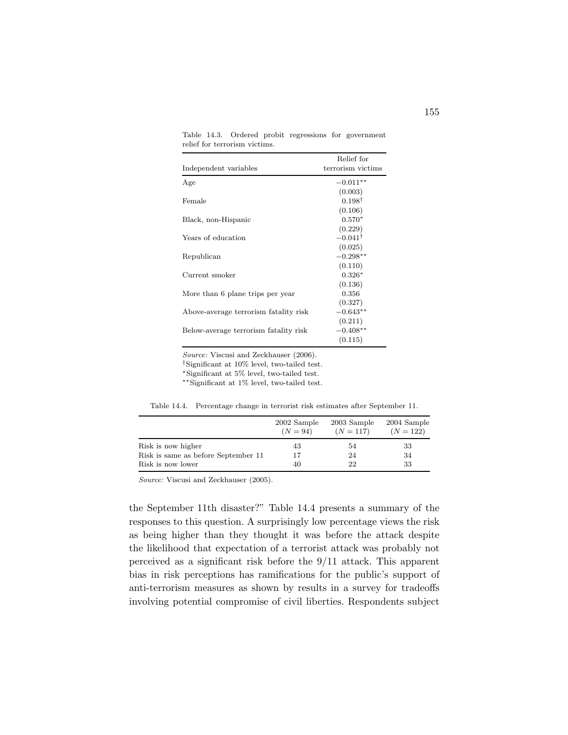Table 14.3. Ordered probit regressions for government relief for terrorism victims.

| Independent variables | Relief for terrorism victims |
|---|---|
| Age | $-0.011^{**}$ |
| | (0.003) |
| Female | $0.198^{\dagger}$ |
| | (0.106) |
| Black, non-Hispanic | $0.570^{*}$ |
| | (0.229) |
| Years of education | $-0.041^{\dagger}$ |
| | (0.025) |
| Republican | $-0.298^{**}$ |
| | (0.110) |
| Current smoker | $0.326^{*}$ |
| | (0.136) |
| More than 6 plane trips per year | 0.356 |
| | (0.327) |
| Above-average terrorism fatality risk | $-0.643^{**}$ |
| | (0.211) |
| Below-average terrorism fatality risk | $-0.408^{**}$ |
| | (0.115) |

*Source*: Viscusi and Zeckhauser (2006).

†Significant at 10% level, two-tailed test.

*Significant at 5% level, two-tailed test.

**Significant at 1% level, two-tailed test.

Table 14.4. Percentage change in terrorist risk estimates after September 11.

| | 2002 Sample ($N = 94$) | 2003 Sample ($N = 117$) | 2004 Sample ($N = 122$) |
|---|---|---|---|
| Risk is now higher | 43 | 54 | 33 |
| Risk is same as before September 11 | 17 | 24 | 34 |
| Risk is now lower | 40 | 22 | 33 |

*Source*: Viscusi and Zeckhauser (2005).

the September 11th disaster?" Table 14.4 presents a summary of the responses to this question. A surprisingly low percentage views the risk as being higher than they thought it was before the attack despite the likelihood that expectation of a terrorist attack was probably not perceived as a significant risk before the 9/11 attack. This apparent bias in risk perceptions has ramifications for the public's support of anti-terrorism measures as shown by results in a survey for tradeoffs involving potential compromise of civil liberties. Respondents subject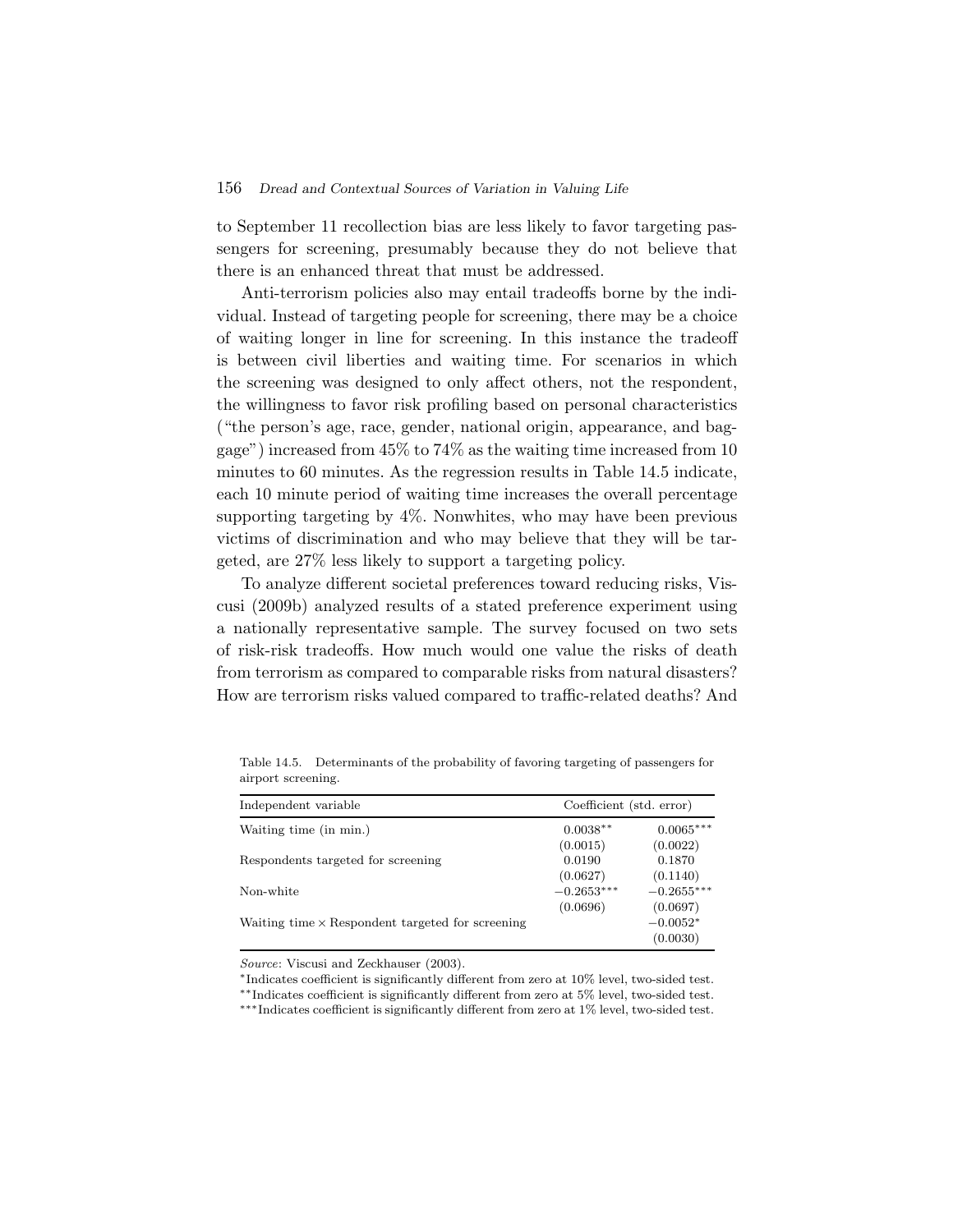to September 11 recollection bias are less likely to favor targeting passengers for screening, presumably because they do not believe that there is an enhanced threat that must be addressed.

Anti-terrorism policies also may entail tradeoffs borne by the individual. Instead of targeting people for screening, there may be a choice of waiting longer in line for screening. In this instance the tradeoff is between civil liberties and waiting time. For scenarios in which the screening was designed to only affect others, not the respondent, the willingness to favor risk profiling based on personal characteristics ("the person's age, race, gender, national origin, appearance, and baggage") increased from 45% to 74% as the waiting time increased from 10 minutes to 60 minutes. As the regression results in Table 14.5 indicate, each 10 minute period of waiting time increases the overall percentage supporting targeting by 4%. Nonwhites, who may have been previous victims of discrimination and who may believe that they will be targeted, are 27% less likely to support a targeting policy.

To analyze different societal preferences toward reducing risks, Viscusi (2009b) analyzed results of a stated preference experiment using a nationally representative sample. The survey focused on two sets of risk-risk tradeoffs. How much would one value the risks of death from terrorism as compared to comparable risks from natural disasters? How are terrorism risks valued compared to traffic-related deaths? And

Table 14.5. Determinants of the probability of favoring targeting of passengers for airport screening.

| Independent variable | Coefficient (std. error) | |
|---|---|---|
| Waiting time (in min.) | 0.0038** | 0.0065*** |
| | (0.0015) | (0.0022) |
| Respondents targeted for screening | 0.0190 | 0.1870 |
| | (0.0627) | (0.1140) |
| Non-white | −0.2653*** | −0.2655*** |
| | (0.0696) | (0.0697) |
| Waiting time × Respondent targeted for screening | | −0.0052* |
| | | (0.0030) |

*Source*: Viscusi and Zeckhauser (2003).

*Indicates coefficient is significantly different from zero at 10% level, two-sided test.
**Indicates coefficient is significantly different from zero at 5% level, two-sided test.
***Indicates coefficient is significantly different from zero at 1% level, two-sided test.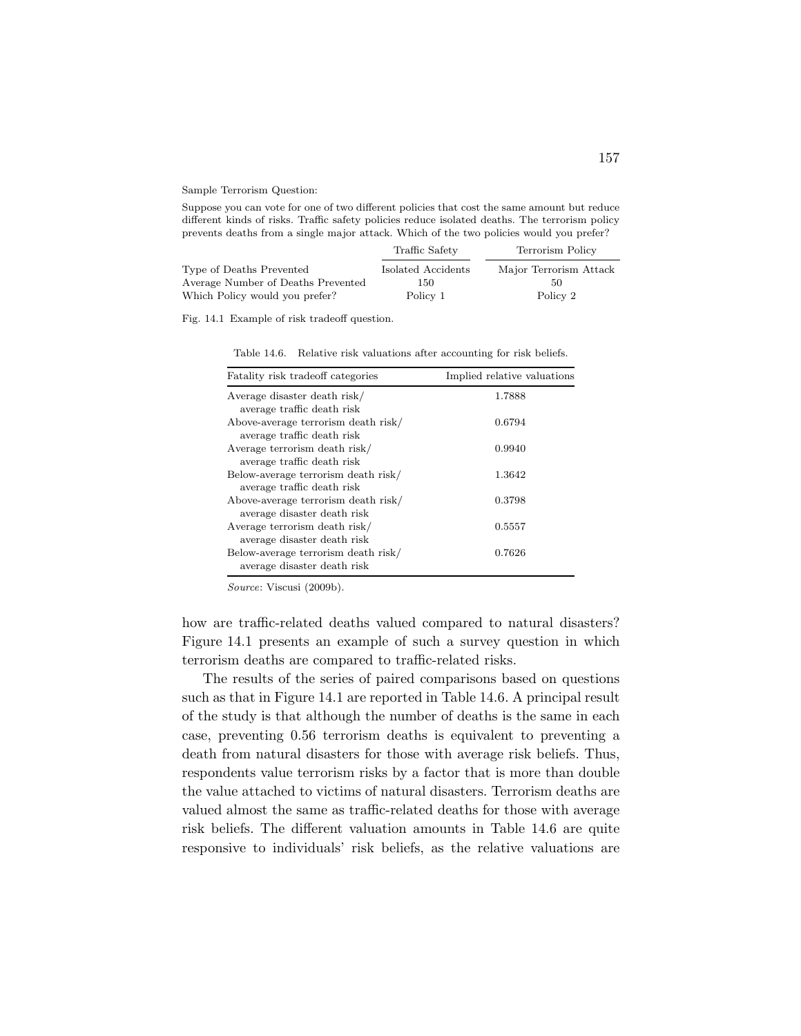Sample Terrorism Question:

Suppose you can vote for one of two different policies that cost the same amount but reduce different kinds of risks. Traffic safety policies reduce isolated deaths. The terrorism policy prevents deaths from a single major attack. Which of the two policies would you prefer?

| | Traffic Safety | Terrorism Policy |
|---|---|---|
| Type of Deaths Prevented | Isolated Accidents | Major Terrorism Attack |
| Average Number of Deaths Prevented | 150 | 50 |
| Which Policy would you prefer? | Policy 1 | Policy 2 |

Fig. 14.1 Example of risk tradeoff question.

Table 14.6. Relative risk valuations after accounting for risk beliefs.

| Fatality risk tradeoff categories | Implied relative valuations |
|---|---|
| Average disaster death risk/ average traffic death risk | 1.7888 |
| Above-average terrorism death risk/ average traffic death risk | 0.6794 |
| Average terrorism death risk/ average traffic death risk | 0.9940 |
| Below-average terrorism death risk/ average traffic death risk | 1.3642 |
| Above-average terrorism death risk/ average disaster death risk | 0.3798 |
| Average terrorism death risk/ average disaster death risk | 0.5557 |
| Below-average terrorism death risk/ average disaster death risk | 0.7626 |

*Source*: Viscusi (2009b).

how are traffic-related deaths valued compared to natural disasters? Figure 14.1 presents an example of such a survey question in which terrorism deaths are compared to traffic-related risks.

The results of the series of paired comparisons based on questions such as that in Figure 14.1 are reported in Table 14.6. A principal result of the study is that although the number of deaths is the same in each case, preventing 0.56 terrorism deaths is equivalent to preventing a death from natural disasters for those with average risk beliefs. Thus, respondents value terrorism risks by a factor that is more than double the value attached to victims of natural disasters. Terrorism deaths are valued almost the same as traffic-related deaths for those with average risk beliefs. The different valuation amounts in Table 14.6 are quite responsive to individuals' risk beliefs, as the relative valuations are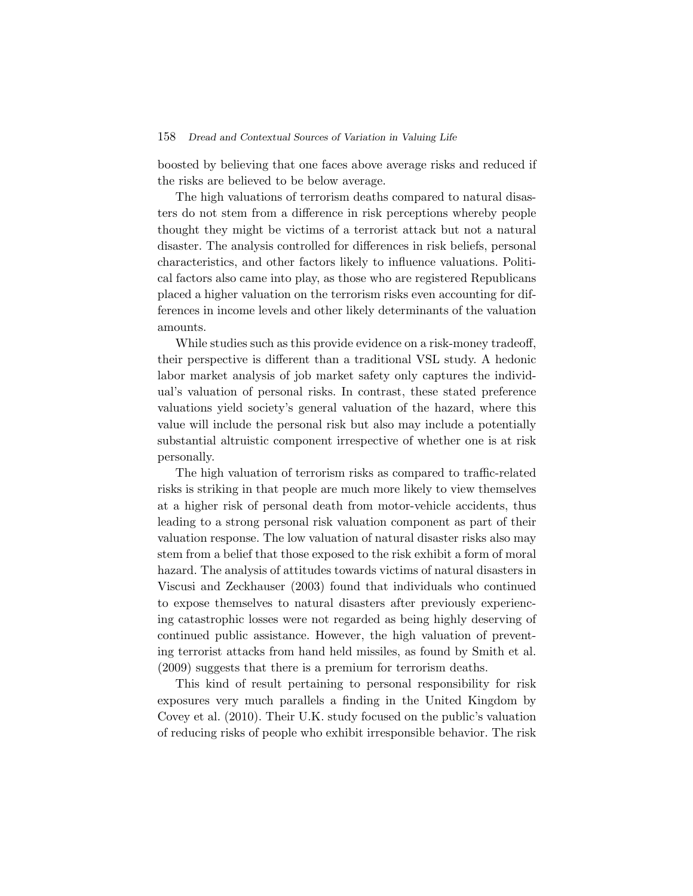boosted by believing that one faces above average risks and reduced if the risks are believed to be below average.

The high valuations of terrorism deaths compared to natural disasters do not stem from a difference in risk perceptions whereby people thought they might be victims of a terrorist attack but not a natural disaster. The analysis controlled for differences in risk beliefs, personal characteristics, and other factors likely to influence valuations. Political factors also came into play, as those who are registered Republicans placed a higher valuation on the terrorism risks even accounting for differences in income levels and other likely determinants of the valuation amounts.

While studies such as this provide evidence on a risk-money tradeoff, their perspective is different than a traditional VSL study. A hedonic labor market analysis of job market safety only captures the individual's valuation of personal risks. In contrast, these stated preference valuations yield society's general valuation of the hazard, where this value will include the personal risk but also may include a potentially substantial altruistic component irrespective of whether one is at risk personally.

The high valuation of terrorism risks as compared to traffic-related risks is striking in that people are much more likely to view themselves at a higher risk of personal death from motor-vehicle accidents, thus leading to a strong personal risk valuation component as part of their valuation response. The low valuation of natural disaster risks also may stem from a belief that those exposed to the risk exhibit a form of moral hazard. The analysis of attitudes towards victims of natural disasters in Viscusi and Zeckhauser (2003) found that individuals who continued to expose themselves to natural disasters after previously experiencing catastrophic losses were not regarded as being highly deserving of continued public assistance. However, the high valuation of preventing terrorist attacks from hand held missiles, as found by Smith et al. (2009) suggests that there is a premium for terrorism deaths.

This kind of result pertaining to personal responsibility for risk exposures very much parallels a finding in the United Kingdom by Covey et al. (2010). Their U.K. study focused on the public's valuation of reducing risks of people who exhibit irresponsible behavior. The risk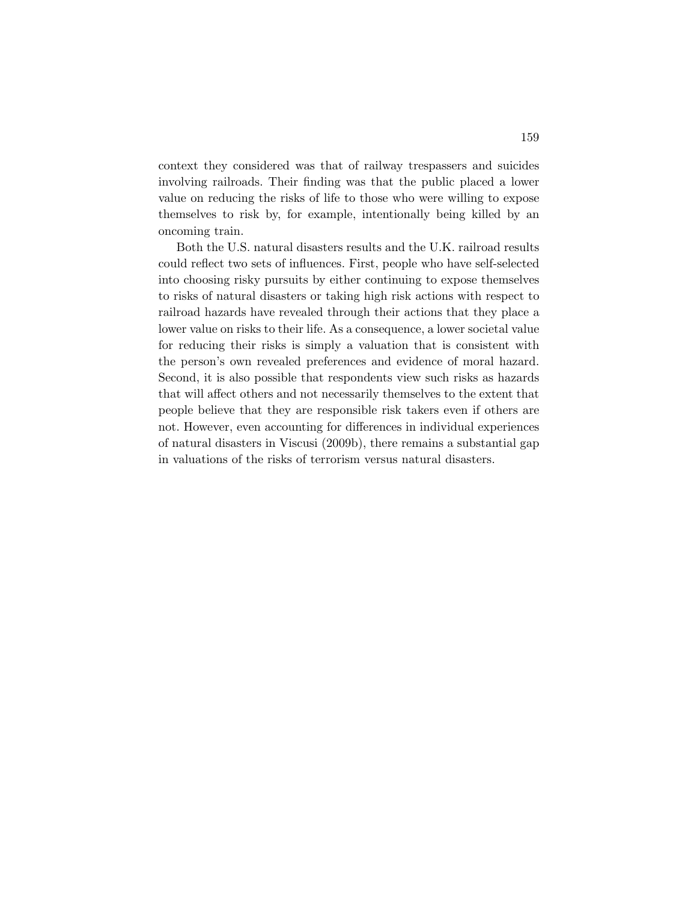context they considered was that of railway trespassers and suicides involving railroads. Their finding was that the public placed a lower value on reducing the risks of life to those who were willing to expose themselves to risk by, for example, intentionally being killed by an oncoming train.

Both the U.S. natural disasters results and the U.K. railroad results could reflect two sets of influences. First, people who have self-selected into choosing risky pursuits by either continuing to expose themselves to risks of natural disasters or taking high risk actions with respect to railroad hazards have revealed through their actions that they place a lower value on risks to their life. As a consequence, a lower societal value for reducing their risks is simply a valuation that is consistent with the person's own revealed preferences and evidence of moral hazard. Second, it is also possible that respondents view such risks as hazards that will affect others and not necessarily themselves to the extent that people believe that they are responsible risk takers even if others are not. However, even accounting for differences in individual experiences of natural disasters in Viscusi (2009b), there remains a substantial gap in valuations of the risks of terrorism versus natural disasters.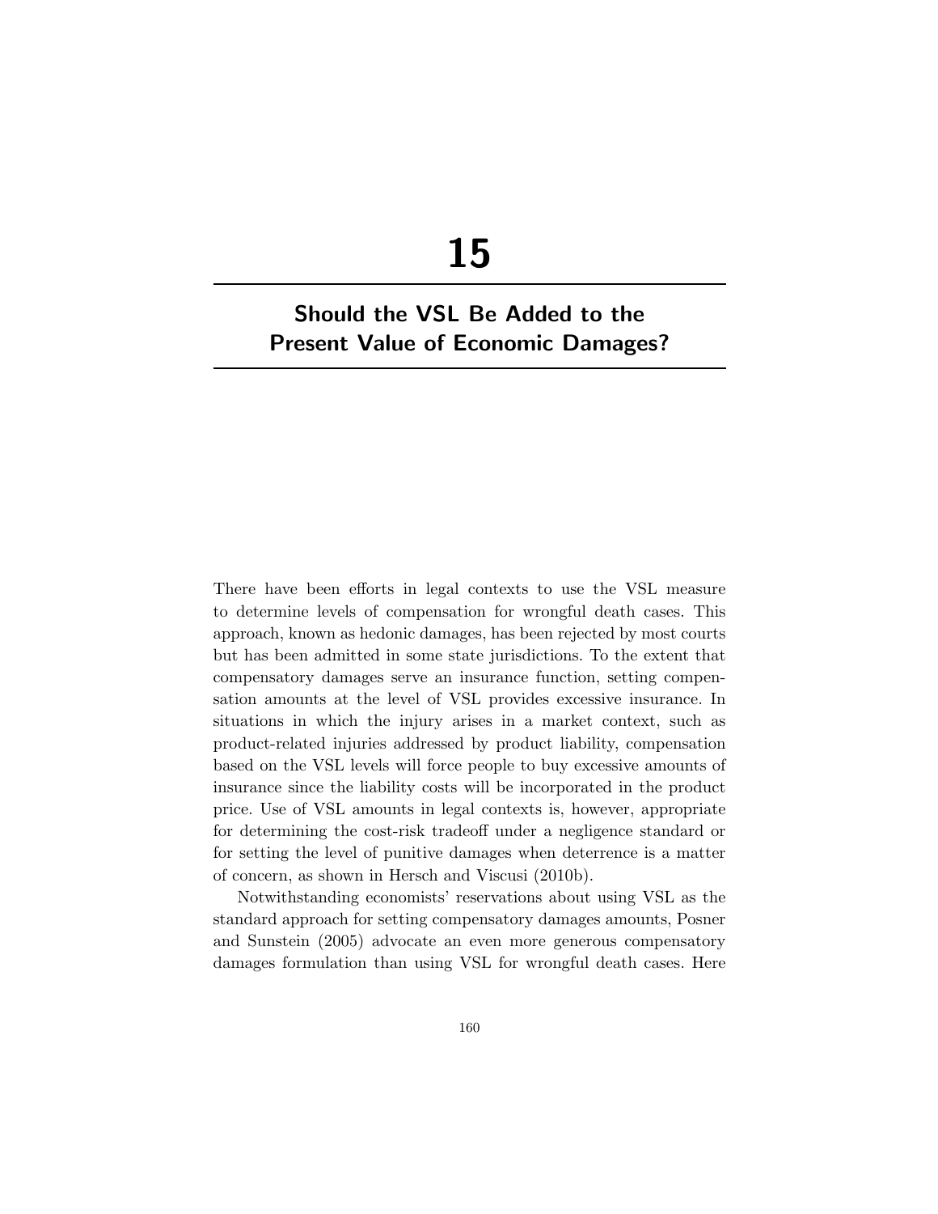# 15

## Should the VSL Be Added to the Present Value of Economic Damages?

There have been efforts in legal contexts to use the VSL measure to determine levels of compensation for wrongful death cases. This approach, known as hedonic damages, has been rejected by most courts but has been admitted in some state jurisdictions. To the extent that compensatory damages serve an insurance function, setting compensation amounts at the level of VSL provides excessive insurance. In situations in which the injury arises in a market context, such as product-related injuries addressed by product liability, compensation based on the VSL levels will force people to buy excessive amounts of insurance since the liability costs will be incorporated in the product price. Use of VSL amounts in legal contexts is, however, appropriate for determining the cost-risk tradeoff under a negligence standard or for setting the level of punitive damages when deterrence is a matter of concern, as shown in Hersch and Viscusi (2010b).

Notwithstanding economists' reservations about using VSL as the standard approach for setting compensatory damages amounts, Posner and Sunstein (2005) advocate an even more generous compensatory damages formulation than using VSL for wrongful death cases. Here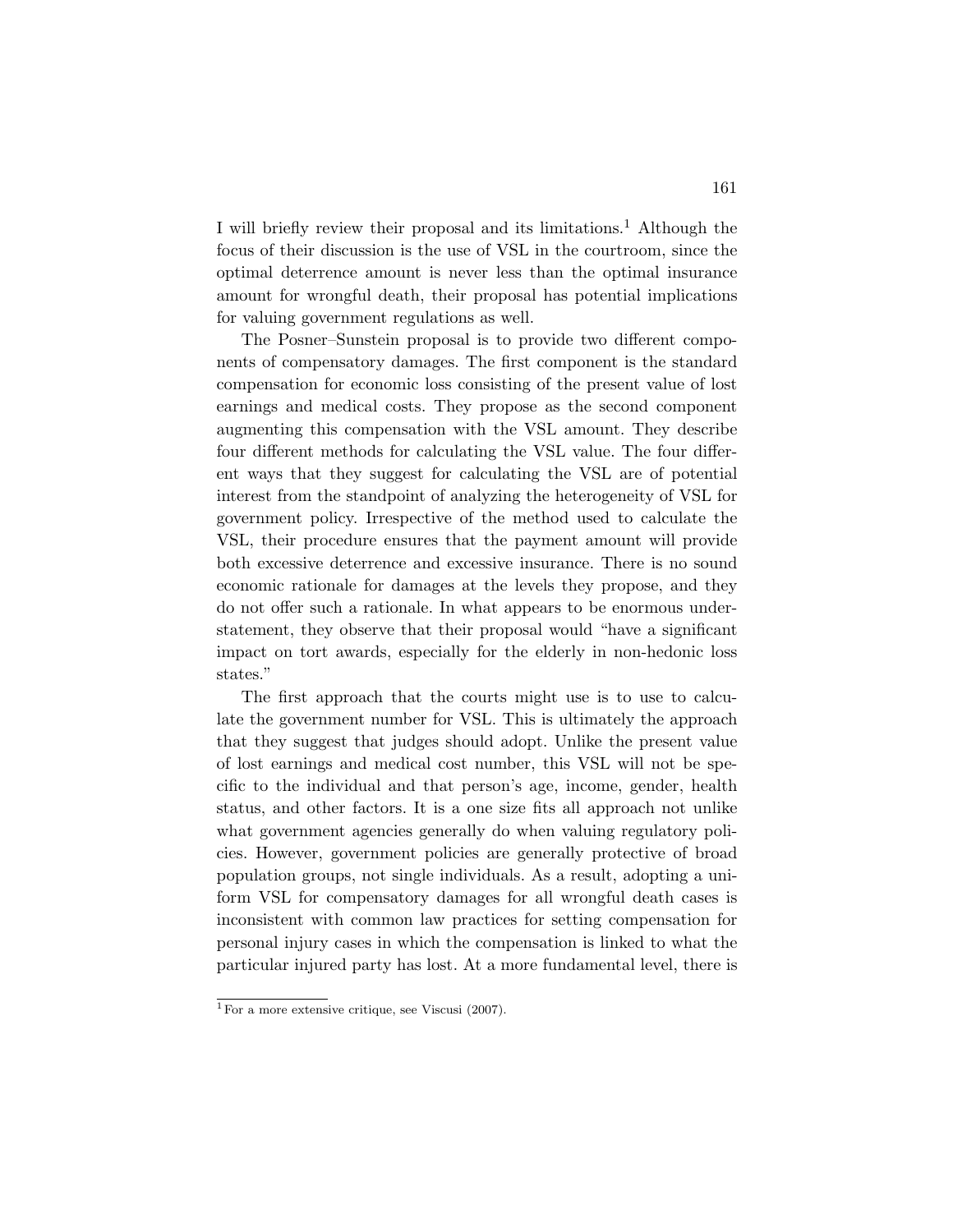I will briefly review their proposal and its limitations.[1] Although the focus of their discussion is the use of VSL in the courtroom, since the optimal deterrence amount is never less than the optimal insurance amount for wrongful death, their proposal has potential implications for valuing government regulations as well.

The Posner–Sunstein proposal is to provide two different components of compensatory damages. The first component is the standard compensation for economic loss consisting of the present value of lost earnings and medical costs. They propose as the second component augmenting this compensation with the VSL amount. They describe four different methods for calculating the VSL value. The four different ways that they suggest for calculating the VSL are of potential interest from the standpoint of analyzing the heterogeneity of VSL for government policy. Irrespective of the method used to calculate the VSL, their procedure ensures that the payment amount will provide both excessive deterrence and excessive insurance. There is no sound economic rationale for damages at the levels they propose, and they do not offer such a rationale. In what appears to be enormous understatement, they observe that their proposal would "have a significant impact on tort awards, especially for the elderly in non-hedonic loss states."

The first approach that the courts might use is to use to calculate the government number for VSL. This is ultimately the approach that they suggest that judges should adopt. Unlike the present value of lost earnings and medical cost number, this VSL will not be specific to the individual and that person's age, income, gender, health status, and other factors. It is a one size fits all approach not unlike what government agencies generally do when valuing regulatory policies. However, government policies are generally protective of broad population groups, not single individuals. As a result, adopting a uniform VSL for compensatory damages for all wrongful death cases is inconsistent with common law practices for setting compensation for personal injury cases in which the compensation is linked to what the particular injured party has lost. At a more fundamental level, there is

[1] For a more extensive critique, see Viscusi (2007).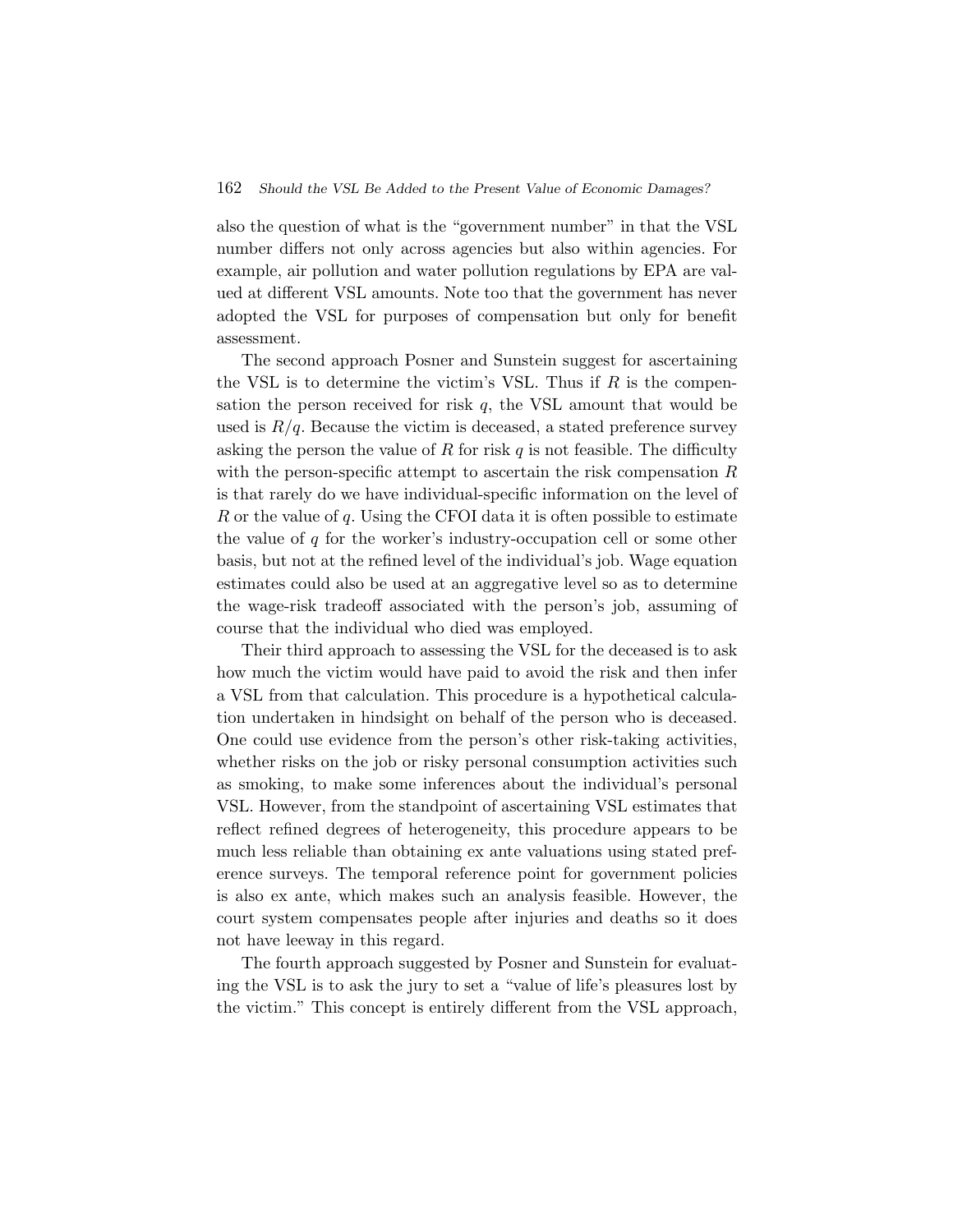also the question of what is the "government number" in that the VSL number differs not only across agencies but also within agencies. For example, air pollution and water pollution regulations by EPA are valued at different VSL amounts. Note too that the government has never adopted the VSL for purposes of compensation but only for benefit assessment.

The second approach Posner and Sunstein suggest for ascertaining the VSL is to determine the victim's VSL. Thus if $R$ is the compensation the person received for risk $q$, the VSL amount that would be used is $R/q$. Because the victim is deceased, a stated preference survey asking the person the value of $R$ for risk $q$ is not feasible. The difficulty with the person-specific attempt to ascertain the risk compensation $R$ is that rarely do we have individual-specific information on the level of $R$ or the value of $q$. Using the CFOI data it is often possible to estimate the value of $q$ for the worker's industry-occupation cell or some other basis, but not at the refined level of the individual's job. Wage equation estimates could also be used at an aggregative level so as to determine the wage-risk tradeoff associated with the person's job, assuming of course that the individual who died was employed.

Their third approach to assessing the VSL for the deceased is to ask how much the victim would have paid to avoid the risk and then infer a VSL from that calculation. This procedure is a hypothetical calculation undertaken in hindsight on behalf of the person who is deceased. One could use evidence from the person's other risk-taking activities, whether risks on the job or risky personal consumption activities such as smoking, to make some inferences about the individual's personal VSL. However, from the standpoint of ascertaining VSL estimates that reflect refined degrees of heterogeneity, this procedure appears to be much less reliable than obtaining ex ante valuations using stated preference surveys. The temporal reference point for government policies is also ex ante, which makes such an analysis feasible. However, the court system compensates people after injuries and deaths so it does not have leeway in this regard.

The fourth approach suggested by Posner and Sunstein for evaluating the VSL is to ask the jury to set a "value of life's pleasures lost by the victim." This concept is entirely different from the VSL approach,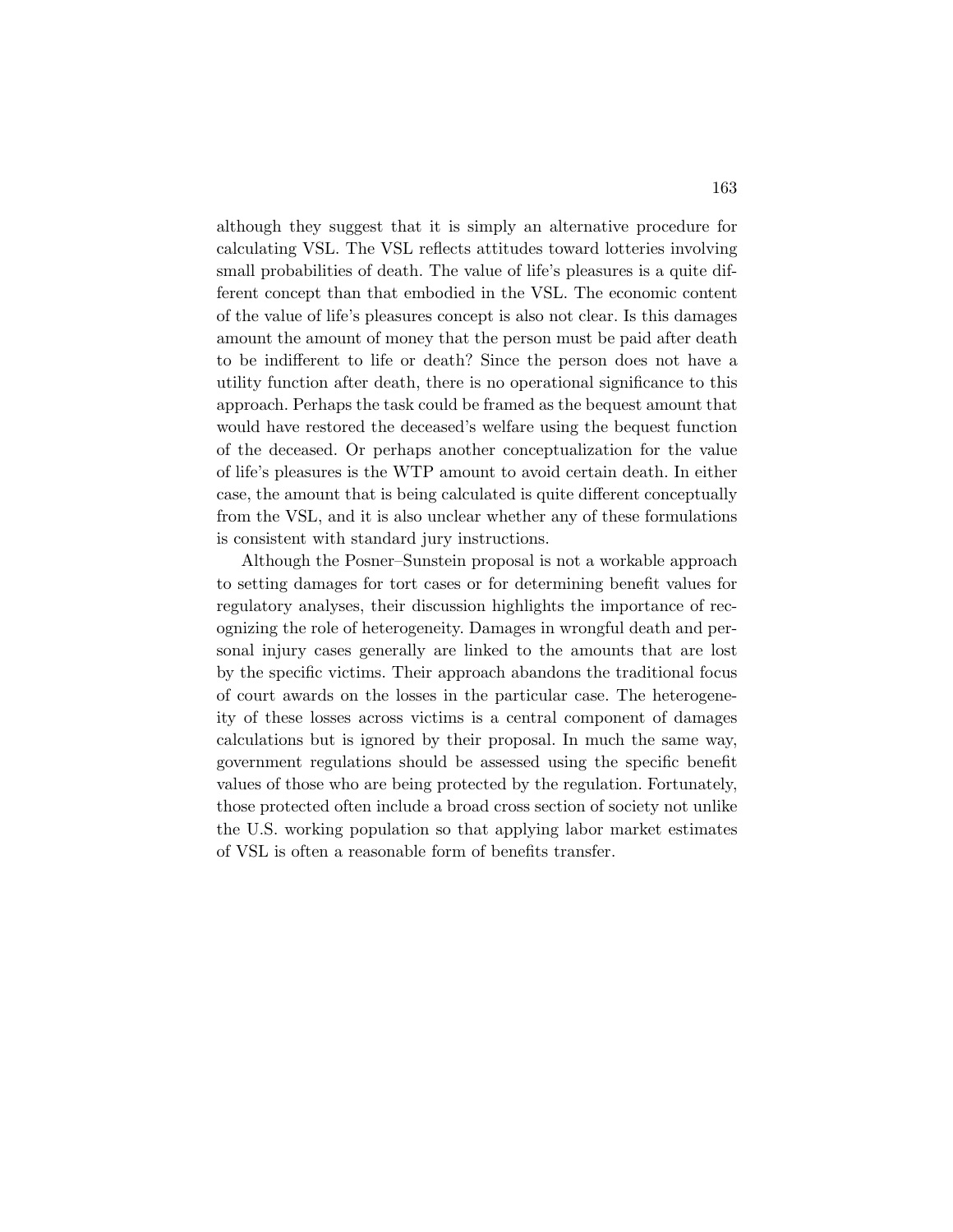although they suggest that it is simply an alternative procedure for calculating VSL. The VSL reflects attitudes toward lotteries involving small probabilities of death. The value of life's pleasures is a quite different concept than that embodied in the VSL. The economic content of the value of life's pleasures concept is also not clear. Is this damages amount the amount of money that the person must be paid after death to be indifferent to life or death? Since the person does not have a utility function after death, there is no operational significance to this approach. Perhaps the task could be framed as the bequest amount that would have restored the deceased's welfare using the bequest function of the deceased. Or perhaps another conceptualization for the value of life's pleasures is the WTP amount to avoid certain death. In either case, the amount that is being calculated is quite different conceptually from the VSL, and it is also unclear whether any of these formulations is consistent with standard jury instructions.

Although the Posner–Sunstein proposal is not a workable approach to setting damages for tort cases or for determining benefit values for regulatory analyses, their discussion highlights the importance of recognizing the role of heterogeneity. Damages in wrongful death and personal injury cases generally are linked to the amounts that are lost by the specific victims. Their approach abandons the traditional focus of court awards on the losses in the particular case. The heterogeneity of these losses across victims is a central component of damages calculations but is ignored by their proposal. In much the same way, government regulations should be assessed using the specific benefit values of those who are being protected by the regulation. Fortunately, those protected often include a broad cross section of society not unlike the U.S. working population so that applying labor market estimates of VSL is often a reasonable form of benefits transfer.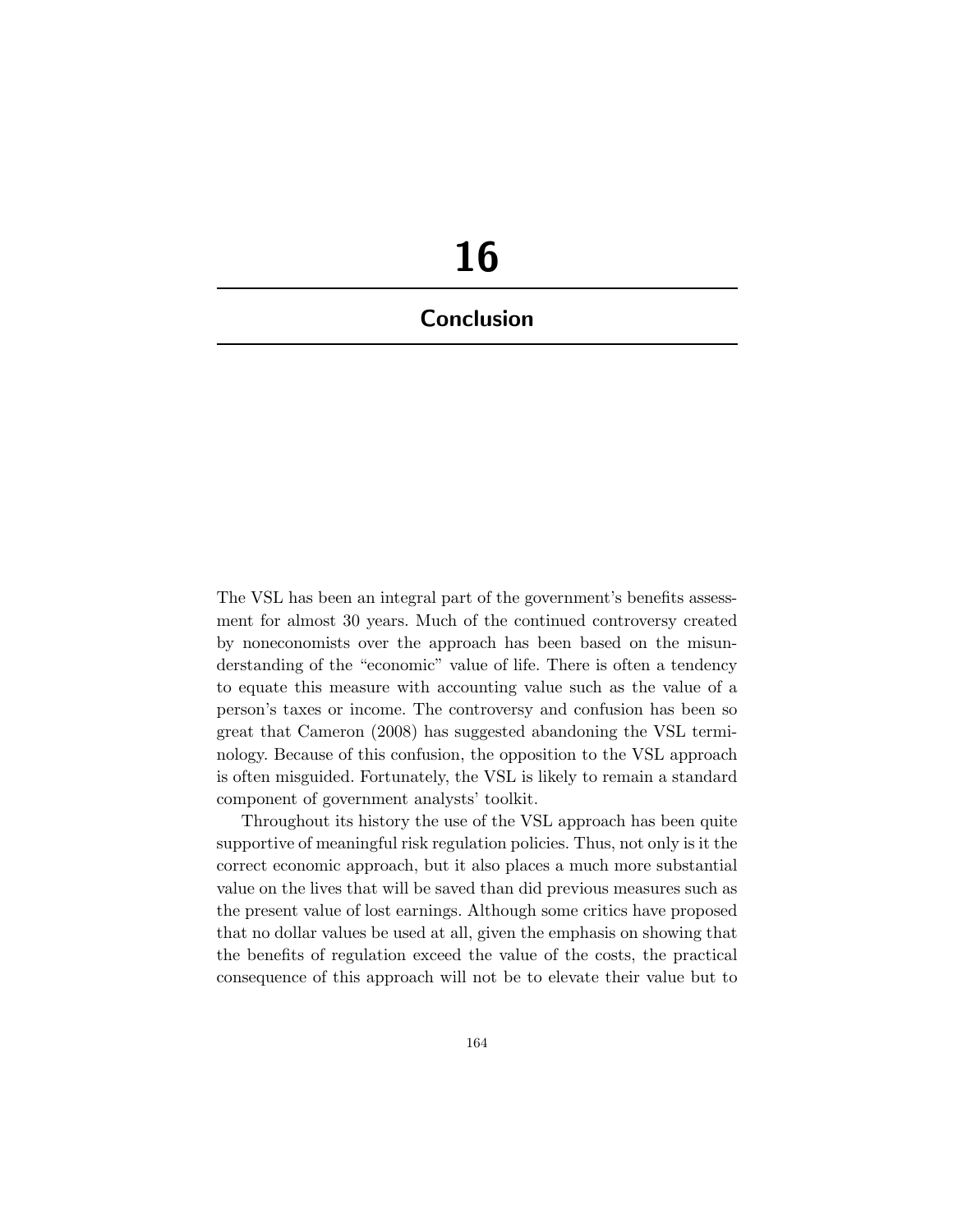# 16

## Conclusion

The VSL has been an integral part of the government's benefits assessment for almost 30 years. Much of the continued controversy created by noneconomists over the approach has been based on the misunderstanding of the "economic" value of life. There is often a tendency to equate this measure with accounting value such as the value of a person's taxes or income. The controversy and confusion has been so great that Cameron (2008) has suggested abandoning the VSL terminology. Because of this confusion, the opposition to the VSL approach is often misguided. Fortunately, the VSL is likely to remain a standard component of government analysts' toolkit.

Throughout its history the use of the VSL approach has been quite supportive of meaningful risk regulation policies. Thus, not only is it the correct economic approach, but it also places a much more substantial value on the lives that will be saved than did previous measures such as the present value of lost earnings. Although some critics have proposed that no dollar values be used at all, given the emphasis on showing that the benefits of regulation exceed the value of the costs, the practical consequence of this approach will not be to elevate their value but to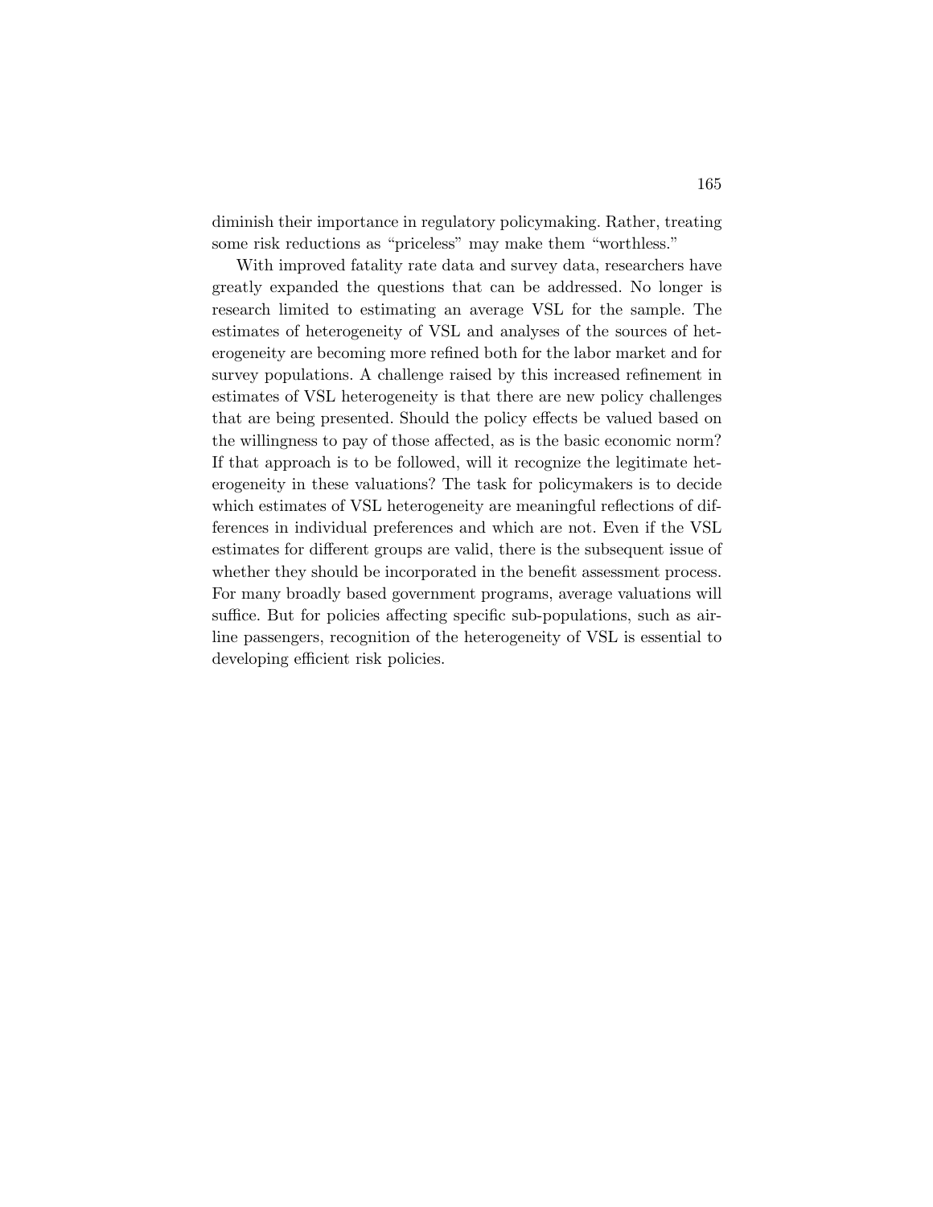diminish their importance in regulatory policymaking. Rather, treating some risk reductions as "priceless" may make them "worthless."

With improved fatality rate data and survey data, researchers have greatly expanded the questions that can be addressed. No longer is research limited to estimating an average VSL for the sample. The estimates of heterogeneity of VSL and analyses of the sources of heterogeneity are becoming more refined both for the labor market and for survey populations. A challenge raised by this increased refinement in estimates of VSL heterogeneity is that there are new policy challenges that are being presented. Should the policy effects be valued based on the willingness to pay of those affected, as is the basic economic norm? If that approach is to be followed, will it recognize the legitimate heterogeneity in these valuations? The task for policymakers is to decide which estimates of VSL heterogeneity are meaningful reflections of differences in individual preferences and which are not. Even if the VSL estimates for different groups are valid, there is the subsequent issue of whether they should be incorporated in the benefit assessment process. For many broadly based government programs, average valuations will suffice. But for policies affecting specific sub-populations, such as airline passengers, recognition of the heterogeneity of VSL is essential to developing efficient risk policies.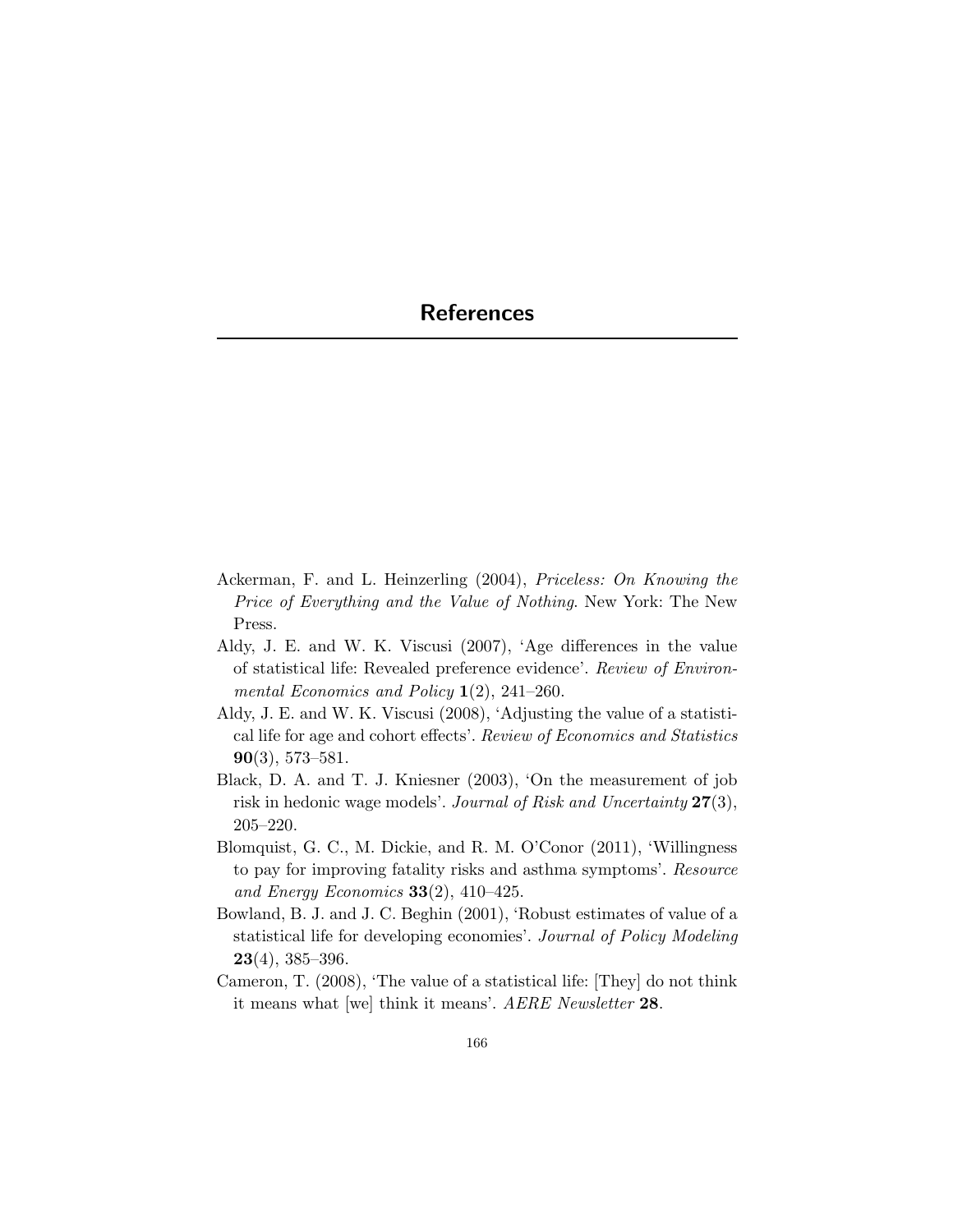# References

Ackerman, F. and L. Heinzerling (2004), *Priceless: On Knowing the Price of Everything and the Value of Nothing*. New York: The New Press.

Aldy, J. E. and W. K. Viscusi (2007), 'Age differences in the value of statistical life: Revealed preference evidence'. *Review of Environmental Economics and Policy* **1**(2), 241–260.

Aldy, J. E. and W. K. Viscusi (2008), 'Adjusting the value of a statistical life for age and cohort effects'. *Review of Economics and Statistics* **90**(3), 573–581.

Black, D. A. and T. J. Kniesner (2003), 'On the measurement of job risk in hedonic wage models'. *Journal of Risk and Uncertainty* **27**(3), 205–220.

Blomquist, G. C., M. Dickie, and R. M. O'Conor (2011), 'Willingness to pay for improving fatality risks and asthma symptoms'. *Resource and Energy Economics* **33**(2), 410–425.

Bowland, B. J. and J. C. Beghin (2001), 'Robust estimates of value of a statistical life for developing economies'. *Journal of Policy Modeling* **23**(4), 385–396.

Cameron, T. (2008), 'The value of a statistical life: [They] do not think it means what [we] think it means'. *AERE Newsletter* **28**.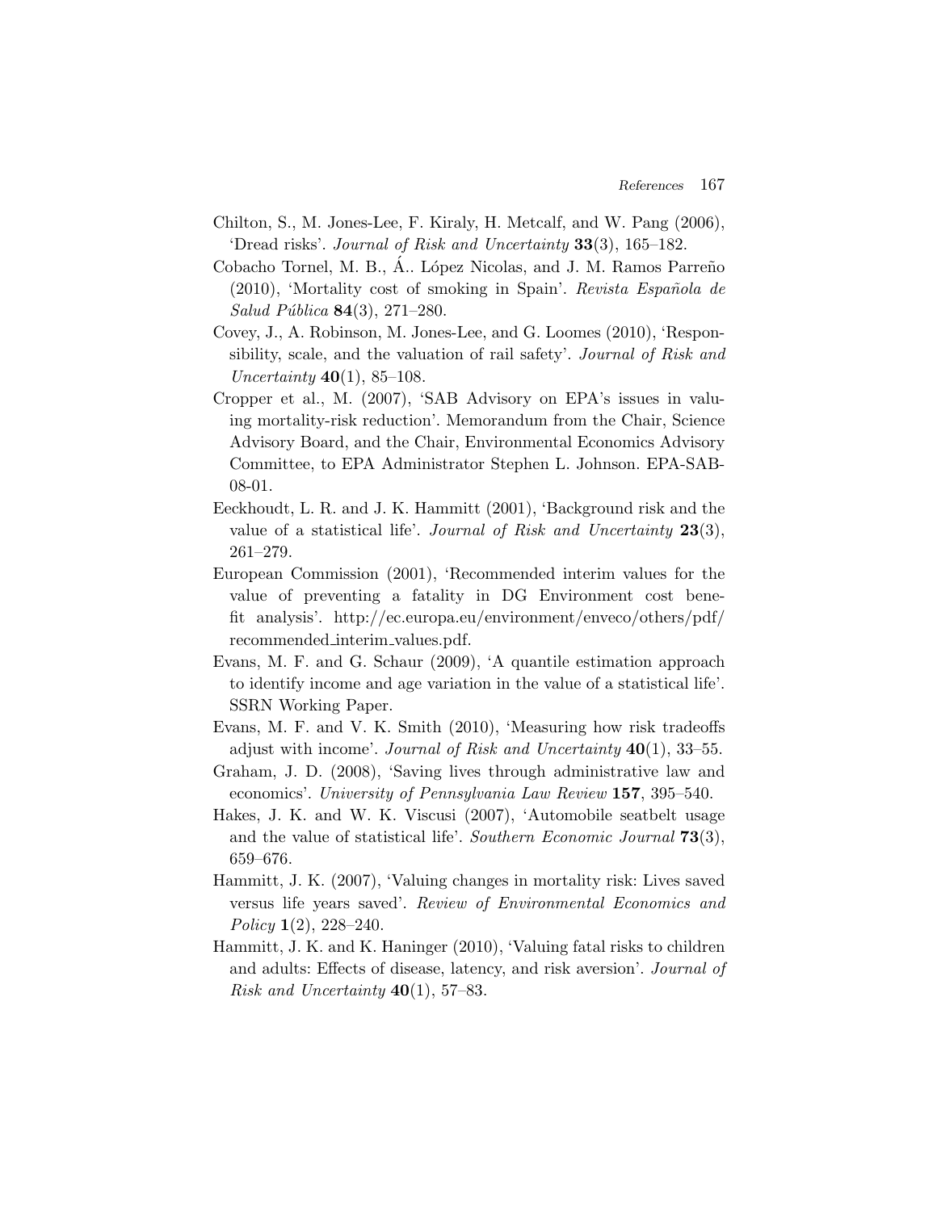Chilton, S., M. Jones-Lee, F. Kiraly, H. Metcalf, and W. Pang (2006), 'Dread risks'. *Journal of Risk and Uncertainty* **33**(3), 165–182.

Cobacho Tornel, M. B., Á.. López Nicolas, and J. M. Ramos Parreño (2010), 'Mortality cost of smoking in Spain'. *Revista Española de Salud Pública* **84**(3), 271–280.

Covey, J., A. Robinson, M. Jones-Lee, and G. Loomes (2010), 'Responsibility, scale, and the valuation of rail safety'. *Journal of Risk and Uncertainty* **40**(1), 85–108.

Cropper et al., M. (2007), 'SAB Advisory on EPA's issues in valuing mortality-risk reduction'. Memorandum from the Chair, Science Advisory Board, and the Chair, Environmental Economics Advisory Committee, to EPA Administrator Stephen L. Johnson. EPA-SAB-08-01.

Eeckhoudt, L. R. and J. K. Hammitt (2001), 'Background risk and the value of a statistical life'. *Journal of Risk and Uncertainty* **23**(3), 261–279.

European Commission (2001), 'Recommended interim values for the value of preventing a fatality in DG Environment cost benefit analysis'. http://ec.europa.eu/environment/enveco/others/pdf/recommended_interim_values.pdf.

Evans, M. F. and G. Schaur (2009), 'A quantile estimation approach to identify income and age variation in the value of a statistical life'. SSRN Working Paper.

Evans, M. F. and V. K. Smith (2010), 'Measuring how risk tradeoffs adjust with income'. *Journal of Risk and Uncertainty* **40**(1), 33–55.

Graham, J. D. (2008), 'Saving lives through administrative law and economics'. *University of Pennsylvania Law Review* **157**, 395–540.

Hakes, J. K. and W. K. Viscusi (2007), 'Automobile seatbelt usage and the value of statistical life'. *Southern Economic Journal* **73**(3), 659–676.

Hammitt, J. K. (2007), 'Valuing changes in mortality risk: Lives saved versus life years saved'. *Review of Environmental Economics and Policy* **1**(2), 228–240.

Hammitt, J. K. and K. Haninger (2010), 'Valuing fatal risks to children and adults: Effects of disease, latency, and risk aversion'. *Journal of Risk and Uncertainty* **40**(1), 57–83.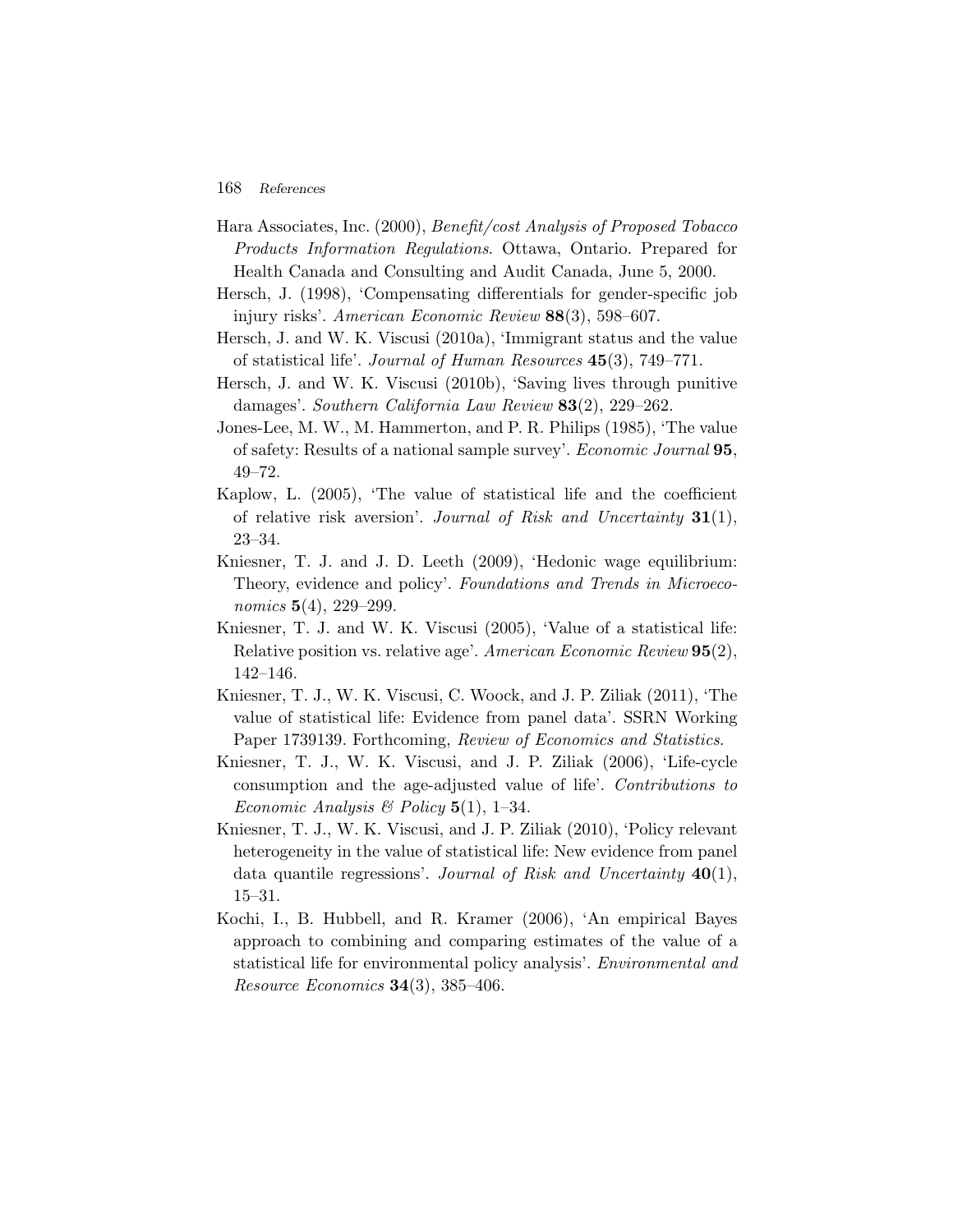Hara Associates, Inc. (2000), *Benefit/cost Analysis of Proposed Tobacco Products Information Regulations*. Ottawa, Ontario. Prepared for Health Canada and Consulting and Audit Canada, June 5, 2000.

Hersch, J. (1998), 'Compensating differentials for gender-specific job injury risks'. *American Economic Review* **88**(3), 598–607.

Hersch, J. and W. K. Viscusi (2010a), 'Immigrant status and the value of statistical life'. *Journal of Human Resources* **45**(3), 749–771.

Hersch, J. and W. K. Viscusi (2010b), 'Saving lives through punitive damages'. *Southern California Law Review* **83**(2), 229–262.

Jones-Lee, M. W., M. Hammerton, and P. R. Philips (1985), 'The value of safety: Results of a national sample survey'. *Economic Journal* **95**, 49–72.

Kaplow, L. (2005), 'The value of statistical life and the coefficient of relative risk aversion'. *Journal of Risk and Uncertainty* **31**(1), 23–34.

Kniesner, T. J. and J. D. Leeth (2009), 'Hedonic wage equilibrium: Theory, evidence and policy'. *Foundations and Trends in Microeconomics* **5**(4), 229–299.

Kniesner, T. J. and W. K. Viscusi (2005), 'Value of a statistical life: Relative position vs. relative age'. *American Economic Review* **95**(2), 142–146.

Kniesner, T. J., W. K. Viscusi, C. Woock, and J. P. Ziliak (2011), 'The value of statistical life: Evidence from panel data'. SSRN Working Paper 1739139. Forthcoming, *Review of Economics and Statistics*.

Kniesner, T. J., W. K. Viscusi, and J. P. Ziliak (2006), 'Life-cycle consumption and the age-adjusted value of life'. *Contributions to Economic Analysis & Policy* **5**(1), 1–34.

Kniesner, T. J., W. K. Viscusi, and J. P. Ziliak (2010), 'Policy relevant heterogeneity in the value of statistical life: New evidence from panel data quantile regressions'. *Journal of Risk and Uncertainty* **40**(1), 15–31.

Kochi, I., B. Hubbell, and R. Kramer (2006), 'An empirical Bayes approach to combining and comparing estimates of the value of a statistical life for environmental policy analysis'. *Environmental and Resource Economics* **34**(3), 385–406.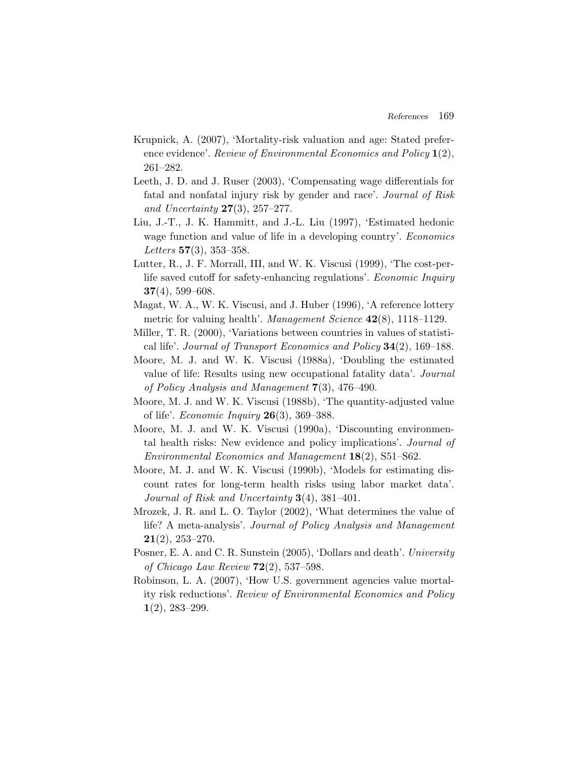Krupnick, A. (2007), 'Mortality-risk valuation and age: Stated preference evidence'. *Review of Environmental Economics and Policy* **1**(2), 261–282.

Leeth, J. D. and J. Ruser (2003), 'Compensating wage differentials for fatal and nonfatal injury risk by gender and race'. *Journal of Risk and Uncertainty* **27**(3), 257–277.

Liu, J.-T., J. K. Hammitt, and J.-L. Liu (1997), 'Estimated hedonic wage function and value of life in a developing country'. *Economics Letters* **57**(3), 353–358.

Lutter, R., J. F. Morrall, III, and W. K. Viscusi (1999), 'The cost-per-life saved cutoff for safety-enhancing regulations'. *Economic Inquiry* **37**(4), 599–608.

Magat, W. A., W. K. Viscusi, and J. Huber (1996), 'A reference lottery metric for valuing health'. *Management Science* **42**(8), 1118–1129.

Miller, T. R. (2000), 'Variations between countries in values of statistical life'. *Journal of Transport Economics and Policy* **34**(2), 169–188.

Moore, M. J. and W. K. Viscusi (1988a), 'Doubling the estimated value of life: Results using new occupational fatality data'. *Journal of Policy Analysis and Management* **7**(3), 476–490.

Moore, M. J. and W. K. Viscusi (1988b), 'The quantity-adjusted value of life'. *Economic Inquiry* **26**(3), 369–388.

Moore, M. J. and W. K. Viscusi (1990a), 'Discounting environmental health risks: New evidence and policy implications'. *Journal of Environmental Economics and Management* **18**(2), S51–S62.

Moore, M. J. and W. K. Viscusi (1990b), 'Models for estimating discount rates for long-term health risks using labor market data'. *Journal of Risk and Uncertainty* **3**(4), 381–401.

Mrozek, J. R. and L. O. Taylor (2002), 'What determines the value of life? A meta-analysis'. *Journal of Policy Analysis and Management* **21**(2), 253–270.

Posner, E. A. and C. R. Sunstein (2005), 'Dollars and death'. *University of Chicago Law Review* **72**(2), 537–598.

Robinson, L. A. (2007), 'How U.S. government agencies value mortality risk reductions'. *Review of Environmental Economics and Policy* **1**(2), 283–299.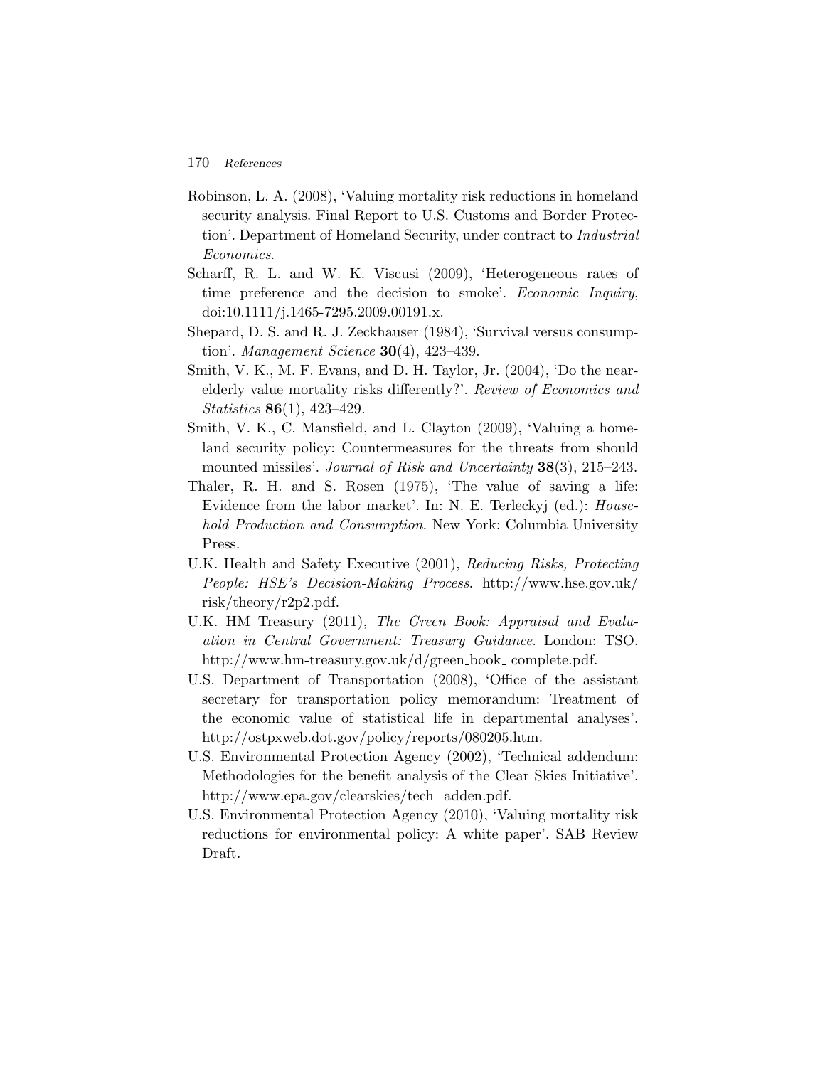Robinson, L. A. (2008), 'Valuing mortality risk reductions in homeland security analysis. Final Report to U.S. Customs and Border Protection'. Department of Homeland Security, under contract to *Industrial Economics*.

Scharff, R. L. and W. K. Viscusi (2009), 'Heterogeneous rates of time preference and the decision to smoke'. *Economic Inquiry*, doi:10.1111/j.1465-7295.2009.00191.x.

Shepard, D. S. and R. J. Zeckhauser (1984), 'Survival versus consumption'. *Management Science* **30**(4), 423–439.

Smith, V. K., M. F. Evans, and D. H. Taylor, Jr. (2004), 'Do the near-elderly value mortality risks differently?'. *Review of Economics and Statistics* **86**(1), 423–429.

Smith, V. K., C. Mansfield, and L. Clayton (2009), 'Valuing a homeland security policy: Countermeasures for the threats from should mounted missiles'. *Journal of Risk and Uncertainty* **38**(3), 215–243.

Thaler, R. H. and S. Rosen (1975), 'The value of saving a life: Evidence from the labor market'. In: N. E. Terleckyj (ed.): *Household Production and Consumption*. New York: Columbia University Press.

U.K. Health and Safety Executive (2001), *Reducing Risks, Protecting People: HSE's Decision-Making Process*. http://www.hse.gov.uk/risk/theory/r2p2.pdf.

U.K. HM Treasury (2011), *The Green Book: Appraisal and Evaluation in Central Government: Treasury Guidance*. London: TSO. http://www.hm-treasury.gov.uk/d/green_book_ complete.pdf.

U.S. Department of Transportation (2008), 'Office of the assistant secretary for transportation policy memorandum: Treatment of the economic value of statistical life in departmental analyses'. http://ostpxweb.dot.gov/policy/reports/080205.htm.

U.S. Environmental Protection Agency (2002), 'Technical addendum: Methodologies for the benefit analysis of the Clear Skies Initiative'. http://www.epa.gov/clearskies/tech_ adden.pdf.

U.S. Environmental Protection Agency (2010), 'Valuing mortality risk reductions for environmental policy: A white paper'. SAB Review Draft.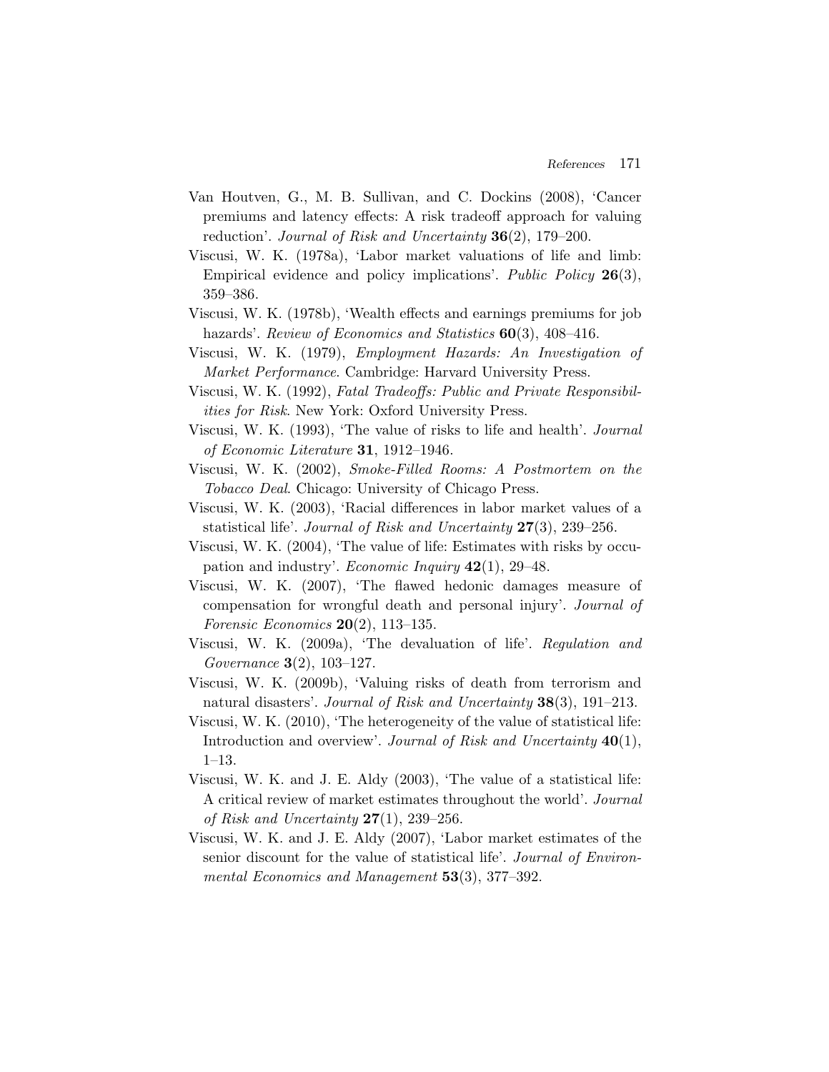Van Houtven, G., M. B. Sullivan, and C. Dockins (2008), 'Cancer premiums and latency effects: A risk tradeoff approach for valuing reduction'. *Journal of Risk and Uncertainty* **36**(2), 179–200.

Viscusi, W. K. (1978a), 'Labor market valuations of life and limb: Empirical evidence and policy implications'. *Public Policy* **26**(3), 359–386.

Viscusi, W. K. (1978b), 'Wealth effects and earnings premiums for job hazards'. *Review of Economics and Statistics* **60**(3), 408–416.

Viscusi, W. K. (1979), *Employment Hazards: An Investigation of Market Performance*. Cambridge: Harvard University Press.

Viscusi, W. K. (1992), *Fatal Tradeoffs: Public and Private Responsibilities for Risk*. New York: Oxford University Press.

Viscusi, W. K. (1993), 'The value of risks to life and health'. *Journal of Economic Literature* **31**, 1912–1946.

Viscusi, W. K. (2002), *Smoke-Filled Rooms: A Postmortem on the Tobacco Deal*. Chicago: University of Chicago Press.

Viscusi, W. K. (2003), 'Racial differences in labor market values of a statistical life'. *Journal of Risk and Uncertainty* **27**(3), 239–256.

Viscusi, W. K. (2004), 'The value of life: Estimates with risks by occupation and industry'. *Economic Inquiry* **42**(1), 29–48.

Viscusi, W. K. (2007), 'The flawed hedonic damages measure of compensation for wrongful death and personal injury'. *Journal of Forensic Economics* **20**(2), 113–135.

Viscusi, W. K. (2009a), 'The devaluation of life'. *Regulation and Governance* **3**(2), 103–127.

Viscusi, W. K. (2009b), 'Valuing risks of death from terrorism and natural disasters'. *Journal of Risk and Uncertainty* **38**(3), 191–213.

Viscusi, W. K. (2010), 'The heterogeneity of the value of statistical life: Introduction and overview'. *Journal of Risk and Uncertainty* **40**(1), 1–13.

Viscusi, W. K. and J. E. Aldy (2003), 'The value of a statistical life: A critical review of market estimates throughout the world'. *Journal of Risk and Uncertainty* **27**(1), 239–256.

Viscusi, W. K. and J. E. Aldy (2007), 'Labor market estimates of the senior discount for the value of statistical life'. *Journal of Environmental Economics and Management* **53**(3), 377–392.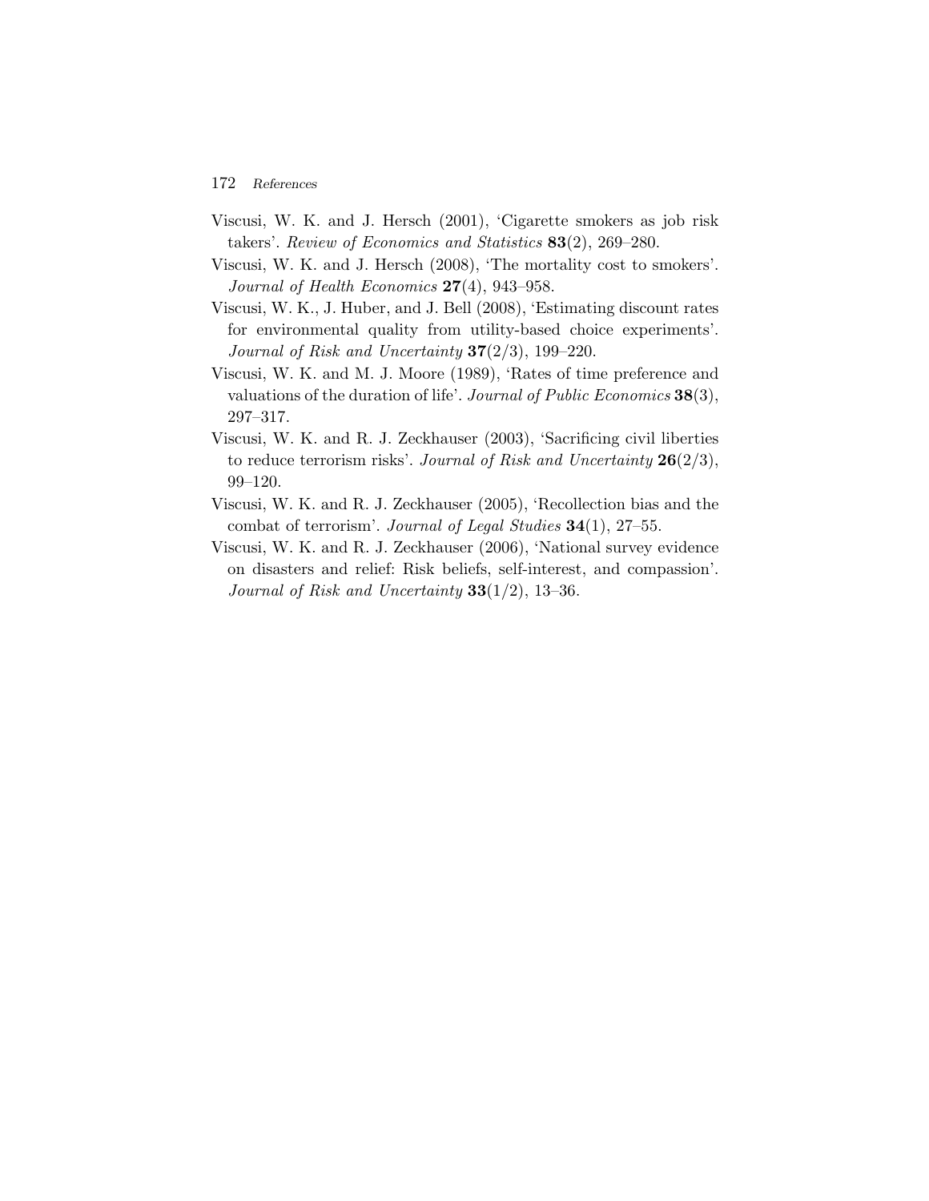Viscusi, W. K. and J. Hersch (2001), 'Cigarette smokers as job risk takers'. *Review of Economics and Statistics* **83**(2), 269–280.

Viscusi, W. K. and J. Hersch (2008), 'The mortality cost to smokers'. *Journal of Health Economics* **27**(4), 943–958.

Viscusi, W. K., J. Huber, and J. Bell (2008), 'Estimating discount rates for environmental quality from utility-based choice experiments'. *Journal of Risk and Uncertainty* **37**(2/3), 199–220.

Viscusi, W. K. and M. J. Moore (1989), 'Rates of time preference and valuations of the duration of life'. *Journal of Public Economics* **38**(3), 297–317.

Viscusi, W. K. and R. J. Zeckhauser (2003), 'Sacrificing civil liberties to reduce terrorism risks'. *Journal of Risk and Uncertainty* **26**(2/3), 99–120.

Viscusi, W. K. and R. J. Zeckhauser (2005), 'Recollection bias and the combat of terrorism'. *Journal of Legal Studies* **34**(1), 27–55.

Viscusi, W. K. and R. J. Zeckhauser (2006), 'National survey evidence on disasters and relief: Risk beliefs, self-interest, and compassion'. *Journal of Risk and Uncertainty* **33**(1/2), 13–36.